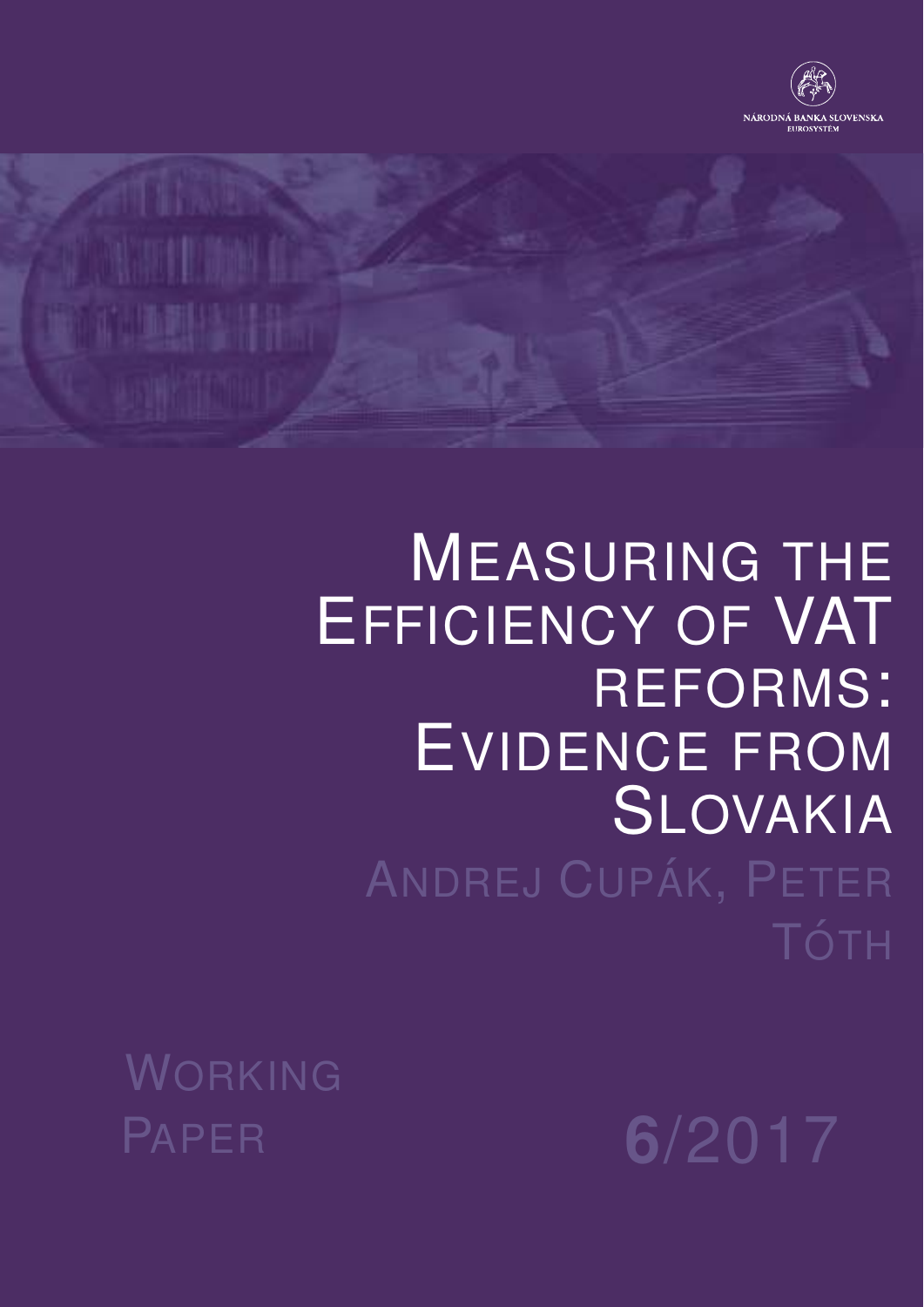NÁRODNÁ BANKA SLOVENSKA
EUROSYSTÉM

# Measuring the Efficiency of VAT Reforms: Evidence from Slovakia

Andrej Cupák, Peter Tóth

Working Paper 6/2017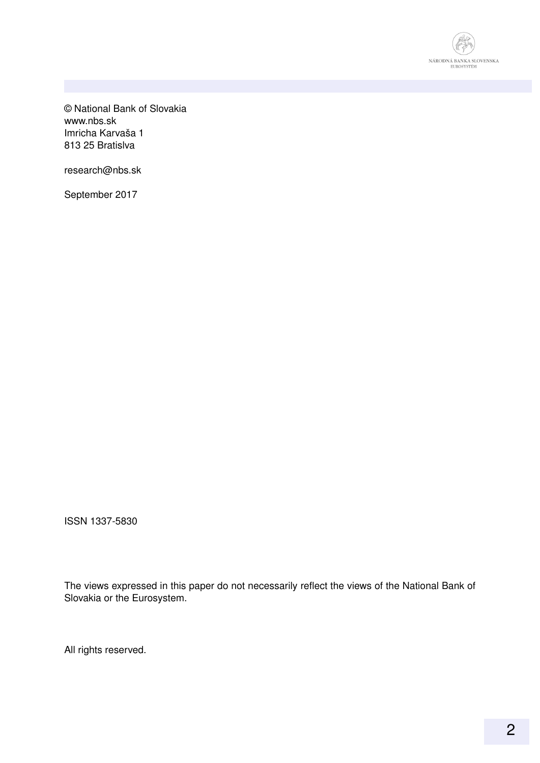© National Bank of Slovakia
www.nbs.sk
Imricha Karvaša 1
813 25 Bratislva

research@nbs.sk

September 2017

ISSN 1337-5830

The views expressed in this paper do not necessarily reflect the views of the National Bank of Slovakia or the Eurosystem.

All rights reserved.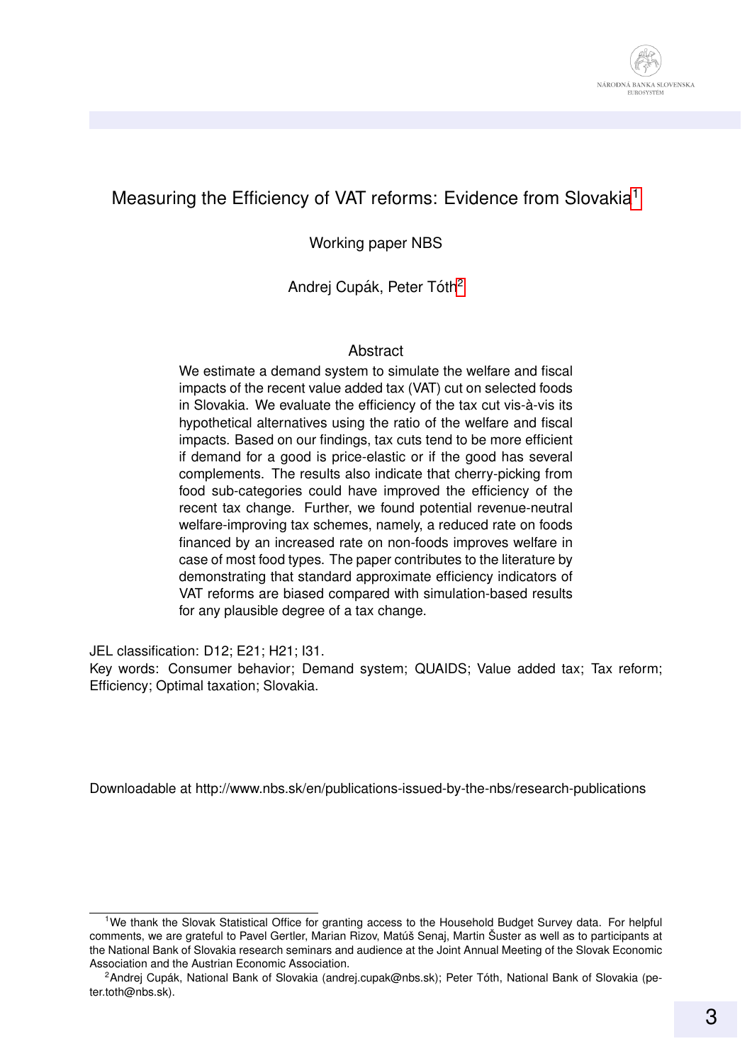# Measuring the Efficiency of VAT reforms: Evidence from Slovakia[1]

Working paper NBS

Andrej Cupák, Peter Tóth[2]

## Abstract

We estimate a demand system to simulate the welfare and fiscal impacts of the recent value added tax (VAT) cut on selected foods in Slovakia. We evaluate the efficiency of the tax cut vis-à-vis its hypothetical alternatives using the ratio of the welfare and fiscal impacts. Based on our findings, tax cuts tend to be more efficient if demand for a good is price-elastic or if the good has several complements. The results also indicate that cherry-picking from food sub-categories could have improved the efficiency of the recent tax change. Further, we found potential revenue-neutral welfare-improving tax schemes, namely, a reduced rate on foods financed by an increased rate on non-foods improves welfare in case of most food types. The paper contributes to the literature by demonstrating that standard approximate efficiency indicators of VAT reforms are biased compared with simulation-based results for any plausible degree of a tax change.

JEL classification: D12; E21; H21; I31.

Key words: Consumer behavior; Demand system; QUAIDS; Value added tax; Tax reform; Efficiency; Optimal taxation; Slovakia.

Downloadable at http://www.nbs.sk/en/publications-issued-by-the-nbs/research-publications

[1] We thank the Slovak Statistical Office for granting access to the Household Budget Survey data. For helpful comments, we are grateful to Pavel Gertler, Marian Rizov, Matúš Senaj, Martin Šuster as well as to participants at the National Bank of Slovakia research seminars and audience at the Joint Annual Meeting of the Slovak Economic Association and the Austrian Economic Association.

[2] Andrej Cupák, National Bank of Slovakia (andrej.cupak@nbs.sk); Peter Tóth, National Bank of Slovakia (peter.toth@nbs.sk).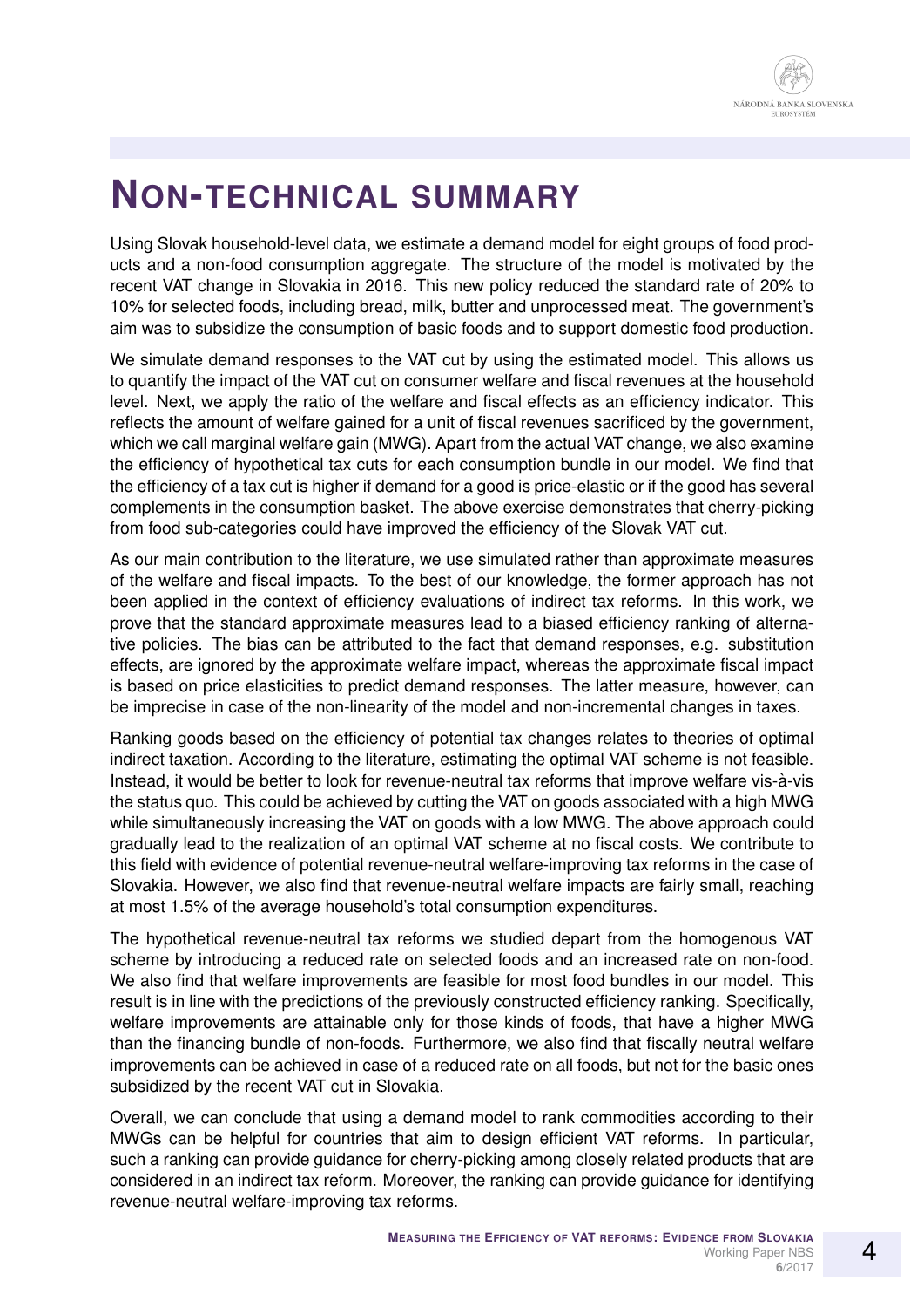# NON-TECHNICAL SUMMARY

Using Slovak household-level data, we estimate a demand model for eight groups of food products and a non-food consumption aggregate. The structure of the model is motivated by the recent VAT change in Slovakia in 2016. This new policy reduced the standard rate of 20% to 10% for selected foods, including bread, milk, butter and unprocessed meat. The government's aim was to subsidize the consumption of basic foods and to support domestic food production.

We simulate demand responses to the VAT cut by using the estimated model. This allows us to quantify the impact of the VAT cut on consumer welfare and fiscal revenues at the household level. Next, we apply the ratio of the welfare and fiscal effects as an efficiency indicator. This reflects the amount of welfare gained for a unit of fiscal revenues sacrificed by the government, which we call marginal welfare gain (MWG). Apart from the actual VAT change, we also examine the efficiency of hypothetical tax cuts for each consumption bundle in our model. We find that the efficiency of a tax cut is higher if demand for a good is price-elastic or if the good has several complements in the consumption basket. The above exercise demonstrates that cherry-picking from food sub-categories could have improved the efficiency of the Slovak VAT cut.

As our main contribution to the literature, we use simulated rather than approximate measures of the welfare and fiscal impacts. To the best of our knowledge, the former approach has not been applied in the context of efficiency evaluations of indirect tax reforms. In this work, we prove that the standard approximate measures lead to a biased efficiency ranking of alternative policies. The bias can be attributed to the fact that demand responses, e.g. substitution effects, are ignored by the approximate welfare impact, whereas the approximate fiscal impact is based on price elasticities to predict demand responses. The latter measure, however, can be imprecise in case of the non-linearity of the model and non-incremental changes in taxes.

Ranking goods based on the efficiency of potential tax changes relates to theories of optimal indirect taxation. According to the literature, estimating the optimal VAT scheme is not feasible. Instead, it would be better to look for revenue-neutral tax reforms that improve welfare vis-à-vis the status quo. This could be achieved by cutting the VAT on goods associated with a high MWG while simultaneously increasing the VAT on goods with a low MWG. The above approach could gradually lead to the realization of an optimal VAT scheme at no fiscal costs. We contribute to this field with evidence of potential revenue-neutral welfare-improving tax reforms in the case of Slovakia. However, we also find that revenue-neutral welfare impacts are fairly small, reaching at most 1.5% of the average household's total consumption expenditures.

The hypothetical revenue-neutral tax reforms we studied depart from the homogenous VAT scheme by introducing a reduced rate on selected foods and an increased rate on non-food. We also find that welfare improvements are feasible for most food bundles in our model. This result is in line with the predictions of the previously constructed efficiency ranking. Specifically, welfare improvements are attainable only for those kinds of foods, that have a higher MWG than the financing bundle of non-foods. Furthermore, we also find that fiscally neutral welfare improvements can be achieved in case of a reduced rate on all foods, but not for the basic ones subsidized by the recent VAT cut in Slovakia.

Overall, we can conclude that using a demand model to rank commodities according to their MWGs can be helpful for countries that aim to design efficient VAT reforms. In particular, such a ranking can provide guidance for cherry-picking among closely related products that are considered in an indirect tax reform. Moreover, the ranking can provide guidance for identifying revenue-neutral welfare-improving tax reforms.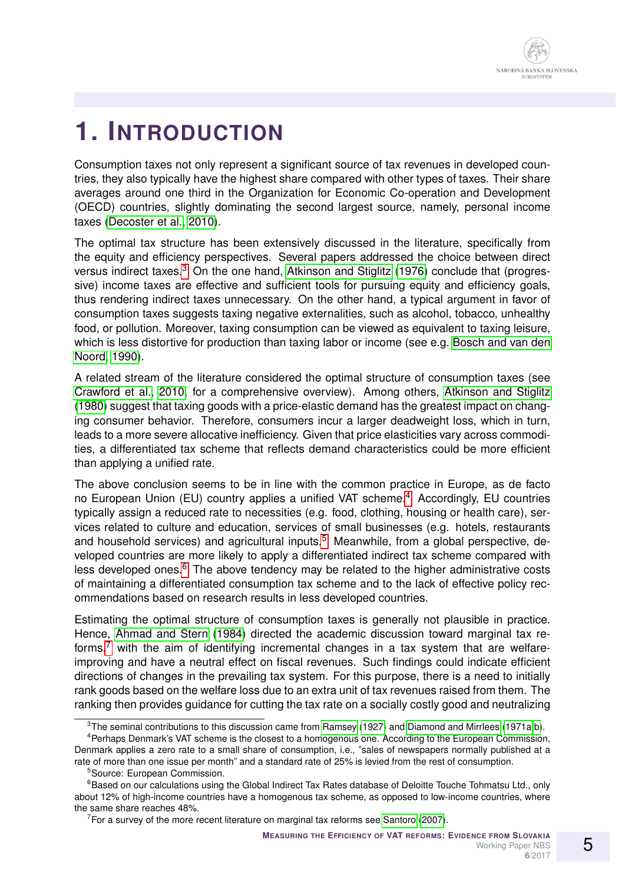# 1. INTRODUCTION

Consumption taxes not only represent a significant source of tax revenues in developed countries, they also typically have the highest share compared with other types of taxes. Their share averages around one third in the Organization for Economic Co-operation and Development (OECD) countries, slightly dominating the second largest source, namely, personal income taxes (Decoster et al., 2010).

The optimal tax structure has been extensively discussed in the literature, specifically from the equity and efficiency perspectives. Several papers addressed the choice between direct versus indirect taxes.[3] On the one hand, Atkinson and Stiglitz (1976) conclude that (progressive) income taxes are effective and sufficient tools for pursuing equity and efficiency goals, thus rendering indirect taxes unnecessary. On the other hand, a typical argument in favor of consumption taxes suggests taxing negative externalities, such as alcohol, tobacco, unhealthy food, or pollution. Moreover, taxing consumption can be viewed as equivalent to taxing leisure, which is less distortive for production than taxing labor or income (see e.g. Bosch and van den Noord, 1990).

A related stream of the literature considered the optimal structure of consumption taxes (see Crawford et al., 2010, for a comprehensive overview). Among others, Atkinson and Stiglitz (1980) suggest that taxing goods with a price-elastic demand has the greatest impact on changing consumer behavior. Therefore, consumers incur a larger deadweight loss, which in turn, leads to a more severe allocative inefficiency. Given that price elasticities vary across commodities, a differentiated tax scheme that reflects demand characteristics could be more efficient than applying a unified rate.

The above conclusion seems to be in line with the common practice in Europe, as de facto no European Union (EU) country applies a unified VAT scheme.[4] Accordingly, EU countries typically assign a reduced rate to necessities (e.g. food, clothing, housing or health care), services related to culture and education, services of small businesses (e.g. hotels, restaurants and household services) and agricultural inputs.[5] Meanwhile, from a global perspective, developed countries are more likely to apply a differentiated indirect tax scheme compared with less developed ones.[6] The above tendency may be related to the higher administrative costs of maintaining a differentiated consumption tax scheme and to the lack of effective policy recommendations based on research results in less developed countries.

Estimating the optimal structure of consumption taxes is generally not plausible in practice. Hence, Ahmad and Stern (1984) directed the academic discussion toward marginal tax reforms,[7] with the aim of identifying incremental changes in a tax system that are welfare-improving and have a neutral effect on fiscal revenues. Such findings could indicate efficient directions of changes in the prevailing tax system. For this purpose, there is a need to initially rank goods based on the welfare loss due to an extra unit of tax revenues raised from them. The ranking then provides guidance for cutting the tax rate on a socially costly good and neutralizing

---

[3] The seminal contributions to this discussion came from Ramsey (1927) and Diamond and Mirrlees (1971a,b).

[4] Perhaps Denmark's VAT scheme is the closest to a homogenous one. According to the European Commission, Denmark applies a zero rate to a small share of consumption, i.e., "sales of newspapers normally published at a rate of more than one issue per month" and a standard rate of 25% is levied from the rest of consumption.

[5] Source: European Commission.

[6] Based on our calculations using the Global Indirect Tax Rates database of Deloitte Touche Tohmatsu Ltd., only about 12% of high-income countries have a homogenous tax scheme, as opposed to low-income countries, where the same share reaches 48%.

[7] For a survey of the more recent literature on marginal tax reforms see Santoro (2007).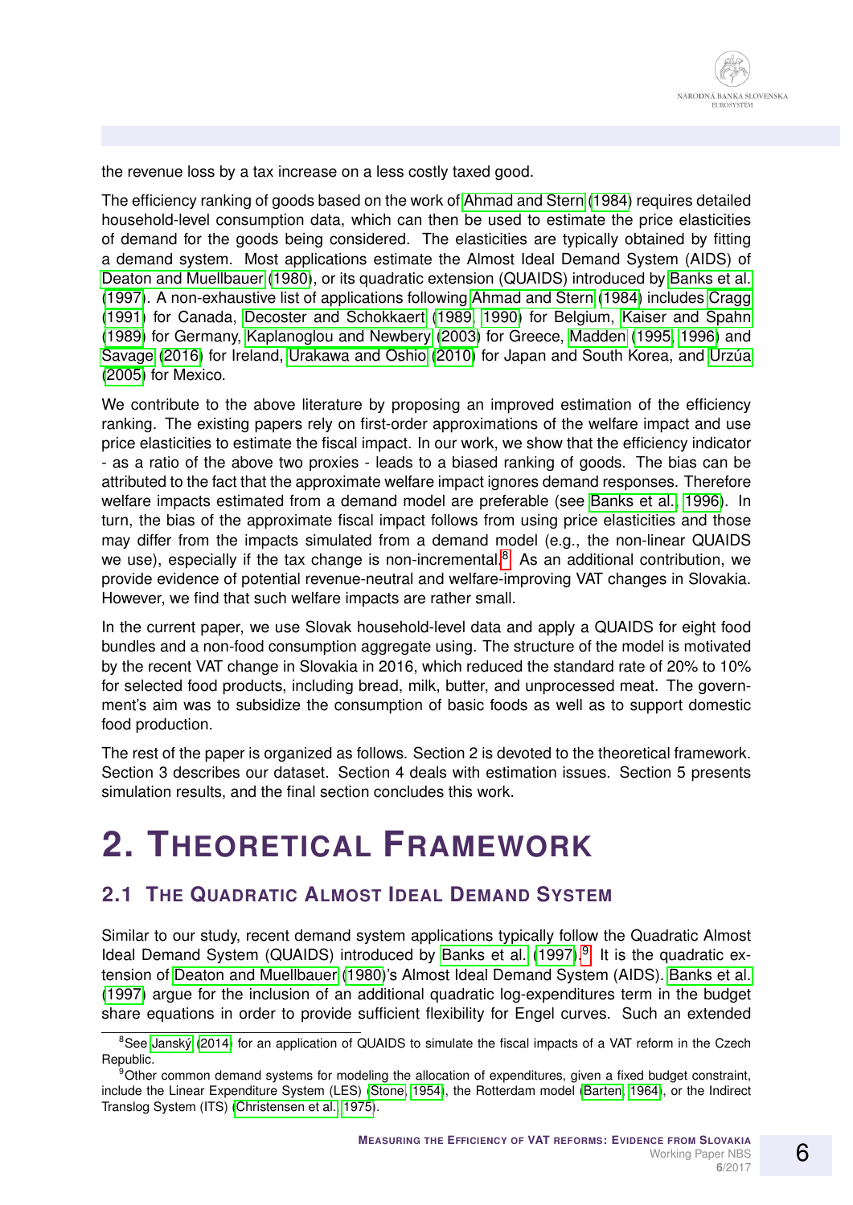the revenue loss by a tax increase on a less costly taxed good.

The efficiency ranking of goods based on the work of Ahmad and Stern (1984) requires detailed household-level consumption data, which can then be used to estimate the price elasticities of demand for the goods being considered. The elasticities are typically obtained by fitting a demand system. Most applications estimate the Almost Ideal Demand System (AIDS) of Deaton and Muellbauer (1980), or its quadratic extension (QUAIDS) introduced by Banks et al. (1997). A non-exhaustive list of applications following Ahmad and Stern (1984) includes Cragg (1991) for Canada, Decoster and Schokkaert (1989, 1990) for Belgium, Kaiser and Spahn (1989) for Germany, Kaplanoglou and Newbery (2003) for Greece, Madden (1995, 1996) and Savage (2016) for Ireland, Urakawa and Oshio (2010) for Japan and South Korea, and Urzúa (2005) for Mexico.

We contribute to the above literature by proposing an improved estimation of the efficiency ranking. The existing papers rely on first-order approximations of the welfare impact and use price elasticities to estimate the fiscal impact. In our work, we show that the efficiency indicator - as a ratio of the above two proxies - leads to a biased ranking of goods. The bias can be attributed to the fact that the approximate welfare impact ignores demand responses. Therefore welfare impacts estimated from a demand model are preferable (see Banks et al., 1996). In turn, the bias of the approximate fiscal impact follows from using price elasticities and those may differ from the impacts simulated from a demand model (e.g., the non-linear QUAIDS we use), especially if the tax change is non-incremental.[8] As an additional contribution, we provide evidence of potential revenue-neutral and welfare-improving VAT changes in Slovakia. However, we find that such welfare impacts are rather small.

In the current paper, we use Slovak household-level data and apply a QUAIDS for eight food bundles and a non-food consumption aggregate using. The structure of the model is motivated by the recent VAT change in Slovakia in 2016, which reduced the standard rate of 20% to 10% for selected food products, including bread, milk, butter, and unprocessed meat. The government's aim was to subsidize the consumption of basic foods as well as to support domestic food production.

The rest of the paper is organized as follows. Section 2 is devoted to the theoretical framework. Section 3 describes our dataset. Section 4 deals with estimation issues. Section 5 presents simulation results, and the final section concludes this work.

# 2. Theoretical Framework

## 2.1 The Quadratic Almost Ideal Demand System

Similar to our study, recent demand system applications typically follow the Quadratic Almost Ideal Demand System (QUAIDS) introduced by Banks et al. (1997).[9] It is the quadratic extension of Deaton and Muellbauer (1980)'s Almost Ideal Demand System (AIDS). Banks et al. (1997) argue for the inclusion of an additional quadratic log-expenditures term in the budget share equations in order to provide sufficient flexibility for Engel curves. Such an extended

[8] See Janský (2014) for an application of QUAIDS to simulate the fiscal impacts of a VAT reform in the Czech Republic.

[9] Other common demand systems for modeling the allocation of expenditures, given a fixed budget constraint, include the Linear Expenditure System (LES) (Stone, 1954), the Rotterdam model (Barten, 1964), or the Indirect Translog System (ITS) (Christensen et al., 1975).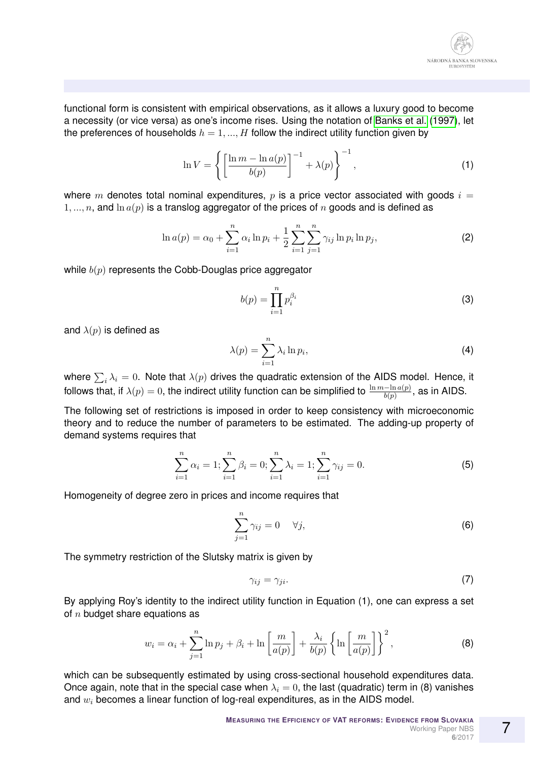functional form is consistent with empirical observations, as it allows a luxury good to become a necessity (or vice versa) as one's income rises. Using the notation of Banks et al. (1997), let the preferences of households $h = 1, ..., H$ follow the indirect utility function given by

$$\ln V = \left\{ \left[ \frac{\ln m - \ln a(p)}{b(p)} \right]^{-1} + \lambda(p) \right\}^{-1}, \tag{1}$$

where $m$ denotes total nominal expenditures, $p$ is a price vector associated with goods $i = 1, ..., n$, and $\ln a(p)$ is a translog aggregator of the prices of $n$ goods and is defined as

$$\ln a(p) = \alpha_0 + \sum_{i=1}^{n} \alpha_i \ln p_i + \frac{1}{2} \sum_{i=1}^{n} \sum_{j=1}^{n} \gamma_{ij} \ln p_i \ln p_j, \tag{2}$$

while $b(p)$ represents the Cobb-Douglas price aggregator

$$b(p) = \prod_{i=1}^{n} p_i^{\beta_i} \tag{3}$$

and $\lambda(p)$ is defined as

$$\lambda(p) = \sum_{i=1}^{n} \lambda_i \ln p_i, \tag{4}$$

where $\sum_i \lambda_i = 0$. Note that $\lambda(p)$ drives the quadratic extension of the AIDS model. Hence, it follows that, if $\lambda(p) = 0$, the indirect utility function can be simplified to $\frac{\ln m - \ln a(p)}{b(p)}$, as in AIDS.

The following set of restrictions is imposed in order to keep consistency with microeconomic theory and to reduce the number of parameters to be estimated. The adding-up property of demand systems requires that

$$\sum_{i=1}^{n} \alpha_i = 1; \sum_{i=1}^{n} \beta_i = 0; \sum_{i=1}^{n} \lambda_i = 1; \sum_{i=1}^{n} \gamma_{ij} = 0. \tag{5}$$

Homogeneity of degree zero in prices and income requires that

$$\sum_{j=1}^{n} \gamma_{ij} = 0 \quad \forall j, \tag{6}$$

The symmetry restriction of the Slutsky matrix is given by

$$\gamma_{ij} = \gamma_{ji}. \tag{7}$$

By applying Roy's identity to the indirect utility function in Equation (1), one can express a set of $n$ budget share equations as

$$w_i = \alpha_i + \sum_{j=1}^{n} \ln p_j + \beta_i + \ln \left[ \frac{m}{a(p)} \right] + \frac{\lambda_i}{b(p)} \left\{ \ln \left[ \frac{m}{a(p)} \right] \right\}^2, \tag{8}$$

which can be subsequently estimated by using cross-sectional household expenditures data. Once again, note that in the special case when $\lambda_i = 0$, the last (quadratic) term in (8) vanishes and $w_i$ becomes a linear function of log-real expenditures, as in the AIDS model.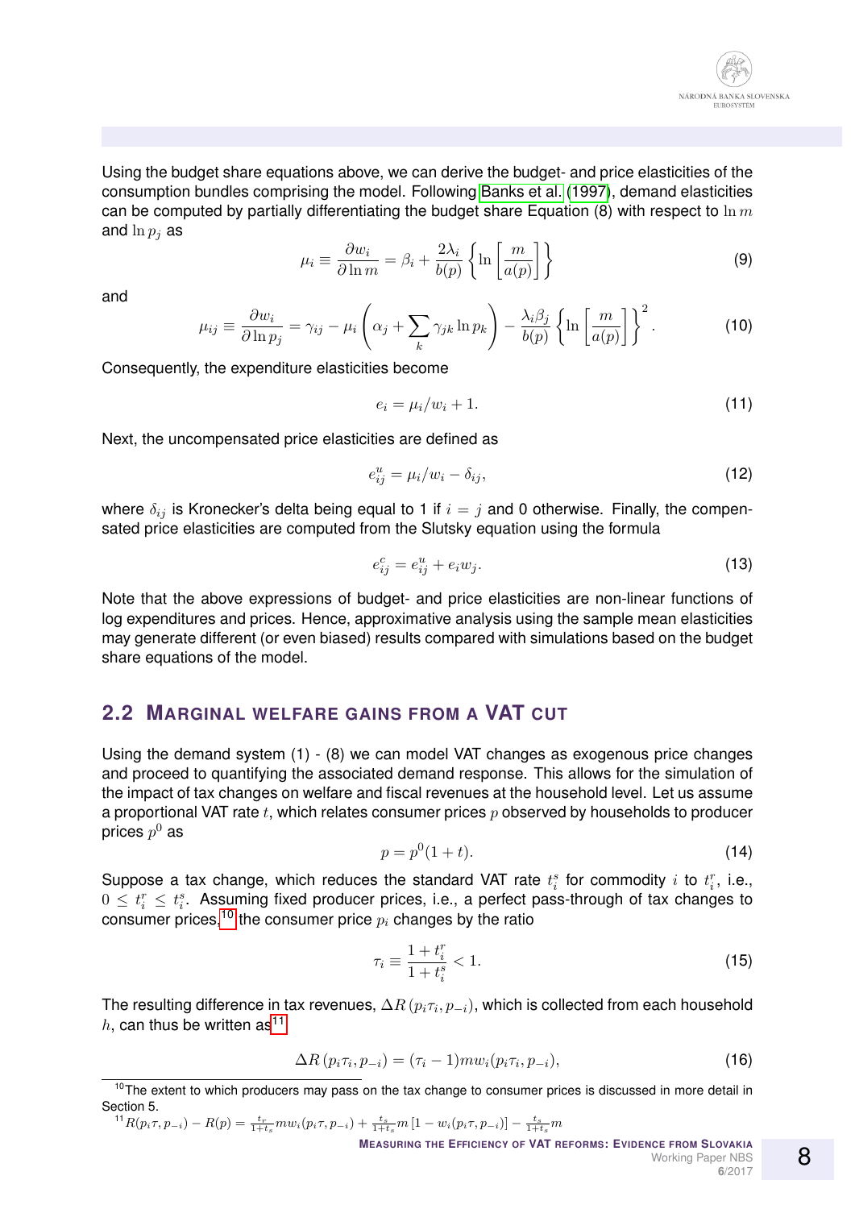Using the budget share equations above, we can derive the budget- and price elasticities of the consumption bundles comprising the model. Following Banks et al. (1997), demand elasticities can be computed by partially differentiating the budget share Equation (8) with respect to $\ln m$ and $\ln p_j$ as

$$\mu_i \equiv \frac{\partial w_i}{\partial \ln m} = \beta_i + \frac{2\lambda_i}{b(p)} \left\{ \ln \left[ \frac{m}{a(p)} \right] \right\} \tag{9}$$

and

$$\mu_{ij} \equiv \frac{\partial w_i}{\partial \ln p_j} = \gamma_{ij} - \mu_i \left( \alpha_j + \sum_k \gamma_{jk} \ln p_k \right) - \frac{\lambda_i \beta_j}{b(p)} \left\{ \ln \left[ \frac{m}{a(p)} \right] \right\}^2 . \tag{10}$$

Consequently, the expenditure elasticities become

$$e_i = \mu_i / w_i + 1. \tag{11}$$

Next, the uncompensated price elasticities are defined as

$$e^u_{ij} = \mu_i / w_i - \delta_{ij}, \tag{12}$$

where $\delta_{ij}$ is Kronecker's delta being equal to 1 if $i = j$ and 0 otherwise. Finally, the compensated price elasticities are computed from the Slutsky equation using the formula

$$e^c_{ij} = e^u_{ij} + e_i w_j. \tag{13}$$

Note that the above expressions of budget- and price elasticities are non-linear functions of log expenditures and prices. Hence, approximative analysis using the sample mean elasticities may generate different (or even biased) results compared with simulations based on the budget share equations of the model.

## 2.2 Marginal welfare gains from a VAT cut

Using the demand system (1) - (8) we can model VAT changes as exogenous price changes and proceed to quantifying the associated demand response. This allows for the simulation of the impact of tax changes on welfare and fiscal revenues at the household level. Let us assume a proportional VAT rate $t$, which relates consumer prices $p$ observed by households to producer prices $p^0$ as

$$p = p^0(1 + t). \tag{14}$$

Suppose a tax change, which reduces the standard VAT rate $t^s_i$ for commodity $i$ to $t^r_i$, i.e., $0 \leq t^r_i \leq t^s_i$. Assuming fixed producer prices, i.e., a perfect pass-through of tax changes to consumer prices,[10] the consumer price $p_i$ changes by the ratio

$$\tau_i \equiv \frac{1 + t^r_i}{1 + t^s_i} < 1. \tag{15}$$

The resulting difference in tax revenues, $\Delta R\,(p_i \tau_i, p_{-i})$, which is collected from each household $h$, can thus be written as[11]

$$\Delta R\,(p_i \tau_i, p_{-i}) = (\tau_i - 1) m w_i (p_i \tau_i, p_{-i}), \tag{16}$$

[10] The extent to which producers may pass on the tax change to consumer prices is discussed in more detail in Section 5.

[11] $R(p_i \tau, p_{-i}) - R(p) = \frac{t_r}{1+t_s} m w_i (p_i \tau, p_{-i}) + \frac{t_s}{1+t_s} m \left[ 1 - w_i (p_i \tau, p_{-i}) \right] - \frac{t_s}{1+t_s} m$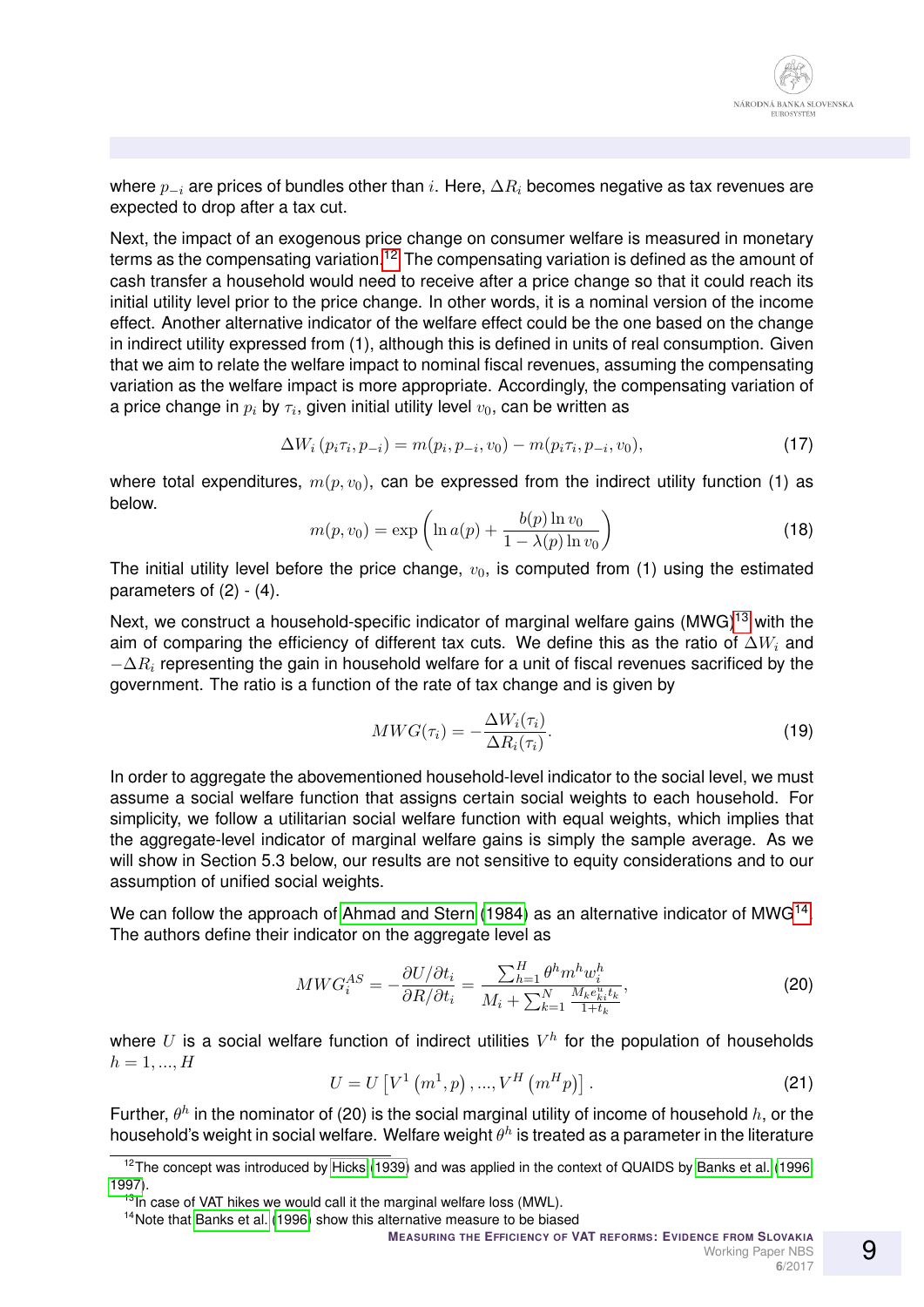where $p_{-i}$ are prices of bundles other than $i$. Here, $\Delta R_i$ becomes negative as tax revenues are expected to drop after a tax cut.

Next, the impact of an exogenous price change on consumer welfare is measured in monetary terms as the compensating variation.[12] The compensating variation is defined as the amount of cash transfer a household would need to receive after a price change so that it could reach its initial utility level prior to the price change. In other words, it is a nominal version of the income effect. Another alternative indicator of the welfare effect could be the one based on the change in indirect utility expressed from (1), although this is defined in units of real consumption. Given that we aim to relate the welfare impact to nominal fiscal revenues, assuming the compensating variation as the welfare impact is more appropriate. Accordingly, the compensating variation of a price change in $p_i$ by $\tau_i$, given initial utility level $v_0$, can be written as

$$\Delta W_i\left(p_i\tau_i, p_{-i}\right) = m(p_i, p_{-i}, v_0) - m(p_i\tau_i, p_{-i}, v_0), \tag{17}$$

where total expenditures, $m(p, v_0)$, can be expressed from the indirect utility function (1) as below.

$$m(p, v_0) = \exp\left(\ln a(p) + \frac{b(p)\ln v_0}{1 - \lambda(p)\ln v_0}\right) \tag{18}$$

The initial utility level before the price change, $v_0$, is computed from (1) using the estimated parameters of (2) - (4).

Next, we construct a household-specific indicator of marginal welfare gains (MWG)[13] with the aim of comparing the efficiency of different tax cuts. We define this as the ratio of $\Delta W_i$ and $-\Delta R_i$ representing the gain in household welfare for a unit of fiscal revenues sacrificed by the government. The ratio is a function of the rate of tax change and is given by

$$MWG(\tau_i) = -\frac{\Delta W_i(\tau_i)}{\Delta R_i(\tau_i)}. \tag{19}$$

In order to aggregate the abovementioned household-level indicator to the social level, we must assume a social welfare function that assigns certain social weights to each household. For simplicity, we follow a utilitarian social welfare function with equal weights, which implies that the aggregate-level indicator of marginal welfare gains is simply the sample average. As we will show in Section 5.3 below, our results are not sensitive to equity considerations and to our assumption of unified social weights.

We can follow the approach of Ahmad and Stern (1984) as an alternative indicator of MWG[14]. The authors define their indicator on the aggregate level as

$$MWG_i^{AS} = -\frac{\partial U/\partial t_i}{\partial R/\partial t_i} = \frac{\sum_{h=1}^{H}\theta^h m^h w_i^h}{M_i + \sum_{k=1}^{N}\frac{M_k e_{ki}^u t_k}{1+t_k}}, \tag{20}$$

where $U$ is a social welfare function of indirect utilities $V^h$ for the population of households $h = 1, ..., H$

$$U = U\left[V^1\left(m^1, p\right), ..., V^H\left(m^H p\right)\right]. \tag{21}$$

Further, $\theta^h$ in the nominator of (20) is the social marginal utility of income of household $h$, or the household's weight in social welfare. Welfare weight $\theta^h$ is treated as a parameter in the literature

---

[12] The concept was introduced by Hicks (1939) and was applied in the context of QUAIDS by Banks et al. (1996, 1997).

[13] In case of VAT hikes we would call it the marginal welfare loss (MWL).

[14] Note that Banks et al. (1996) show this alternative measure to be biased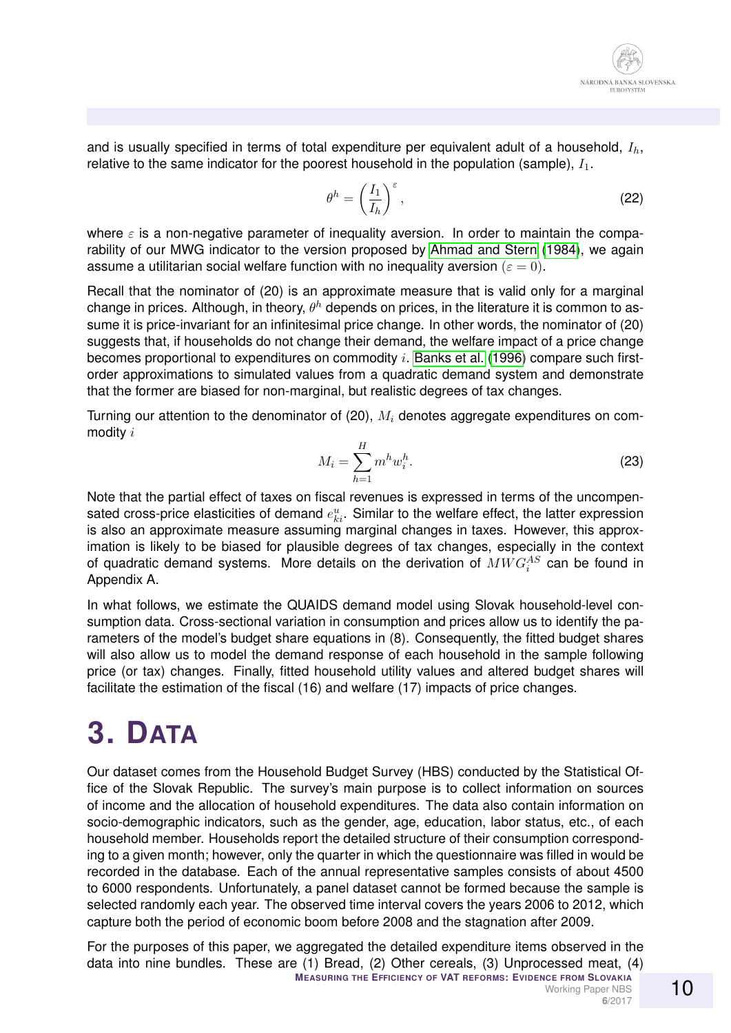and is usually specified in terms of total expenditure per equivalent adult of a household, $I_h$, relative to the same indicator for the poorest household in the population (sample), $I_1$.

$$\theta^h = \left(\frac{I_1}{I_h}\right)^{\varepsilon}, \tag{22}$$

where $\varepsilon$ is a non-negative parameter of inequality aversion. In order to maintain the comparability of our MWG indicator to the version proposed by Ahmad and Stern (1984), we again assume a utilitarian social welfare function with no inequality aversion $(\varepsilon = 0)$.

Recall that the nominator of (20) is an approximate measure that is valid only for a marginal change in prices. Although, in theory, $\theta^h$ depends on prices, in the literature it is common to assume it is price-invariant for an infinitesimal price change. In other words, the nominator of (20) suggests that, if households do not change their demand, the welfare impact of a price change becomes proportional to expenditures on commodity $i$. Banks et al. (1996) compare such first-order approximations to simulated values from a quadratic demand system and demonstrate that the former are biased for non-marginal, but realistic degrees of tax changes.

Turning our attention to the denominator of (20), $M_i$ denotes aggregate expenditures on commodity $i$

$$M_i = \sum_{h=1}^{H} m^h w_i^h. \tag{23}$$

Note that the partial effect of taxes on fiscal revenues is expressed in terms of the uncompensated cross-price elasticities of demand $e_{ki}^u$. Similar to the welfare effect, the latter expression is also an approximate measure assuming marginal changes in taxes. However, this approximation is likely to be biased for plausible degrees of tax changes, especially in the context of quadratic demand systems. More details on the derivation of $MWG_i^{AS}$ can be found in Appendix A.

In what follows, we estimate the QUAIDS demand model using Slovak household-level consumption data. Cross-sectional variation in consumption and prices allow us to identify the parameters of the model's budget share equations in (8). Consequently, the fitted budget shares will also allow us to model the demand response of each household in the sample following price (or tax) changes. Finally, fitted household utility values and altered budget shares will facilitate the estimation of the fiscal (16) and welfare (17) impacts of price changes.

# 3. DATA

Our dataset comes from the Household Budget Survey (HBS) conducted by the Statistical Office of the Slovak Republic. The survey's main purpose is to collect information on sources of income and the allocation of household expenditures. The data also contain information on socio-demographic indicators, such as the gender, age, education, labor status, etc., of each household member. Households report the detailed structure of their consumption corresponding to a given month; however, only the quarter in which the questionnaire was filled in would be recorded in the database. Each of the annual representative samples consists of about 4500 to 6000 respondents. Unfortunately, a panel dataset cannot be formed because the sample is selected randomly each year. The observed time interval covers the years 2006 to 2012, which capture both the period of economic boom before 2008 and the stagnation after 2009.

For the purposes of this paper, we aggregated the detailed expenditure items observed in the data into nine bundles. These are (1) Bread, (2) Other cereals, (3) Unprocessed meat, (4)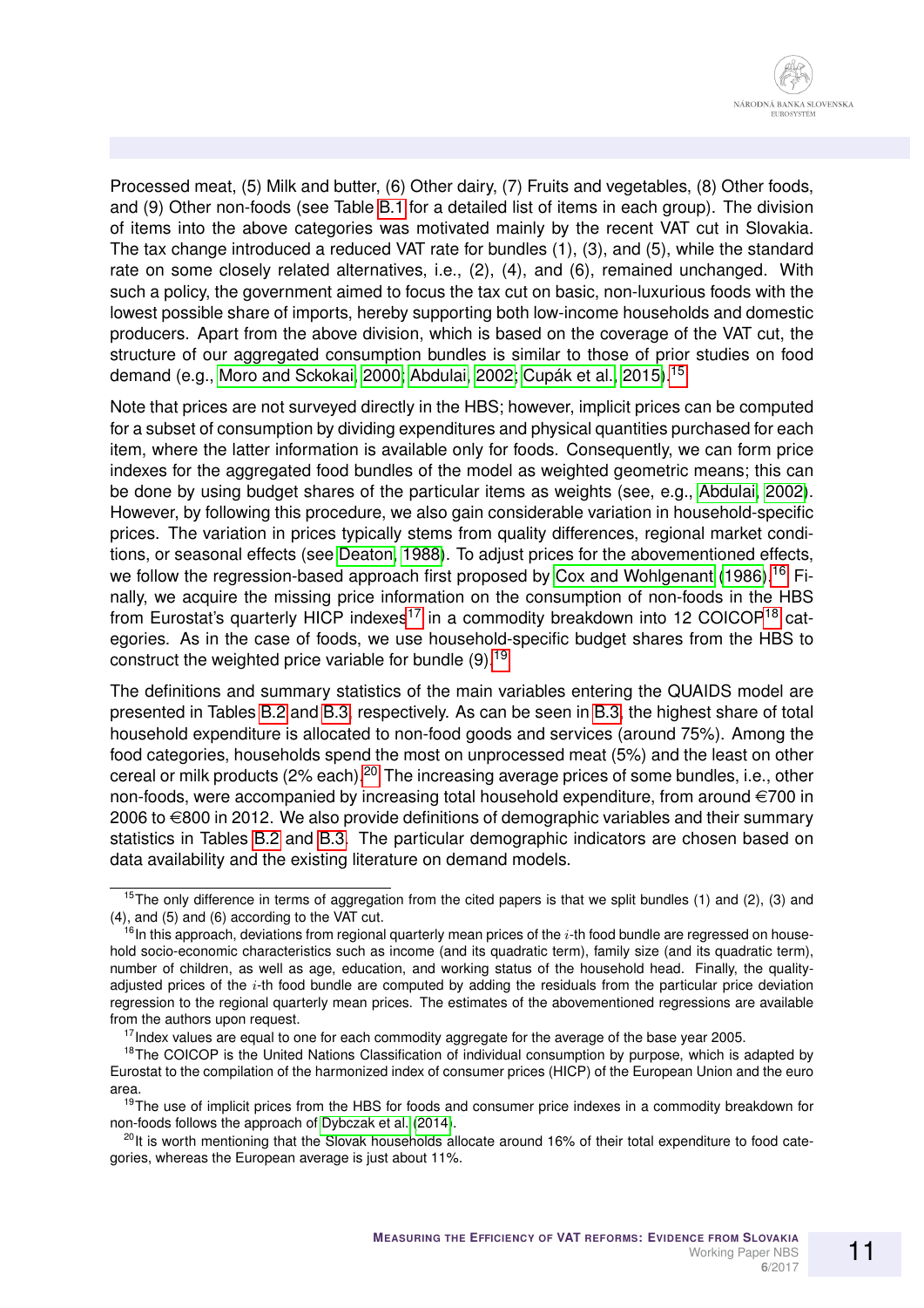Processed meat, (5) Milk and butter, (6) Other dairy, (7) Fruits and vegetables, (8) Other foods, and (9) Other non-foods (see Table B.1 for a detailed list of items in each group). The division of items into the above categories was motivated mainly by the recent VAT cut in Slovakia. The tax change introduced a reduced VAT rate for bundles (1), (3), and (5), while the standard rate on some closely related alternatives, i.e., (2), (4), and (6), remained unchanged. With such a policy, the government aimed to focus the tax cut on basic, non-luxurious foods with the lowest possible share of imports, hereby supporting both low-income households and domestic producers. Apart from the above division, which is based on the coverage of the VAT cut, the structure of our aggregated consumption bundles is similar to those of prior studies on food demand (e.g., Moro and Sckokai, 2000; Abdulai, 2002; Cupák et al., 2015).[15]

Note that prices are not surveyed directly in the HBS; however, implicit prices can be computed for a subset of consumption by dividing expenditures and physical quantities purchased for each item, where the latter information is available only for foods. Consequently, we can form price indexes for the aggregated food bundles of the model as weighted geometric means; this can be done by using budget shares of the particular items as weights (see, e.g., Abdulai, 2002). However, by following this procedure, we also gain considerable variation in household-specific prices. The variation in prices typically stems from quality differences, regional market conditions, or seasonal effects (see Deaton, 1988). To adjust prices for the abovementioned effects, we follow the regression-based approach first proposed by Cox and Wohlgenant (1986).[16] Finally, we acquire the missing price information on the consumption of non-foods in the HBS from Eurostat's quarterly HICP indexes[17] in a commodity breakdown into 12 COICOP[18] categories. As in the case of foods, we use household-specific budget shares from the HBS to construct the weighted price variable for bundle (9).[19]

The definitions and summary statistics of the main variables entering the QUAIDS model are presented in Tables B.2 and B.3, respectively. As can be seen in B.3, the highest share of total household expenditure is allocated to non-food goods and services (around 75%). Among the food categories, households spend the most on unprocessed meat (5%) and the least on other cereal or milk products (2% each).[20] The increasing average prices of some bundles, i.e., other non-foods, were accompanied by increasing total household expenditure, from around €700 in 2006 to €800 in 2012. We also provide definitions of demographic variables and their summary statistics in Tables B.2 and B.3. The particular demographic indicators are chosen based on data availability and the existing literature on demand models.

---

[15] The only difference in terms of aggregation from the cited papers is that we split bundles (1) and (2), (3) and (4), and (5) and (6) according to the VAT cut.

[16] In this approach, deviations from regional quarterly mean prices of the $i$-th food bundle are regressed on household socio-economic characteristics such as income (and its quadratic term), family size (and its quadratic term), number of children, as well as age, education, and working status of the household head. Finally, the quality-adjusted prices of the $i$-th food bundle are computed by adding the residuals from the particular price deviation regression to the regional quarterly mean prices. The estimates of the abovementioned regressions are available from the authors upon request.

[17] Index values are equal to one for each commodity aggregate for the average of the base year 2005.

[18] The COICOP is the United Nations Classification of individual consumption by purpose, which is adapted by Eurostat to the compilation of the harmonized index of consumer prices (HICP) of the European Union and the euro area.

[19] The use of implicit prices from the HBS for foods and consumer price indexes in a commodity breakdown for non-foods follows the approach of Dybczak et al. (2014).

[20] It is worth mentioning that the Slovak households allocate around 16% of their total expenditure to food categories, whereas the European average is just about 11%.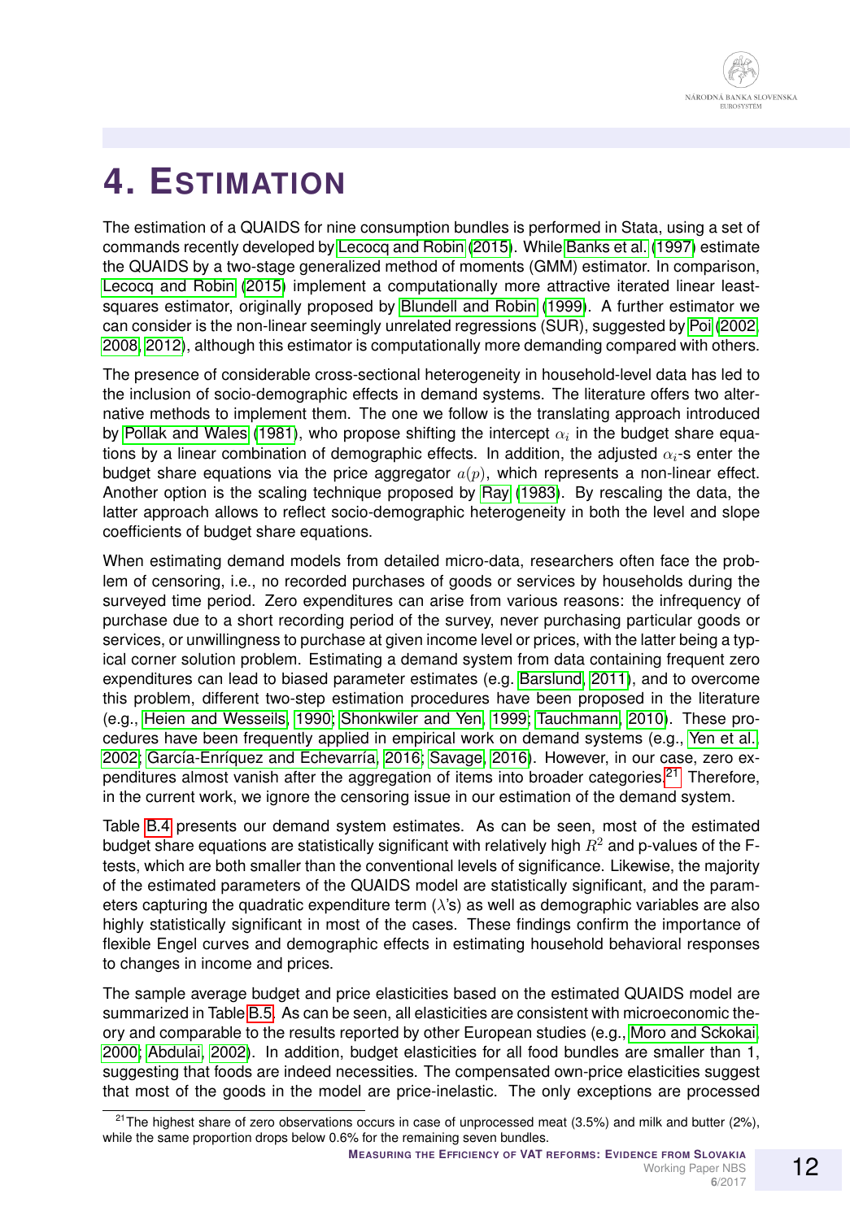# 4. ESTIMATION

The estimation of a QUAIDS for nine consumption bundles is performed in Stata, using a set of commands recently developed by Lecocq and Robin (2015). While Banks et al. (1997) estimate the QUAIDS by a two-stage generalized method of moments (GMM) estimator. In comparison, Lecocq and Robin (2015) implement a computationally more attractive iterated linear least-squares estimator, originally proposed by Blundell and Robin (1999). A further estimator we can consider is the non-linear seemingly unrelated regressions (SUR), suggested by Poi (2002, 2008, 2012), although this estimator is computationally more demanding compared with others.

The presence of considerable cross-sectional heterogeneity in household-level data has led to the inclusion of socio-demographic effects in demand systems. The literature offers two alternative methods to implement them. The one we follow is the translating approach introduced by Pollak and Wales (1981), who propose shifting the intercept $\alpha_i$ in the budget share equations by a linear combination of demographic effects. In addition, the adjusted $\alpha_i$-s enter the budget share equations via the price aggregator $a(p)$, which represents a non-linear effect. Another option is the scaling technique proposed by Ray (1983). By rescaling the data, the latter approach allows to reflect socio-demographic heterogeneity in both the level and slope coefficients of budget share equations.

When estimating demand models from detailed micro-data, researchers often face the problem of censoring, i.e., no recorded purchases of goods or services by households during the surveyed time period. Zero expenditures can arise from various reasons: the infrequency of purchase due to a short recording period of the survey, never purchasing particular goods or services, or unwillingness to purchase at given income level or prices, with the latter being a typical corner solution problem. Estimating a demand system from data containing frequent zero expenditures can lead to biased parameter estimates (e.g. Barslund, 2011), and to overcome this problem, different two-step estimation procedures have been proposed in the literature (e.g., Heien and Wesseils, 1990; Shonkwiler and Yen, 1999; Tauchmann, 2010). These procedures have been frequently applied in empirical work on demand systems (e.g., Yen et al., 2002; García-Enríquez and Echevarría, 2016; Savage, 2016). However, in our case, zero expenditures almost vanish after the aggregation of items into broader categories.[21] Therefore, in the current work, we ignore the censoring issue in our estimation of the demand system.

Table B.4 presents our demand system estimates. As can be seen, most of the estimated budget share equations are statistically significant with relatively high $R^2$ and p-values of the F-tests, which are both smaller than the conventional levels of significance. Likewise, the majority of the estimated parameters of the QUAIDS model are statistically significant, and the parameters capturing the quadratic expenditure term ($\lambda$'s) as well as demographic variables are also highly statistically significant in most of the cases. These findings confirm the importance of flexible Engel curves and demographic effects in estimating household behavioral responses to changes in income and prices.

The sample average budget and price elasticities based on the estimated QUAIDS model are summarized in Table B.5. As can be seen, all elasticities are consistent with microeconomic theory and comparable to the results reported by other European studies (e.g., Moro and Sckokai, 2000; Abdulai, 2002). In addition, budget elasticities for all food bundles are smaller than 1, suggesting that foods are indeed necessities. The compensated own-price elasticities suggest that most of the goods in the model are price-inelastic. The only exceptions are processed

[21] The highest share of zero observations occurs in case of unprocessed meat (3.5%) and milk and butter (2%), while the same proportion drops below 0.6% for the remaining seven bundles.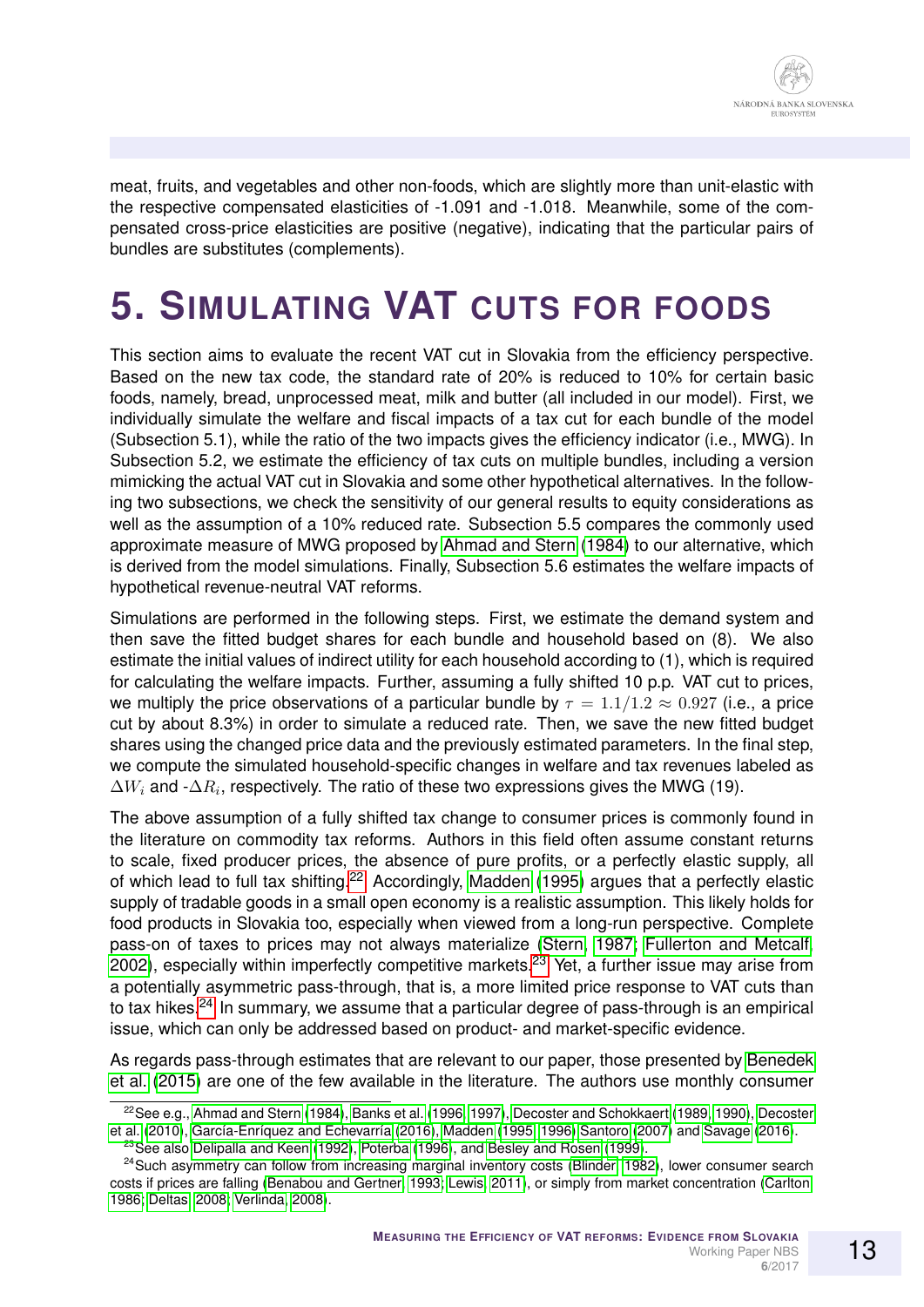meat, fruits, and vegetables and other non-foods, which are slightly more than unit-elastic with the respective compensated elasticities of -1.091 and -1.018. Meanwhile, some of the compensated cross-price elasticities are positive (negative), indicating that the particular pairs of bundles are substitutes (complements).

# 5. Simulating VAT cuts for foods

This section aims to evaluate the recent VAT cut in Slovakia from the efficiency perspective. Based on the new tax code, the standard rate of 20% is reduced to 10% for certain basic foods, namely, bread, unprocessed meat, milk and butter (all included in our model). First, we individually simulate the welfare and fiscal impacts of a tax cut for each bundle of the model (Subsection 5.1), while the ratio of the two impacts gives the efficiency indicator (i.e., MWG). In Subsection 5.2, we estimate the efficiency of tax cuts on multiple bundles, including a version mimicking the actual VAT cut in Slovakia and some other hypothetical alternatives. In the following two subsections, we check the sensitivity of our general results to equity considerations as well as the assumption of a 10% reduced rate. Subsection 5.5 compares the commonly used approximate measure of MWG proposed by Ahmad and Stern (1984) to our alternative, which is derived from the model simulations. Finally, Subsection 5.6 estimates the welfare impacts of hypothetical revenue-neutral VAT reforms.

Simulations are performed in the following steps. First, we estimate the demand system and then save the fitted budget shares for each bundle and household based on (8). We also estimate the initial values of indirect utility for each household according to (1), which is required for calculating the welfare impacts. Further, assuming a fully shifted 10 p.p. VAT cut to prices, we multiply the price observations of a particular bundle by $\tau = 1.1/1.2 \approx 0.927$ (i.e., a price cut by about 8.3%) in order to simulate a reduced rate. Then, we save the new fitted budget shares using the changed price data and the previously estimated parameters. In the final step, we compute the simulated household-specific changes in welfare and tax revenues labeled as $\Delta W_i$ and -$\Delta R_i$, respectively. The ratio of these two expressions gives the MWG (19).

The above assumption of a fully shifted tax change to consumer prices is commonly found in the literature on commodity tax reforms. Authors in this field often assume constant returns to scale, fixed producer prices, the absence of pure profits, or a perfectly elastic supply, all of which lead to full tax shifting.[22] Accordingly, Madden (1995) argues that a perfectly elastic supply of tradable goods in a small open economy is a realistic assumption. This likely holds for food products in Slovakia too, especially when viewed from a long-run perspective. Complete pass-on of taxes to prices may not always materialize (Stern, 1987; Fullerton and Metcalf, 2002), especially within imperfectly competitive markets.[23] Yet, a further issue may arise from a potentially asymmetric pass-through, that is, a more limited price response to VAT cuts than to tax hikes.[24] In summary, we assume that a particular degree of pass-through is an empirical issue, which can only be addressed based on product- and market-specific evidence.

As regards pass-through estimates that are relevant to our paper, those presented by Benedek et al. (2015) are one of the few available in the literature. The authors use monthly consumer

[22] See e.g., Ahmad and Stern (1984), Banks et al. (1996, 1997), Decoster and Schokkaert (1989, 1990), Decoster et al. (2010), García-Enríquez and Echevarría (2016), Madden (1995, 1996) Santoro (2007) and Savage (2016).

[23] See also Delipalla and Keen (1992), Poterba (1996), and Besley and Rosen (1999).

[24] Such asymmetry can follow from increasing marginal inventory costs (Blinder, 1982), lower consumer search costs if prices are falling (Benabou and Gertner, 1993; Lewis, 2011), or simply from market concentration (Carlton, 1986; Deltas, 2008; Verlinda, 2008).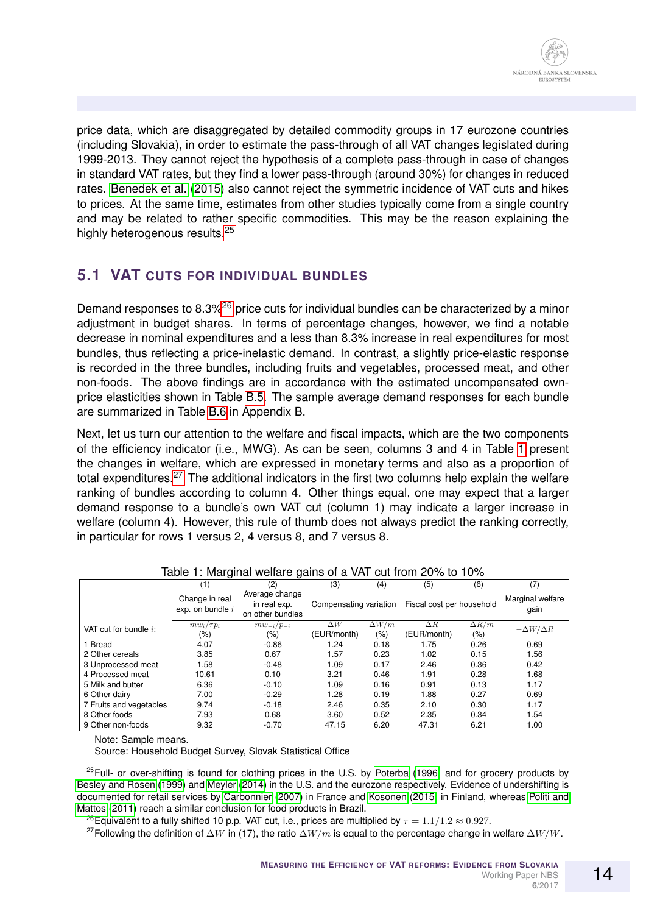price data, which are disaggregated by detailed commodity groups in 17 eurozone countries (including Slovakia), in order to estimate the pass-through of all VAT changes legislated during 1999-2013. They cannot reject the hypothesis of a complete pass-through in case of changes in standard VAT rates, but they find a lower pass-through (around 30%) for changes in reduced rates. Benedek et al. (2015) also cannot reject the symmetric incidence of VAT cuts and hikes to prices. At the same time, estimates from other studies typically come from a single country and may be related to rather specific commodities. This may be the reason explaining the highly heterogenous results.[25]

## 5.1 VAT CUTS FOR INDIVIDUAL BUNDLES

Demand responses to 8.3%[26] price cuts for individual bundles can be characterized by a minor adjustment in budget shares. In terms of percentage changes, however, we find a notable decrease in nominal expenditures and a less than 8.3% increase in real expenditures for most bundles, thus reflecting a price-inelastic demand. In contrast, a slightly price-elastic response is recorded in the three bundles, including fruits and vegetables, processed meat, and other non-foods. The above findings are in accordance with the estimated uncompensated own-price elasticities shown in Table B.5. The sample average demand responses for each bundle are summarized in Table B.6 in Appendix B.

Next, let us turn our attention to the welfare and fiscal impacts, which are the two components of the efficiency indicator (i.e., MWG). As can be seen, columns 3 and 4 in Table 1 present the changes in welfare, which are expressed in monetary terms and also as a proportion of total expenditures.[27] The additional indicators in the first two columns help explain the welfare ranking of bundles according to column 4. Other things equal, one may expect that a larger demand response to a bundle's own VAT cut (column 1) may indicate a larger increase in welfare (column 4). However, this rule of thumb does not always predict the ranking correctly, in particular for rows 1 versus 2, 4 versus 8, and 7 versus 8.

Table 1: Marginal welfare gains of a VAT cut from 20% to 10%

| | (1) | (2) | (3) | (4) | (5) | (6) | (7) |
|---|---|---|---|---|---|---|---|
| | Change in real exp. on bundle $i$ | Average change in real exp. on other bundles | Compensating variation | | Fiscal cost per household | | Marginal welfare gain |
| VAT cut for bundle $i$: | $mw_i/\tau p_i$ (%) | $mw_{-i}/p_{-i}$ (%) | $\Delta W$ (EUR/month) | $\Delta W/m$ (%) | $-\Delta R$ (EUR/month) | $-\Delta R/m$ (%) | $-\Delta W/\Delta R$ |
| 1 Bread | 4.07 | -0.86 | 1.24 | 0.18 | 1.75 | 0.26 | 0.69 |
| 2 Other cereals | 3.85 | 0.67 | 1.57 | 0.23 | 1.02 | 0.15 | 1.56 |
| 3 Unprocessed meat | 1.58 | -0.48 | 1.09 | 0.17 | 2.46 | 0.36 | 0.42 |
| 4 Processed meat | 10.61 | 0.10 | 3.21 | 0.46 | 1.91 | 0.28 | 1.68 |
| 5 Milk and butter | 6.36 | -0.10 | 1.09 | 0.16 | 0.91 | 0.13 | 1.17 |
| 6 Other dairy | 7.00 | -0.29 | 1.28 | 0.19 | 1.88 | 0.27 | 0.69 |
| 7 Fruits and vegetables | 9.74 | -0.18 | 2.46 | 0.35 | 2.10 | 0.30 | 1.17 |
| 8 Other foods | 7.93 | 0.68 | 3.60 | 0.52 | 2.35 | 0.34 | 1.54 |
| 9 Other non-foods | 9.32 | -0.70 | 47.15 | 6.20 | 47.31 | 6.21 | 1.00 |

Note: Sample means.

Source: Household Budget Survey, Slovak Statistical Office

[25] Full- or over-shifting is found for clothing prices in the U.S. by Poterba (1996) and for grocery products by Besley and Rosen (1999) and Meyler (2014) in the U.S. and the eurozone respectively. Evidence of undershifting is documented for retail services by Carbonnier (2007) in France and Kosonen (2015) in Finland, whereas Politi and Mattos (2011) reach a similar conclusion for food products in Brazil.

[26] Equivalent to a fully shifted 10 p.p. VAT cut, i.e., prices are multiplied by $\tau = 1.1/1.2 \approx 0.927$.

[27] Following the definition of $\Delta W$ in (17), the ratio $\Delta W/m$ is equal to the percentage change in welfare $\Delta W/W$.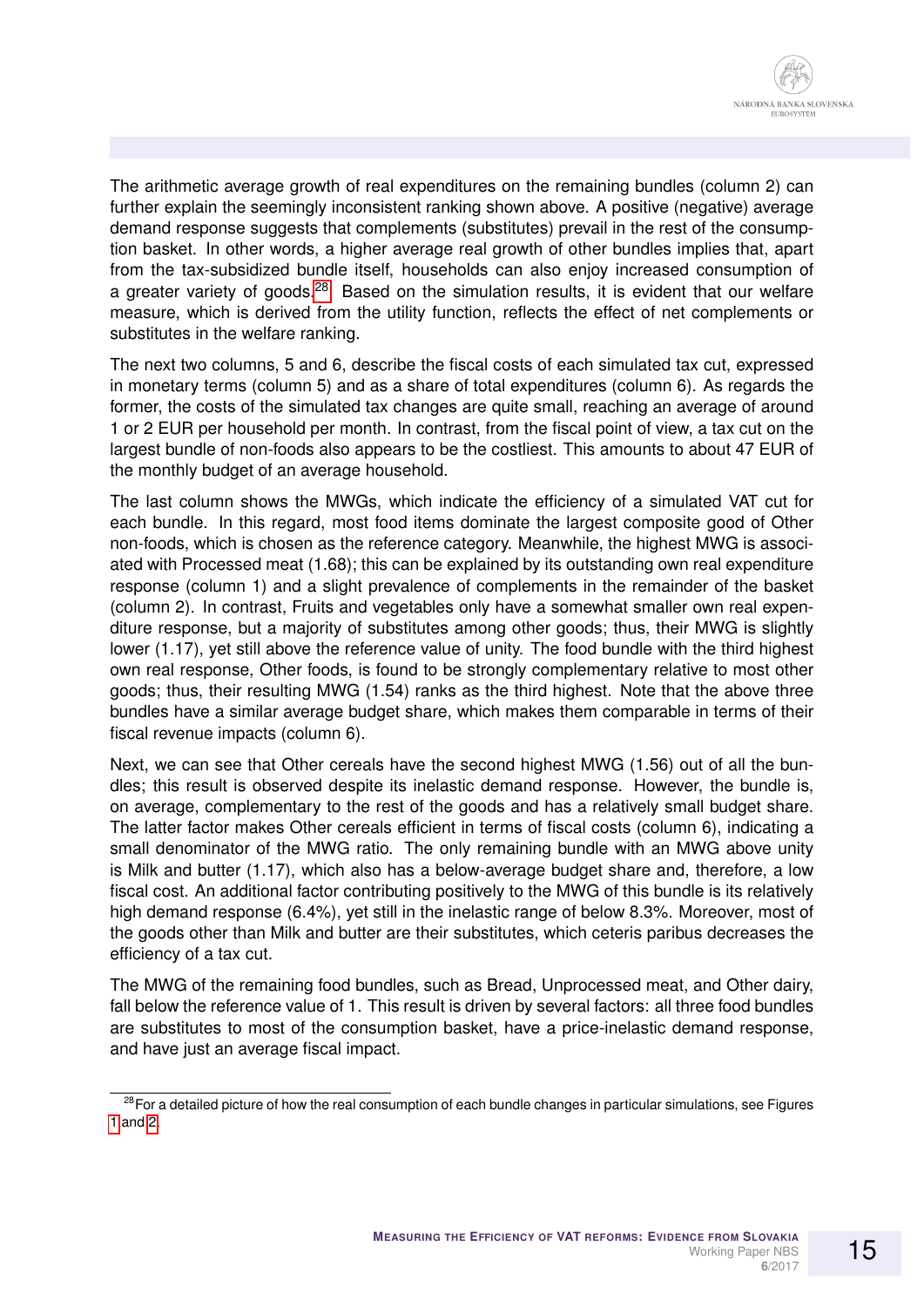The arithmetic average growth of real expenditures on the remaining bundles (column 2) can further explain the seemingly inconsistent ranking shown above. A positive (negative) average demand response suggests that complements (substitutes) prevail in the rest of the consumption basket. In other words, a higher average real growth of other bundles implies that, apart from the tax-subsidized bundle itself, households can also enjoy increased consumption of a greater variety of goods.[28] Based on the simulation results, it is evident that our welfare measure, which is derived from the utility function, reflects the effect of net complements or substitutes in the welfare ranking.

The next two columns, 5 and 6, describe the fiscal costs of each simulated tax cut, expressed in monetary terms (column 5) and as a share of total expenditures (column 6). As regards the former, the costs of the simulated tax changes are quite small, reaching an average of around 1 or 2 EUR per household per month. In contrast, from the fiscal point of view, a tax cut on the largest bundle of non-foods also appears to be the costliest. This amounts to about 47 EUR of the monthly budget of an average household.

The last column shows the MWGs, which indicate the efficiency of a simulated VAT cut for each bundle. In this regard, most food items dominate the largest composite good of Other non-foods, which is chosen as the reference category. Meanwhile, the highest MWG is associated with Processed meat (1.68); this can be explained by its outstanding own real expenditure response (column 1) and a slight prevalence of complements in the remainder of the basket (column 2). In contrast, Fruits and vegetables only have a somewhat smaller own real expenditure response, but a majority of substitutes among other goods; thus, their MWG is slightly lower (1.17), yet still above the reference value of unity. The food bundle with the third highest own real response, Other foods, is found to be strongly complementary relative to most other goods; thus, their resulting MWG (1.54) ranks as the third highest. Note that the above three bundles have a similar average budget share, which makes them comparable in terms of their fiscal revenue impacts (column 6).

Next, we can see that Other cereals have the second highest MWG (1.56) out of all the bundles; this result is observed despite its inelastic demand response. However, the bundle is, on average, complementary to the rest of the goods and has a relatively small budget share. The latter factor makes Other cereals efficient in terms of fiscal costs (column 6), indicating a small denominator of the MWG ratio. The only remaining bundle with an MWG above unity is Milk and butter (1.17), which also has a below-average budget share and, therefore, a low fiscal cost. An additional factor contributing positively to the MWG of this bundle is its relatively high demand response (6.4%), yet still in the inelastic range of below 8.3%. Moreover, most of the goods other than Milk and butter are their substitutes, which ceteris paribus decreases the efficiency of a tax cut.

The MWG of the remaining food bundles, such as Bread, Unprocessed meat, and Other dairy, fall below the reference value of 1. This result is driven by several factors: all three food bundles are substitutes to most of the consumption basket, have a price-inelastic demand response, and have just an average fiscal impact.

[28] For a detailed picture of how the real consumption of each bundle changes in particular simulations, see Figures 1 and 2.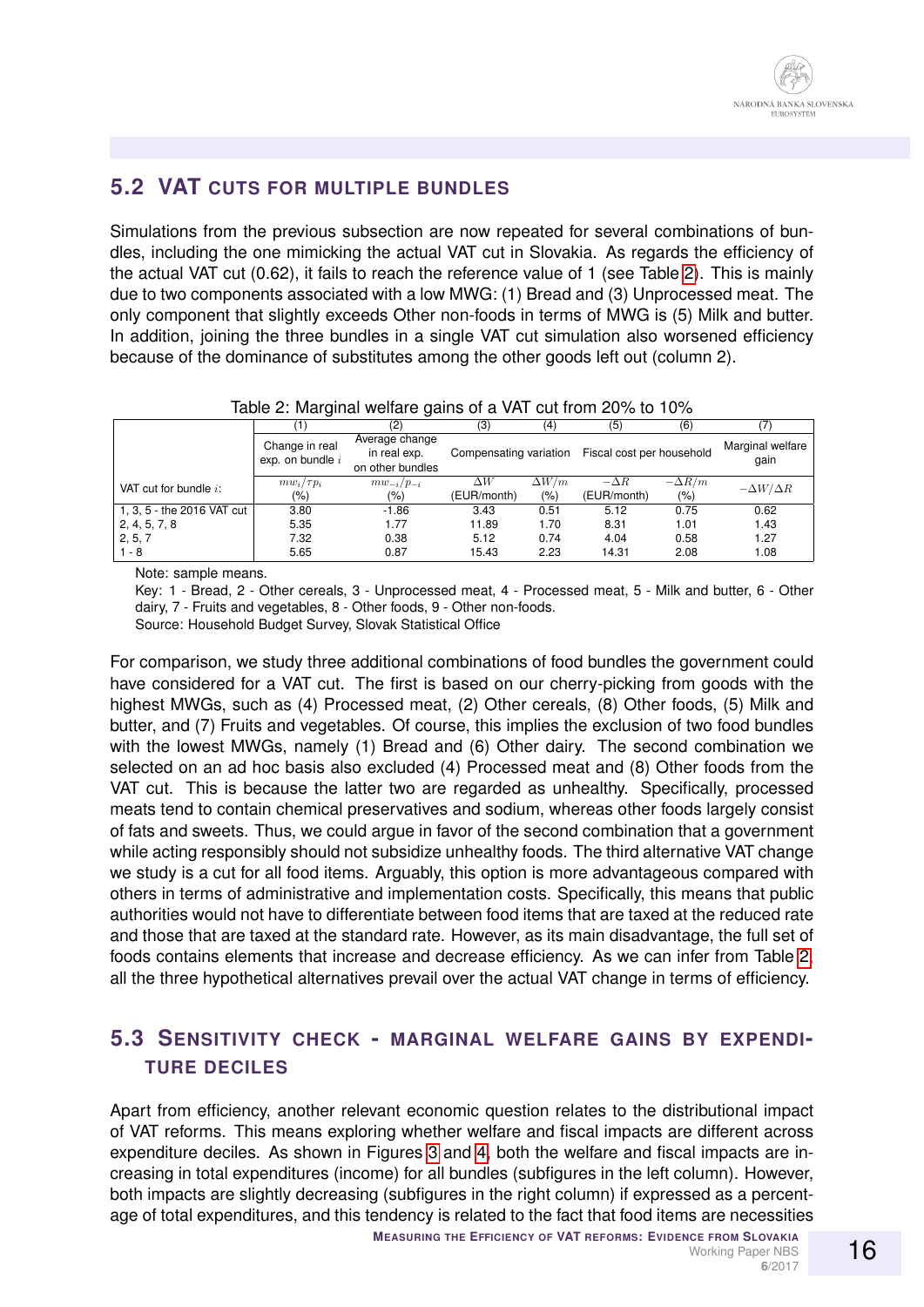## 5.2 VAT CUTS FOR MULTIPLE BUNDLES

Simulations from the previous subsection are now repeated for several combinations of bundles, including the one mimicking the actual VAT cut in Slovakia. As regards the efficiency of the actual VAT cut (0.62), it fails to reach the reference value of 1 (see Table 2). This is mainly due to two components associated with a low MWG: (1) Bread and (3) Unprocessed meat. The only component that slightly exceeds Other non-foods in terms of MWG is (5) Milk and butter. In addition, joining the three bundles in a single VAT cut simulation also worsened efficiency because of the dominance of substitutes among the other goods left out (column 2).

Table 2: Marginal welfare gains of a VAT cut from 20% to 10%

| | (1) | (2) | (3) | (4) | (5) | (6) | (7) |
|---|---|---|---|---|---|---|---|
| | Change in real exp. on bundle $i$ | Average change in real exp. on other bundles | Compensating variation | | Fiscal cost per household | | Marginal welfare gain |
| VAT cut for bundle $i$: | $mw_i/\tau p_i$ (%) | $mw_{-i}/p_{-i}$ (%) | $\Delta W$ (EUR/month) | $\Delta W/m$ (%) | $-\Delta R$ (EUR/month) | $-\Delta R/m$ (%) | $-\Delta W/\Delta R$ |
| 1, 3, 5 - the 2016 VAT cut | 3.80 | -1.86 | 3.43 | 0.51 | 5.12 | 0.75 | 0.62 |
| 2, 4, 5, 7, 8 | 5.35 | 1.77 | 11.89 | 1.70 | 8.31 | 1.01 | 1.43 |
| 2, 5, 7 | 7.32 | 0.38 | 5.12 | 0.74 | 4.04 | 0.58 | 1.27 |
| 1 - 8 | 5.65 | 0.87 | 15.43 | 2.23 | 14.31 | 2.08 | 1.08 |

Note: sample means.

Key: 1 - Bread, 2 - Other cereals, 3 - Unprocessed meat, 4 - Processed meat, 5 - Milk and butter, 6 - Other dairy, 7 - Fruits and vegetables, 8 - Other foods, 9 - Other non-foods.

Source: Household Budget Survey, Slovak Statistical Office

For comparison, we study three additional combinations of food bundles the government could have considered for a VAT cut. The first is based on our cherry-picking from goods with the highest MWGs, such as (4) Processed meat, (2) Other cereals, (8) Other foods, (5) Milk and butter, and (7) Fruits and vegetables. Of course, this implies the exclusion of two food bundles with the lowest MWGs, namely (1) Bread and (6) Other dairy. The second combination we selected on an ad hoc basis also excluded (4) Processed meat and (8) Other foods from the VAT cut. This is because the latter two are regarded as unhealthy. Specifically, processed meats tend to contain chemical preservatives and sodium, whereas other foods largely consist of fats and sweets. Thus, we could argue in favor of the second combination that a government while acting responsibly should not subsidize unhealthy foods. The third alternative VAT change we study is a cut for all food items. Arguably, this option is more advantageous compared with others in terms of administrative and implementation costs. Specifically, this means that public authorities would not have to differentiate between food items that are taxed at the reduced rate and those that are taxed at the standard rate. However, as its main disadvantage, the full set of foods contains elements that increase and decrease efficiency. As we can infer from Table 2, all the three hypothetical alternatives prevail over the actual VAT change in terms of efficiency.

## 5.3 SENSITIVITY CHECK - MARGINAL WELFARE GAINS BY EXPENDITURE DECILES

Apart from efficiency, another relevant economic question relates to the distributional impact of VAT reforms. This means exploring whether welfare and fiscal impacts are different across expenditure deciles. As shown in Figures 3 and 4, both the welfare and fiscal impacts are increasing in total expenditures (income) for all bundles (subfigures in the left column). However, both impacts are slightly decreasing (subfigures in the right column) if expressed as a percentage of total expenditures, and this tendency is related to the fact that food items are necessities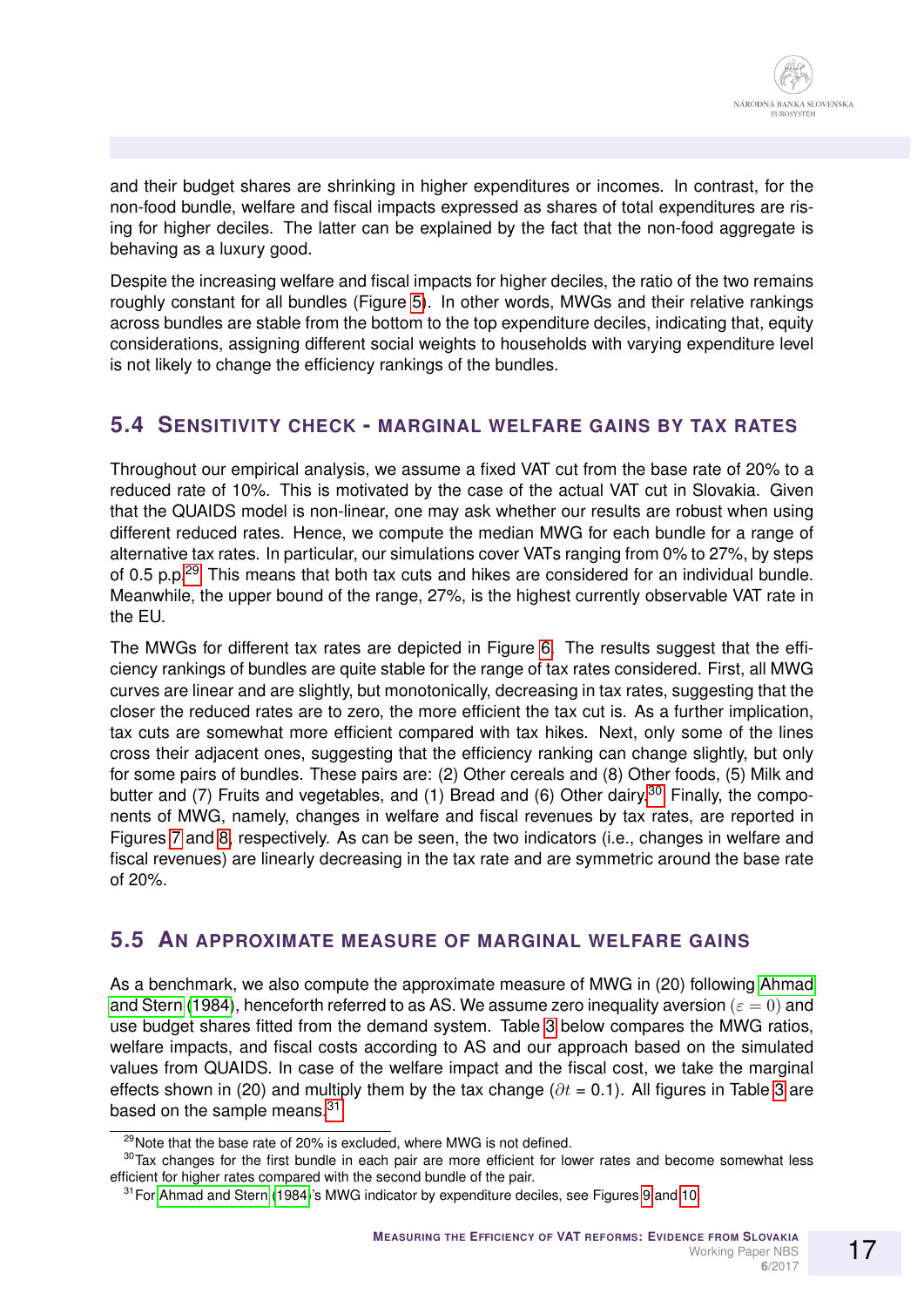and their budget shares are shrinking in higher expenditures or incomes. In contrast, for the non-food bundle, welfare and fiscal impacts expressed as shares of total expenditures are rising for higher deciles. The latter can be explained by the fact that the non-food aggregate is behaving as a luxury good.

Despite the increasing welfare and fiscal impacts for higher deciles, the ratio of the two remains roughly constant for all bundles (Figure 5). In other words, MWGs and their relative rankings across bundles are stable from the bottom to the top expenditure deciles, indicating that, equity considerations, assigning different social weights to households with varying expenditure level is not likely to change the efficiency rankings of the bundles.

## 5.4 Sensitivity check - marginal welfare gains by tax rates

Throughout our empirical analysis, we assume a fixed VAT cut from the base rate of 20% to a reduced rate of 10%. This is motivated by the case of the actual VAT cut in Slovakia. Given that the QUAIDS model is non-linear, one may ask whether our results are robust when using different reduced rates. Hence, we compute the median MWG for each bundle for a range of alternative tax rates. In particular, our simulations cover VATs ranging from 0% to 27%, by steps of 0.5 p.p.[29] This means that both tax cuts and hikes are considered for an individual bundle. Meanwhile, the upper bound of the range, 27%, is the highest currently observable VAT rate in the EU.

The MWGs for different tax rates are depicted in Figure 6. The results suggest that the efficiency rankings of bundles are quite stable for the range of tax rates considered. First, all MWG curves are linear and are slightly, but monotonically, decreasing in tax rates, suggesting that the closer the reduced rates are to zero, the more efficient the tax cut is. As a further implication, tax cuts are somewhat more efficient compared with tax hikes. Next, only some of the lines cross their adjacent ones, suggesting that the efficiency ranking can change slightly, but only for some pairs of bundles. These pairs are: (2) Other cereals and (8) Other foods, (5) Milk and butter and (7) Fruits and vegetables, and (1) Bread and (6) Other dairy.[30] Finally, the components of MWG, namely, changes in welfare and fiscal revenues by tax rates, are reported in Figures 7 and 8, respectively. As can be seen, the two indicators (i.e., changes in welfare and fiscal revenues) are linearly decreasing in the tax rate and are symmetric around the base rate of 20%.

## 5.5 An approximate measure of marginal welfare gains

As a benchmark, we also compute the approximate measure of MWG in (20) following Ahmad and Stern (1984), henceforth referred to as AS. We assume zero inequality aversion ($\varepsilon = 0$) and use budget shares fitted from the demand system. Table 3 below compares the MWG ratios, welfare impacts, and fiscal costs according to AS and our approach based on the simulated values from QUAIDS. In case of the welfare impact and the fiscal cost, we take the marginal effects shown in (20) and multiply them by the tax change ($\partial t$ = 0.1). All figures in Table 3 are based on the sample means.[31]

[29] Note that the base rate of 20% is excluded, where MWG is not defined.

[30] Tax changes for the first bundle in each pair are more efficient for lower rates and become somewhat less efficient for higher rates compared with the second bundle of the pair.

[31] For Ahmad and Stern (1984)'s MWG indicator by expenditure deciles, see Figures 9 and 10.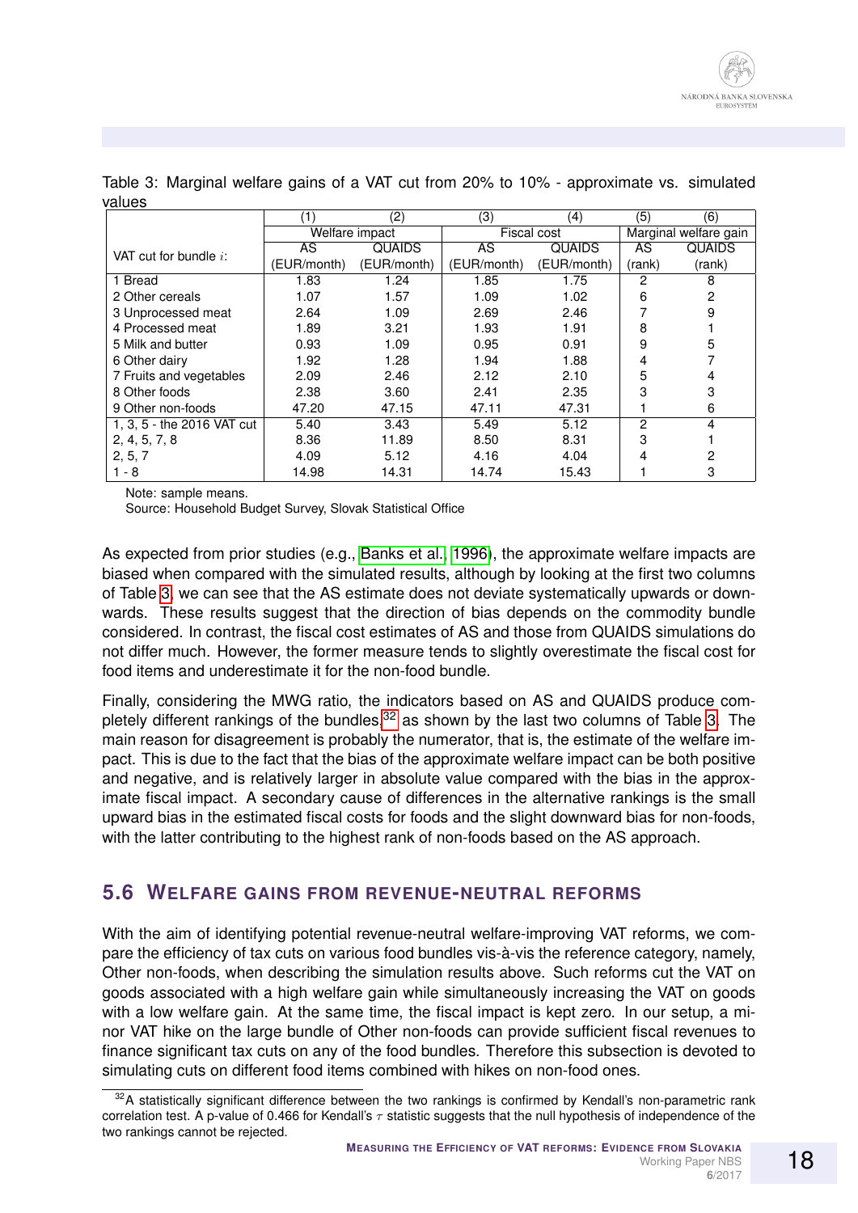Table 3: Marginal welfare gains of a VAT cut from 20% to 10% - approximate vs. simulated values

| VAT cut for bundle $i$: | (1) | (2) | (3) | (4) | (5) | (6) |
|---|---|---|---|---|---|---|
| | Welfare impact | | Fiscal cost | | Marginal welfare gain | |
| | AS (EUR/month) | QUAIDS (EUR/month) | AS (EUR/month) | QUAIDS (EUR/month) | AS (rank) | QUAIDS (rank) |
| 1 Bread | 1.83 | 1.24 | 1.85 | 1.75 | 2 | 8 |
| 2 Other cereals | 1.07 | 1.57 | 1.09 | 1.02 | 6 | 2 |
| 3 Unprocessed meat | 2.64 | 1.09 | 2.69 | 2.46 | 7 | 9 |
| 4 Processed meat | 1.89 | 3.21 | 1.93 | 1.91 | 8 | 1 |
| 5 Milk and butter | 0.93 | 1.09 | 0.95 | 0.91 | 9 | 5 |
| 6 Other dairy | 1.92 | 1.28 | 1.94 | 1.88 | 4 | 7 |
| 7 Fruits and vegetables | 2.09 | 2.46 | 2.12 | 2.10 | 5 | 4 |
| 8 Other foods | 2.38 | 3.60 | 2.41 | 2.35 | 3 | 3 |
| 9 Other non-foods | 47.20 | 47.15 | 47.11 | 47.31 | 1 | 6 |
| 1, 3, 5 - the 2016 VAT cut | 5.40 | 3.43 | 5.49 | 5.12 | 2 | 4 |
| 2, 4, 5, 7, 8 | 8.36 | 11.89 | 8.50 | 8.31 | 3 | 1 |
| 2, 5, 7 | 4.09 | 5.12 | 4.16 | 4.04 | 4 | 2 |
| 1 - 8 | 14.98 | 14.31 | 14.74 | 15.43 | 1 | 3 |

Note: sample means.
Source: Household Budget Survey, Slovak Statistical Office

As expected from prior studies (e.g., Banks et al., 1996), the approximate welfare impacts are biased when compared with the simulated results, although by looking at the first two columns of Table 3, we can see that the AS estimate does not deviate systematically upwards or downwards. These results suggest that the direction of bias depends on the commodity bundle considered. In contrast, the fiscal cost estimates of AS and those from QUAIDS simulations do not differ much. However, the former measure tends to slightly overestimate the fiscal cost for food items and underestimate it for the non-food bundle.

Finally, considering the MWG ratio, the indicators based on AS and QUAIDS produce completely different rankings of the bundles,[32] as shown by the last two columns of Table 3. The main reason for disagreement is probably the numerator, that is, the estimate of the welfare impact. This is due to the fact that the bias of the approximate welfare impact can be both positive and negative, and is relatively larger in absolute value compared with the bias in the approximate fiscal impact. A secondary cause of differences in the alternative rankings is the small upward bias in the estimated fiscal costs for foods and the slight downward bias for non-foods, with the latter contributing to the highest rank of non-foods based on the AS approach.

## 5.6 Welfare gains from revenue-neutral reforms

With the aim of identifying potential revenue-neutral welfare-improving VAT reforms, we compare the efficiency of tax cuts on various food bundles vis-à-vis the reference category, namely, Other non-foods, when describing the simulation results above. Such reforms cut the VAT on goods associated with a high welfare gain while simultaneously increasing the VAT on goods with a low welfare gain. At the same time, the fiscal impact is kept zero. In our setup, a minor VAT hike on the large bundle of Other non-foods can provide sufficient fiscal revenues to finance significant tax cuts on any of the food bundles. Therefore this subsection is devoted to simulating cuts on different food items combined with hikes on non-food ones.

[32] A statistically significant difference between the two rankings is confirmed by Kendall's non-parametric rank correlation test. A p-value of 0.466 for Kendall's $\tau$ statistic suggests that the null hypothesis of independence of the two rankings cannot be rejected.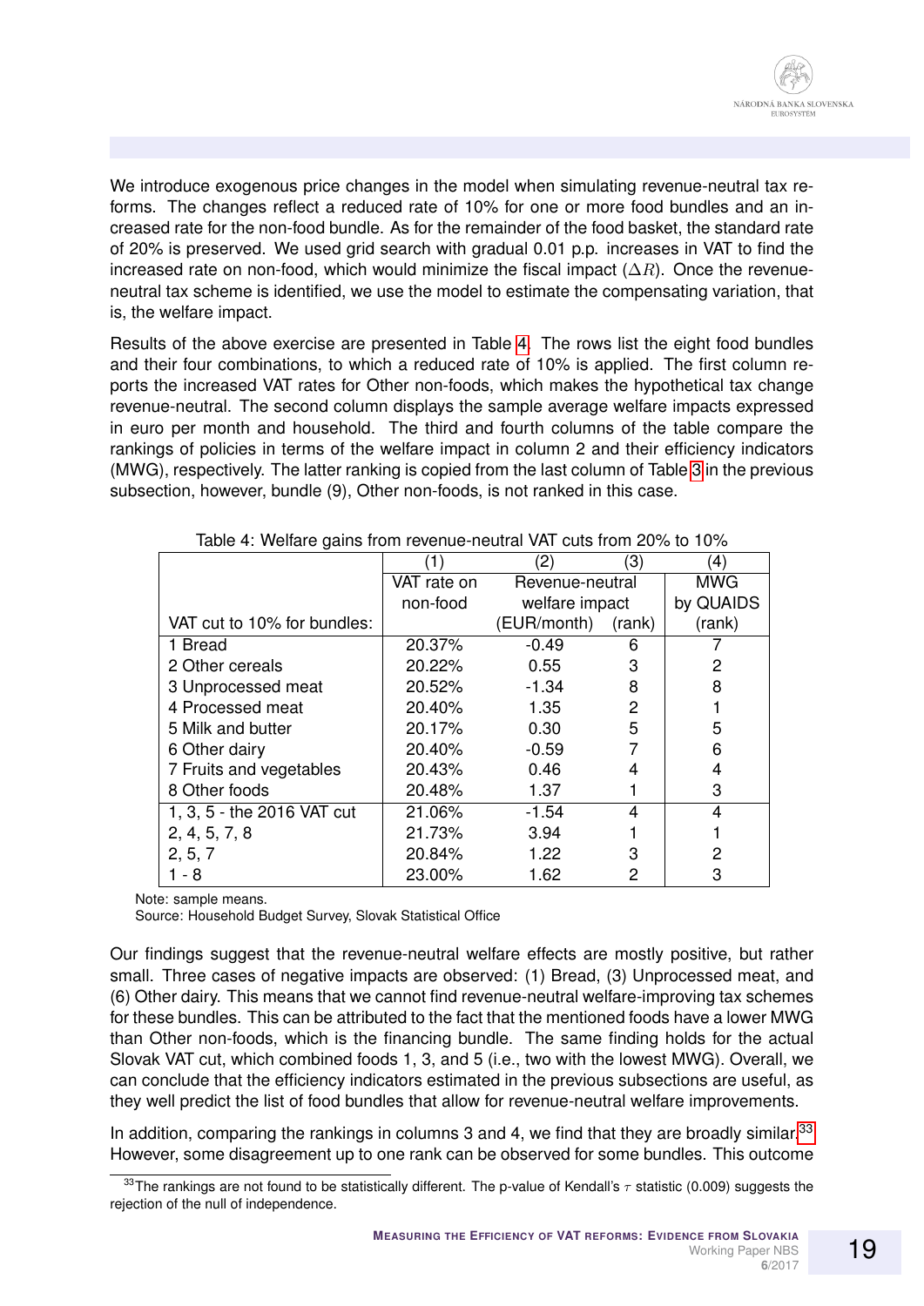We introduce exogenous price changes in the model when simulating revenue-neutral tax reforms. The changes reflect a reduced rate of 10% for one or more food bundles and an increased rate for the non-food bundle. As for the remainder of the food basket, the standard rate of 20% is preserved. We used grid search with gradual 0.01 p.p. increases in VAT to find the increased rate on non-food, which would minimize the fiscal impact ($\Delta R$). Once the revenue-neutral tax scheme is identified, we use the model to estimate the compensating variation, that is, the welfare impact.

Results of the above exercise are presented in Table 4. The rows list the eight food bundles and their four combinations, to which a reduced rate of 10% is applied. The first column reports the increased VAT rates for Other non-foods, which makes the hypothetical tax change revenue-neutral. The second column displays the sample average welfare impacts expressed in euro per month and household. The third and fourth columns of the table compare the rankings of policies in terms of the welfare impact in column 2 and their efficiency indicators (MWG), respectively. The latter ranking is copied from the last column of Table 3 in the previous subsection, however, bundle (9), Other non-foods, is not ranked in this case.

Table 4: Welfare gains from revenue-neutral VAT cuts from 20% to 10%

| | (1) | (2) | (3) | (4) |
|---|---|---|---|---|
| | VAT rate on non-food | Revenue-neutral welfare impact | | MWG by QUAIDS |
| VAT cut to 10% for bundles: | | (EUR/month) | (rank) | (rank) |
| 1 Bread | 20.37% | -0.49 | 6 | 7 |
| 2 Other cereals | 20.22% | 0.55 | 3 | 2 |
| 3 Unprocessed meat | 20.52% | -1.34 | 8 | 8 |
| 4 Processed meat | 20.40% | 1.35 | 2 | 1 |
| 5 Milk and butter | 20.17% | 0.30 | 5 | 5 |
| 6 Other dairy | 20.40% | -0.59 | 7 | 6 |
| 7 Fruits and vegetables | 20.43% | 0.46 | 4 | 4 |
| 8 Other foods | 20.48% | 1.37 | 1 | 3 |
| 1, 3, 5 - the 2016 VAT cut | 21.06% | -1.54 | 4 | 4 |
| 2, 4, 5, 7, 8 | 21.73% | 3.94 | 1 | 1 |
| 2, 5, 7 | 20.84% | 1.22 | 3 | 2 |
| 1 - 8 | 23.00% | 1.62 | 2 | 3 |

Note: sample means.
Source: Household Budget Survey, Slovak Statistical Office

Our findings suggest that the revenue-neutral welfare effects are mostly positive, but rather small. Three cases of negative impacts are observed: (1) Bread, (3) Unprocessed meat, and (6) Other dairy. This means that we cannot find revenue-neutral welfare-improving tax schemes for these bundles. This can be attributed to the fact that the mentioned foods have a lower MWG than Other non-foods, which is the financing bundle. The same finding holds for the actual Slovak VAT cut, which combined foods 1, 3, and 5 (i.e., two with the lowest MWG). Overall, we can conclude that the efficiency indicators estimated in the previous subsections are useful, as they well predict the list of food bundles that allow for revenue-neutral welfare improvements.

In addition, comparing the rankings in columns 3 and 4, we find that they are broadly similar.[33] However, some disagreement up to one rank can be observed for some bundles. This outcome

[33] The rankings are not found to be statistically different. The p-value of Kendall's $\tau$ statistic (0.009) suggests the rejection of the null of independence.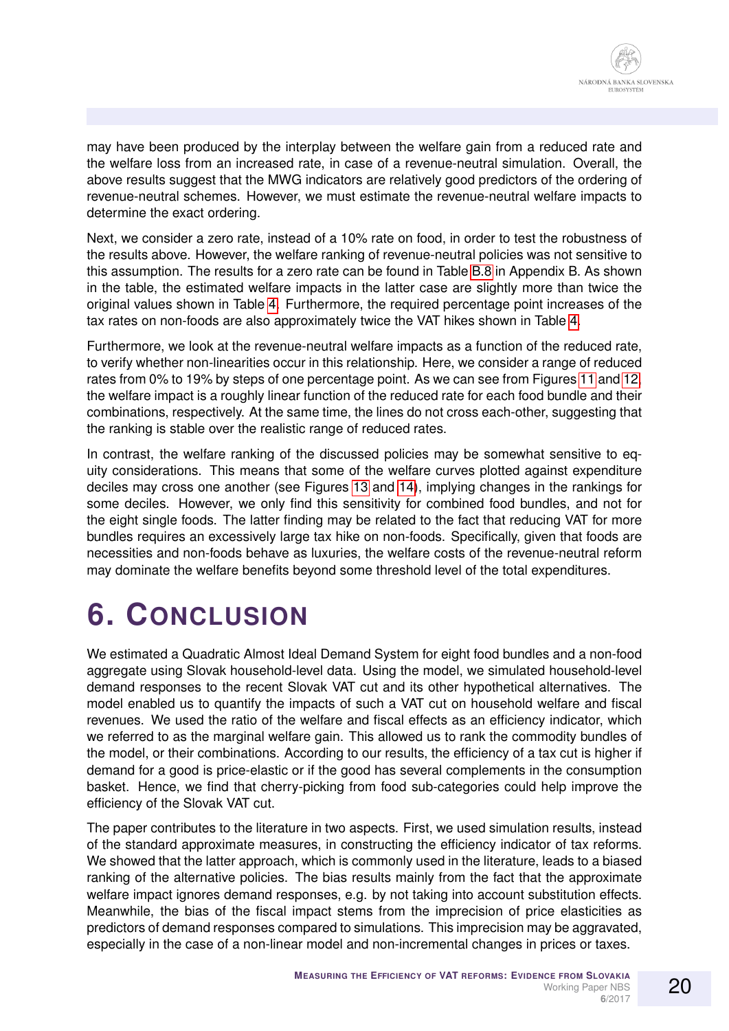may have been produced by the interplay between the welfare gain from a reduced rate and the welfare loss from an increased rate, in case of a revenue-neutral simulation. Overall, the above results suggest that the MWG indicators are relatively good predictors of the ordering of revenue-neutral schemes. However, we must estimate the revenue-neutral welfare impacts to determine the exact ordering.

Next, we consider a zero rate, instead of a 10% rate on food, in order to test the robustness of the results above. However, the welfare ranking of revenue-neutral policies was not sensitive to this assumption. The results for a zero rate can be found in Table B.8 in Appendix B. As shown in the table, the estimated welfare impacts in the latter case are slightly more than twice the original values shown in Table 4. Furthermore, the required percentage point increases of the tax rates on non-foods are also approximately twice the VAT hikes shown in Table 4.

Furthermore, we look at the revenue-neutral welfare impacts as a function of the reduced rate, to verify whether non-linearities occur in this relationship. Here, we consider a range of reduced rates from 0% to 19% by steps of one percentage point. As we can see from Figures 11 and 12, the welfare impact is a roughly linear function of the reduced rate for each food bundle and their combinations, respectively. At the same time, the lines do not cross each-other, suggesting that the ranking is stable over the realistic range of reduced rates.

In contrast, the welfare ranking of the discussed policies may be somewhat sensitive to equity considerations. This means that some of the welfare curves plotted against expenditure deciles may cross one another (see Figures 13 and 14), implying changes in the rankings for some deciles. However, we only find this sensitivity for combined food bundles, and not for the eight single foods. The latter finding may be related to the fact that reducing VAT for more bundles requires an excessively large tax hike on non-foods. Specifically, given that foods are necessities and non-foods behave as luxuries, the welfare costs of the revenue-neutral reform may dominate the welfare benefits beyond some threshold level of the total expenditures.

# 6. Conclusion

We estimated a Quadratic Almost Ideal Demand System for eight food bundles and a non-food aggregate using Slovak household-level data. Using the model, we simulated household-level demand responses to the recent Slovak VAT cut and its other hypothetical alternatives. The model enabled us to quantify the impacts of such a VAT cut on household welfare and fiscal revenues. We used the ratio of the welfare and fiscal effects as an efficiency indicator, which we referred to as the marginal welfare gain. This allowed us to rank the commodity bundles of the model, or their combinations. According to our results, the efficiency of a tax cut is higher if demand for a good is price-elastic or if the good has several complements in the consumption basket. Hence, we find that cherry-picking from food sub-categories could help improve the efficiency of the Slovak VAT cut.

The paper contributes to the literature in two aspects. First, we used simulation results, instead of the standard approximate measures, in constructing the efficiency indicator of tax reforms. We showed that the latter approach, which is commonly used in the literature, leads to a biased ranking of the alternative policies. The bias results mainly from the fact that the approximate welfare impact ignores demand responses, e.g. by not taking into account substitution effects. Meanwhile, the bias of the fiscal impact stems from the imprecision of price elasticities as predictors of demand responses compared to simulations. This imprecision may be aggravated, especially in the case of a non-linear model and non-incremental changes in prices or taxes.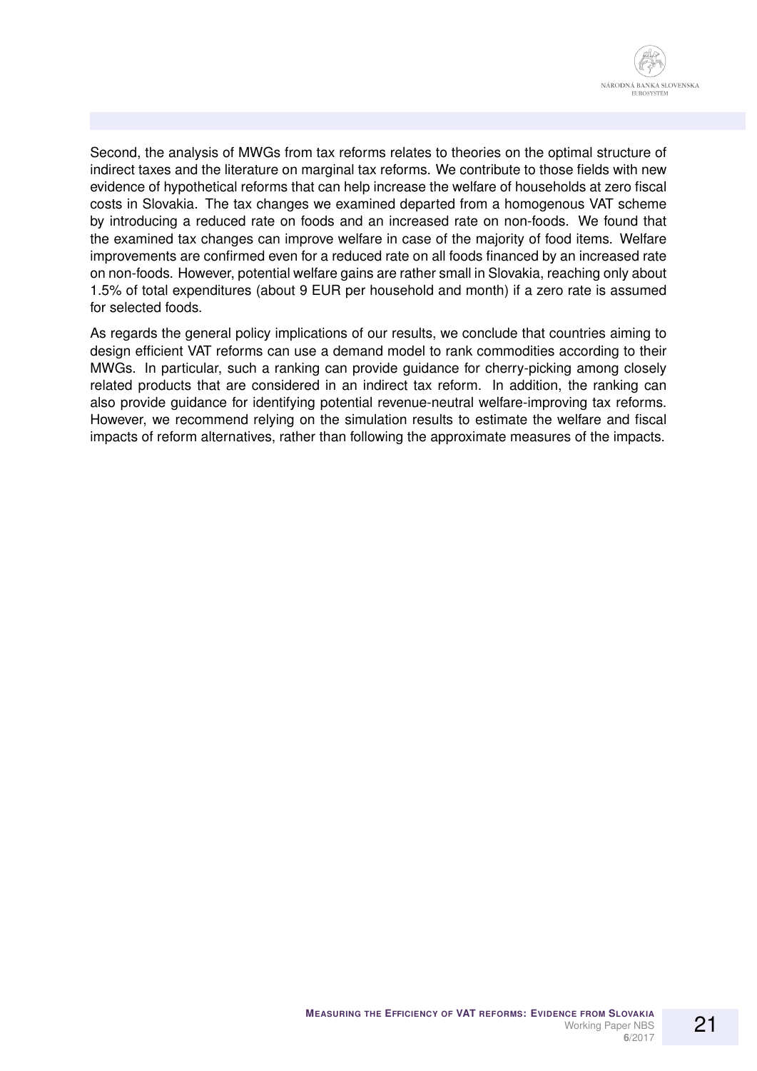Second, the analysis of MWGs from tax reforms relates to theories on the optimal structure of indirect taxes and the literature on marginal tax reforms. We contribute to those fields with new evidence of hypothetical reforms that can help increase the welfare of households at zero fiscal costs in Slovakia. The tax changes we examined departed from a homogenous VAT scheme by introducing a reduced rate on foods and an increased rate on non-foods. We found that the examined tax changes can improve welfare in case of the majority of food items. Welfare improvements are confirmed even for a reduced rate on all foods financed by an increased rate on non-foods. However, potential welfare gains are rather small in Slovakia, reaching only about 1.5% of total expenditures (about 9 EUR per household and month) if a zero rate is assumed for selected foods.

As regards the general policy implications of our results, we conclude that countries aiming to design efficient VAT reforms can use a demand model to rank commodities according to their MWGs. In particular, such a ranking can provide guidance for cherry-picking among closely related products that are considered in an indirect tax reform. In addition, the ranking can also provide guidance for identifying potential revenue-neutral welfare-improving tax reforms. However, we recommend relying on the simulation results to estimate the welfare and fiscal impacts of reform alternatives, rather than following the approximate measures of the impacts.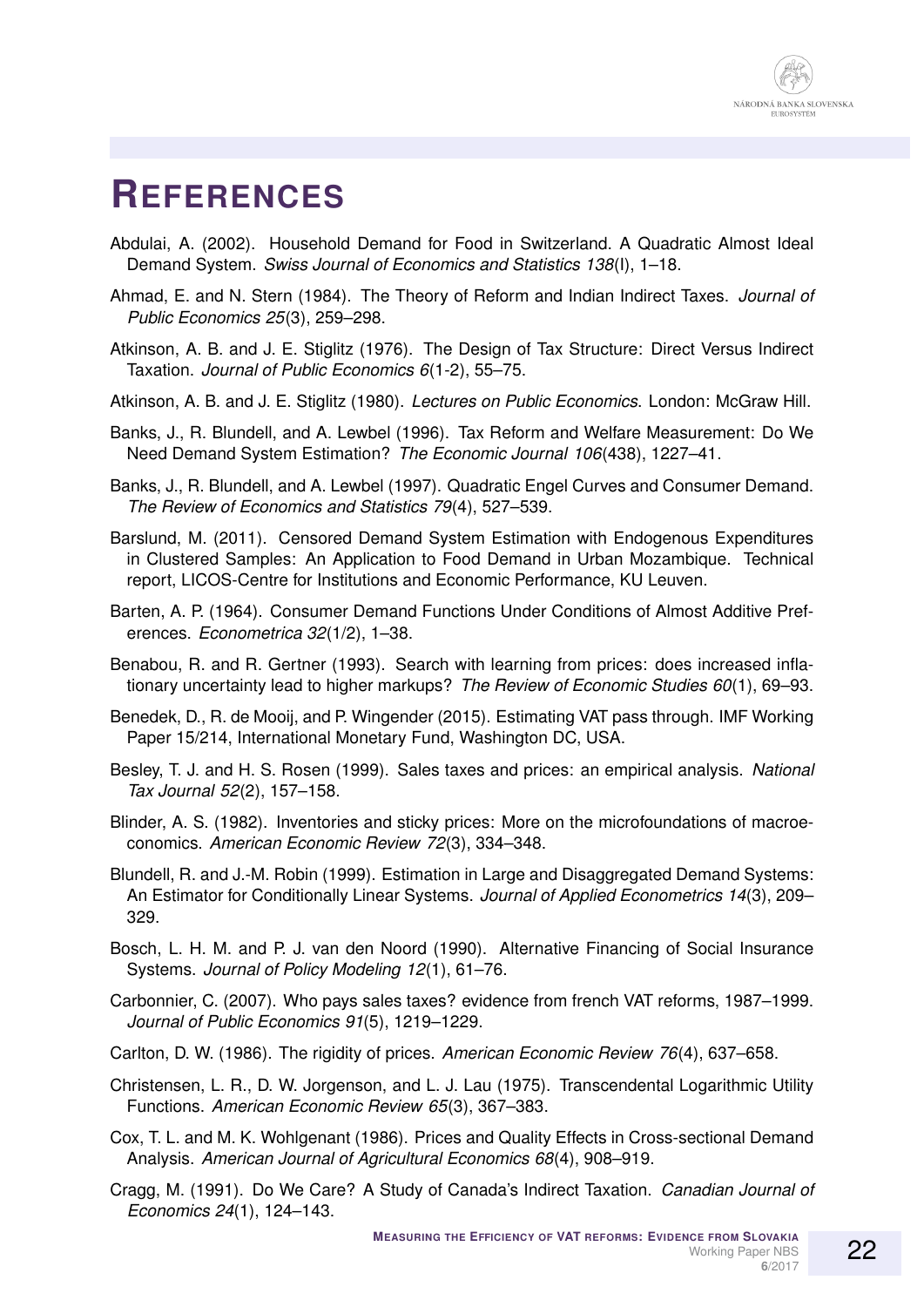# References

Abdulai, A. (2002). Household Demand for Food in Switzerland. A Quadratic Almost Ideal Demand System. *Swiss Journal of Economics and Statistics 138*(I), 1–18.

Ahmad, E. and N. Stern (1984). The Theory of Reform and Indian Indirect Taxes. *Journal of Public Economics 25*(3), 259–298.

Atkinson, A. B. and J. E. Stiglitz (1976). The Design of Tax Structure: Direct Versus Indirect Taxation. *Journal of Public Economics 6*(1-2), 55–75.

Atkinson, A. B. and J. E. Stiglitz (1980). *Lectures on Public Economics*. London: McGraw Hill.

Banks, J., R. Blundell, and A. Lewbel (1996). Tax Reform and Welfare Measurement: Do We Need Demand System Estimation? *The Economic Journal 106*(438), 1227–41.

Banks, J., R. Blundell, and A. Lewbel (1997). Quadratic Engel Curves and Consumer Demand. *The Review of Economics and Statistics 79*(4), 527–539.

Barslund, M. (2011). Censored Demand System Estimation with Endogenous Expenditures in Clustered Samples: An Application to Food Demand in Urban Mozambique. Technical report, LICOS-Centre for Institutions and Economic Performance, KU Leuven.

Barten, A. P. (1964). Consumer Demand Functions Under Conditions of Almost Additive Preferences. *Econometrica 32*(1/2), 1–38.

Benabou, R. and R. Gertner (1993). Search with learning from prices: does increased inflationary uncertainty lead to higher markups? *The Review of Economic Studies 60*(1), 69–93.

Benedek, D., R. de Mooij, and P. Wingender (2015). Estimating VAT pass through. IMF Working Paper 15/214, International Monetary Fund, Washington DC, USA.

Besley, T. J. and H. S. Rosen (1999). Sales taxes and prices: an empirical analysis. *National Tax Journal 52*(2), 157–158.

Blinder, A. S. (1982). Inventories and sticky prices: More on the microfoundations of macroeconomics. *American Economic Review 72*(3), 334–348.

Blundell, R. and J.-M. Robin (1999). Estimation in Large and Disaggregated Demand Systems: An Estimator for Conditionally Linear Systems. *Journal of Applied Econometrics 14*(3), 209–329.

Bosch, L. H. M. and P. J. van den Noord (1990). Alternative Financing of Social Insurance Systems. *Journal of Policy Modeling 12*(1), 61–76.

Carbonnier, C. (2007). Who pays sales taxes? evidence from french VAT reforms, 1987–1999. *Journal of Public Economics 91*(5), 1219–1229.

Carlton, D. W. (1986). The rigidity of prices. *American Economic Review 76*(4), 637–658.

Christensen, L. R., D. W. Jorgenson, and L. J. Lau (1975). Transcendental Logarithmic Utility Functions. *American Economic Review 65*(3), 367–383.

Cox, T. L. and M. K. Wohlgenant (1986). Prices and Quality Effects in Cross-sectional Demand Analysis. *American Journal of Agricultural Economics 68*(4), 908–919.

Cragg, M. (1991). Do We Care? A Study of Canada's Indirect Taxation. *Canadian Journal of Economics 24*(1), 124–143.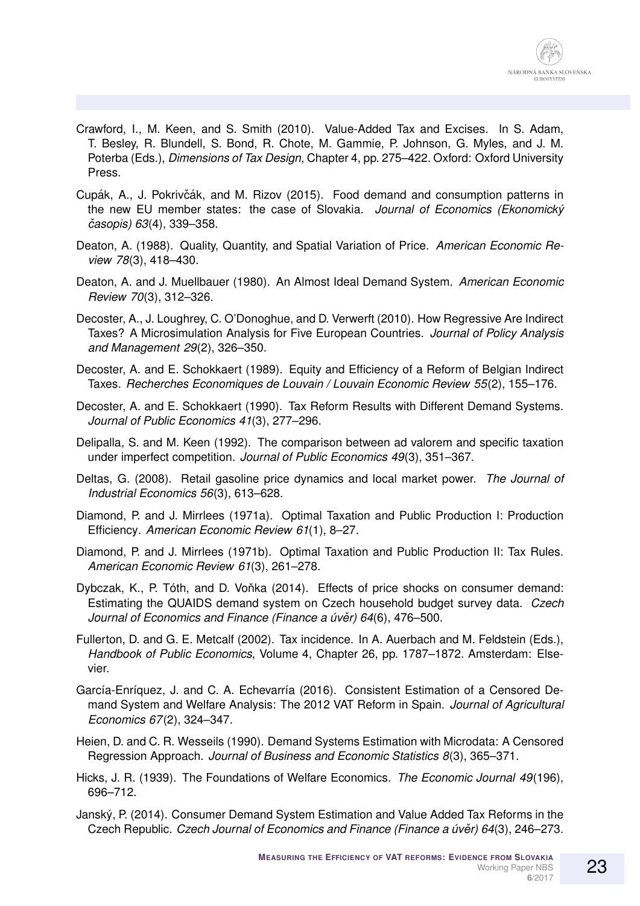Crawford, I., M. Keen, and S. Smith (2010). Value-Added Tax and Excises. In S. Adam, T. Besley, R. Blundell, S. Bond, R. Chote, M. Gammie, P. Johnson, G. Myles, and J. M. Poterba (Eds.), *Dimensions of Tax Design*, Chapter 4, pp. 275–422. Oxford: Oxford University Press.

Cupák, A., J. Pokrivčák, and M. Rizov (2015). Food demand and consumption patterns in the new EU member states: the case of Slovakia. *Journal of Economics (Ekonomický časopis) 63*(4), 339–358.

Deaton, A. (1988). Quality, Quantity, and Spatial Variation of Price. *American Economic Review 78*(3), 418–430.

Deaton, A. and J. Muellbauer (1980). An Almost Ideal Demand System. *American Economic Review 70*(3), 312–326.

Decoster, A., J. Loughrey, C. O'Donoghue, and D. Verwerft (2010). How Regressive Are Indirect Taxes? A Microsimulation Analysis for Five European Countries. *Journal of Policy Analysis and Management 29*(2), 326–350.

Decoster, A. and E. Schokkaert (1989). Equity and Efficiency of a Reform of Belgian Indirect Taxes. *Recherches Economiques de Louvain / Louvain Economic Review 55*(2), 155–176.

Decoster, A. and E. Schokkaert (1990). Tax Reform Results with Different Demand Systems. *Journal of Public Economics 41*(3), 277–296.

Delipalla, S. and M. Keen (1992). The comparison between ad valorem and specific taxation under imperfect competition. *Journal of Public Economics 49*(3), 351–367.

Deltas, G. (2008). Retail gasoline price dynamics and local market power. *The Journal of Industrial Economics 56*(3), 613–628.

Diamond, P. and J. Mirrlees (1971a). Optimal Taxation and Public Production I: Production Efficiency. *American Economic Review 61*(1), 8–27.

Diamond, P. and J. Mirrlees (1971b). Optimal Taxation and Public Production II: Tax Rules. *American Economic Review 61*(3), 261–278.

Dybczak, K., P. Tóth, and D. Voňka (2014). Effects of price shocks on consumer demand: Estimating the QUAIDS demand system on Czech household budget survey data. *Czech Journal of Economics and Finance (Finance a úvěr) 64*(6), 476–500.

Fullerton, D. and G. E. Metcalf (2002). Tax incidence. In A. Auerbach and M. Feldstein (Eds.), *Handbook of Public Economics*, Volume 4, Chapter 26, pp. 1787–1872. Amsterdam: Elsevier.

García-Enríquez, J. and C. A. Echevarría (2016). Consistent Estimation of a Censored Demand System and Welfare Analysis: The 2012 VAT Reform in Spain. *Journal of Agricultural Economics 67*(2), 324–347.

Heien, D. and C. R. Wesseils (1990). Demand Systems Estimation with Microdata: A Censored Regression Approach. *Journal of Business and Economic Statistics 8*(3), 365–371.

Hicks, J. R. (1939). The Foundations of Welfare Economics. *The Economic Journal 49*(196), 696–712.

Janský, P. (2014). Consumer Demand System Estimation and Value Added Tax Reforms in the Czech Republic. *Czech Journal of Economics and Finance (Finance a úvěr) 64*(3), 246–273.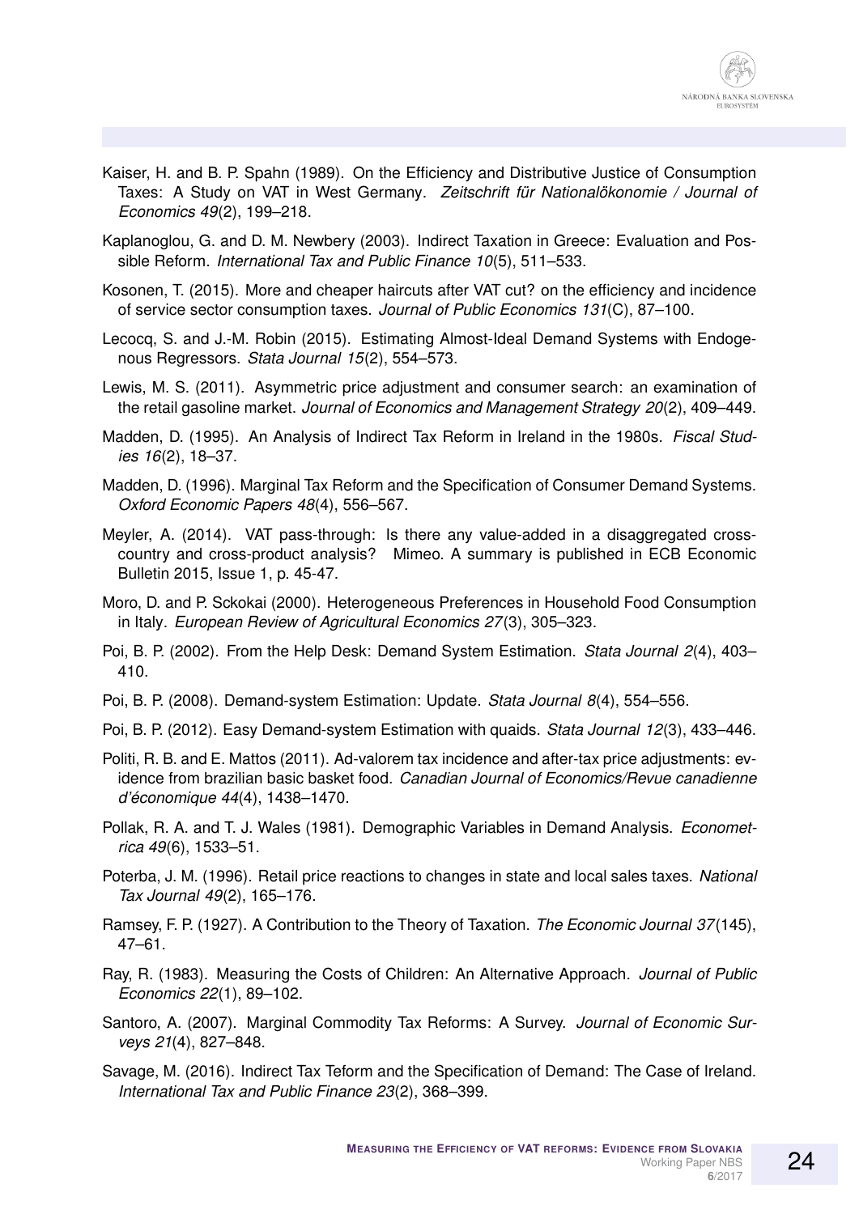Kaiser, H. and B. P. Spahn (1989). On the Efficiency and Distributive Justice of Consumption Taxes: A Study on VAT in West Germany. *Zeitschrift für Nationalökonomie / Journal of Economics 49*(2), 199–218.

Kaplanoglou, G. and D. M. Newbery (2003). Indirect Taxation in Greece: Evaluation and Possible Reform. *International Tax and Public Finance 10*(5), 511–533.

Kosonen, T. (2015). More and cheaper haircuts after VAT cut? on the efficiency and incidence of service sector consumption taxes. *Journal of Public Economics 131*(C), 87–100.

Lecocq, S. and J.-M. Robin (2015). Estimating Almost-Ideal Demand Systems with Endogenous Regressors. *Stata Journal 15*(2), 554–573.

Lewis, M. S. (2011). Asymmetric price adjustment and consumer search: an examination of the retail gasoline market. *Journal of Economics and Management Strategy 20*(2), 409–449.

Madden, D. (1995). An Analysis of Indirect Tax Reform in Ireland in the 1980s. *Fiscal Studies 16*(2), 18–37.

Madden, D. (1996). Marginal Tax Reform and the Specification of Consumer Demand Systems. *Oxford Economic Papers 48*(4), 556–567.

Meyler, A. (2014). VAT pass-through: Is there any value-added in a disaggregated cross-country and cross-product analysis? Mimeo. A summary is published in ECB Economic Bulletin 2015, Issue 1, p. 45-47.

Moro, D. and P. Sckokai (2000). Heterogeneous Preferences in Household Food Consumption in Italy. *European Review of Agricultural Economics 27*(3), 305–323.

Poi, B. P. (2002). From the Help Desk: Demand System Estimation. *Stata Journal 2*(4), 403–410.

Poi, B. P. (2008). Demand-system Estimation: Update. *Stata Journal 8*(4), 554–556.

Poi, B. P. (2012). Easy Demand-system Estimation with quaids. *Stata Journal 12*(3), 433–446.

Politi, R. B. and E. Mattos (2011). Ad-valorem tax incidence and after-tax price adjustments: evidence from brazilian basic basket food. *Canadian Journal of Economics/Revue canadienne d'économique 44*(4), 1438–1470.

Pollak, R. A. and T. J. Wales (1981). Demographic Variables in Demand Analysis. *Econometrica 49*(6), 1533–51.

Poterba, J. M. (1996). Retail price reactions to changes in state and local sales taxes. *National Tax Journal 49*(2), 165–176.

Ramsey, F. P. (1927). A Contribution to the Theory of Taxation. *The Economic Journal 37*(145), 47–61.

Ray, R. (1983). Measuring the Costs of Children: An Alternative Approach. *Journal of Public Economics 22*(1), 89–102.

Santoro, A. (2007). Marginal Commodity Tax Reforms: A Survey. *Journal of Economic Surveys 21*(4), 827–848.

Savage, M. (2016). Indirect Tax Teform and the Specification of Demand: The Case of Ireland. *International Tax and Public Finance 23*(2), 368–399.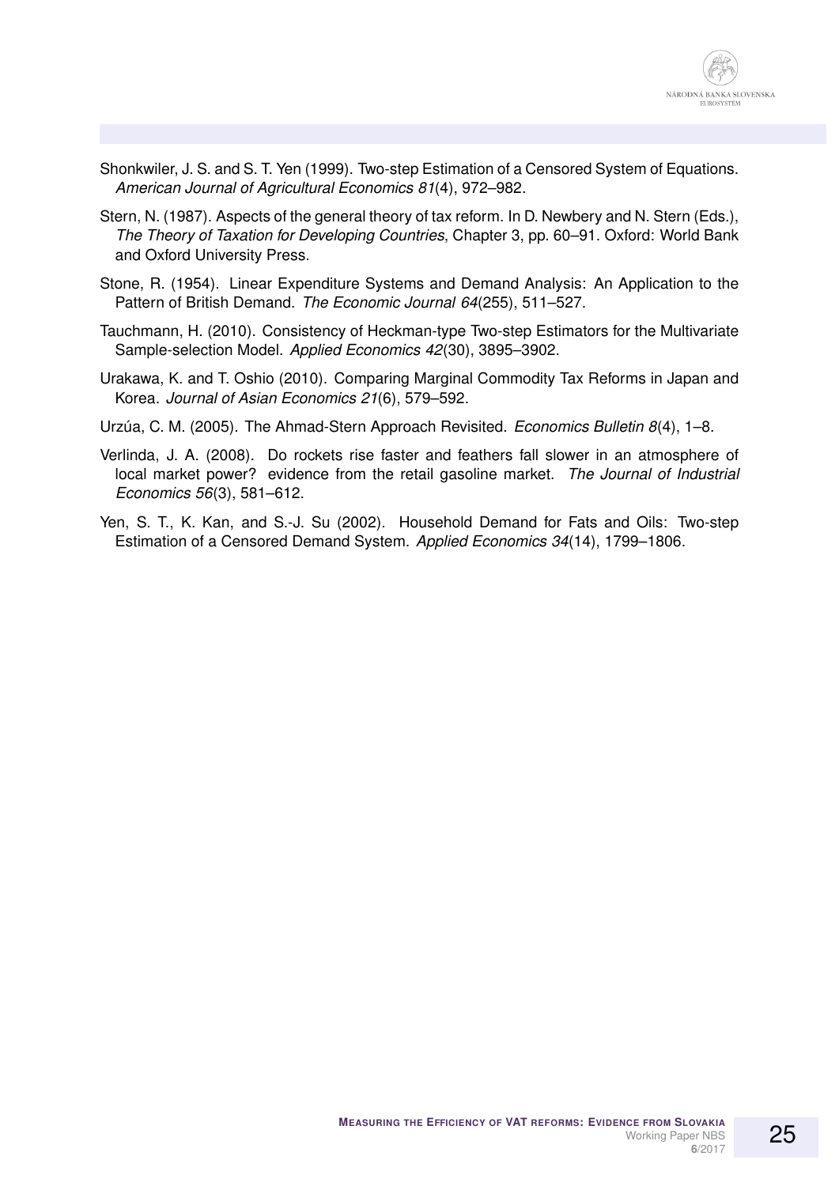Shonkwiler, J. S. and S. T. Yen (1999). Two-step Estimation of a Censored System of Equations. *American Journal of Agricultural Economics 81*(4), 972–982.

Stern, N. (1987). Aspects of the general theory of tax reform. In D. Newbery and N. Stern (Eds.), *The Theory of Taxation for Developing Countries*, Chapter 3, pp. 60–91. Oxford: World Bank and Oxford University Press.

Stone, R. (1954). Linear Expenditure Systems and Demand Analysis: An Application to the Pattern of British Demand. *The Economic Journal 64*(255), 511–527.

Tauchmann, H. (2010). Consistency of Heckman-type Two-step Estimators for the Multivariate Sample-selection Model. *Applied Economics 42*(30), 3895–3902.

Urakawa, K. and T. Oshio (2010). Comparing Marginal Commodity Tax Reforms in Japan and Korea. *Journal of Asian Economics 21*(6), 579–592.

Urzúa, C. M. (2005). The Ahmad-Stern Approach Revisited. *Economics Bulletin 8*(4), 1–8.

Verlinda, J. A. (2008). Do rockets rise faster and feathers fall slower in an atmosphere of local market power? evidence from the retail gasoline market. *The Journal of Industrial Economics 56*(3), 581–612.

Yen, S. T., K. Kan, and S.-J. Su (2002). Household Demand for Fats and Oils: Two-step Estimation of a Censored Demand System. *Applied Economics 34*(14), 1799–1806.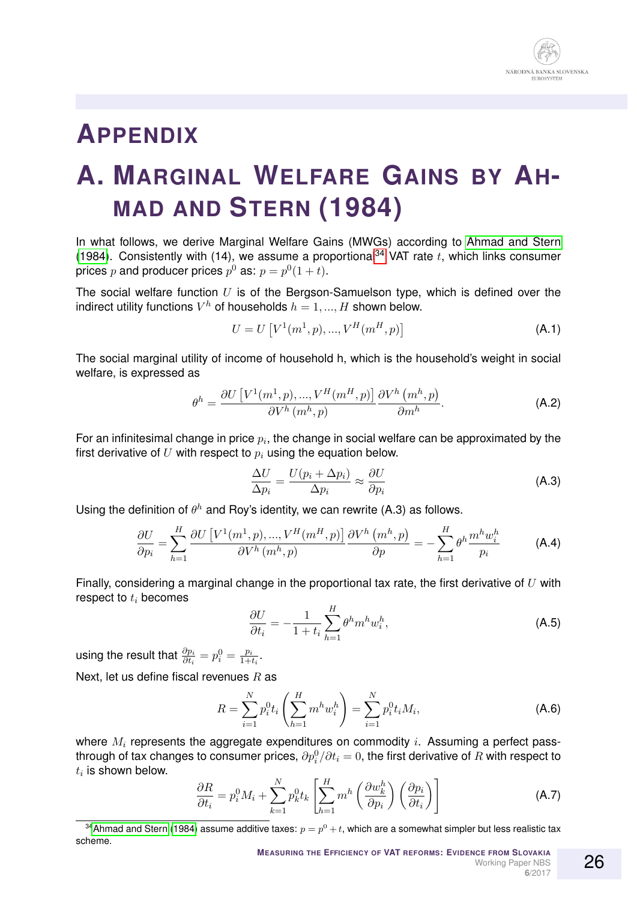# Appendix

# A. Marginal Welfare Gains by Ahmad and Stern (1984)

In what follows, we derive Marginal Welfare Gains (MWGs) according to Ahmad and Stern (1984). Consistently with (14), we assume a proportional[34] VAT rate $t$, which links consumer prices $p$ and producer prices $p^0$ as: $p = p^0(1+t)$.

The social welfare function $U$ is of the Bergson-Samuelson type, which is defined over the indirect utility functions $V^h$ of households $h = 1, ..., H$ shown below.

$$U = U\left[V^1(m^1, p), ..., V^H(m^H, p)\right] \tag{A.1}$$

The social marginal utility of income of household h, which is the household's weight in social welfare, is expressed as

$$\theta^h = \frac{\partial U\left[V^1(m^1, p), ..., V^H(m^H, p)\right]}{\partial V^h\left(m^h, p\right)} \frac{\partial V^h\left(m^h, p\right)}{\partial m^h}. \tag{A.2}$$

For an infinitesimal change in price $p_i$, the change in social welfare can be approximated by the first derivative of $U$ with respect to $p_i$ using the equation below.

$$\frac{\Delta U}{\Delta p_i} = \frac{U(p_i + \Delta p_i)}{\Delta p_i} \approx \frac{\partial U}{\partial p_i} \tag{A.3}$$

Using the definition of $\theta^h$ and Roy's identity, we can rewrite (A.3) as follows.

$$\frac{\partial U}{\partial p_i} = \sum_{h=1}^{H} \frac{\partial U\left[V^1(m^1, p), ..., V^H(m^H, p)\right]}{\partial V^h\left(m^h, p\right)} \frac{\partial V^h\left(m^h, p\right)}{\partial p} = -\sum_{h=1}^{H} \theta^h \frac{m^h w_i^h}{p_i} \tag{A.4}$$

Finally, considering a marginal change in the proportional tax rate, the first derivative of $U$ with respect to $t_i$ becomes

$$\frac{\partial U}{\partial t_i} = -\frac{1}{1+t_i} \sum_{h=1}^{H} \theta^h m^h w_i^h, \tag{A.5}$$

using the result that $\frac{\partial p_i}{\partial t_i} = p_i^0 = \frac{p_i}{1+t_i}$.

Next, let us define fiscal revenues $R$ as

$$R = \sum_{i=1}^{N} p_i^0 t_i \left(\sum_{h=1}^{H} m^h w_i^h\right) = \sum_{i=1}^{N} p_i^0 t_i M_i, \tag{A.6}$$

where $M_i$ represents the aggregate expenditures on commodity $i$. Assuming a perfect pass-through of tax changes to consumer prices, $\partial p_i^0 / \partial t_i = 0$, the first derivative of $R$ with respect to $t_i$ is shown below.

$$\frac{\partial R}{\partial t_i} = p_i^0 M_i + \sum_{k=1}^{N} p_k^0 t_k \left[\sum_{h=1}^{H} m^h \left(\frac{\partial w_k^h}{\partial p_i}\right) \left(\frac{\partial p_i}{\partial t_i}\right)\right] \tag{A.7}$$

---

[34] Ahmad and Stern (1984) assume additive taxes: $p = p^0 + t$, which are a somewhat simpler but less realistic tax scheme.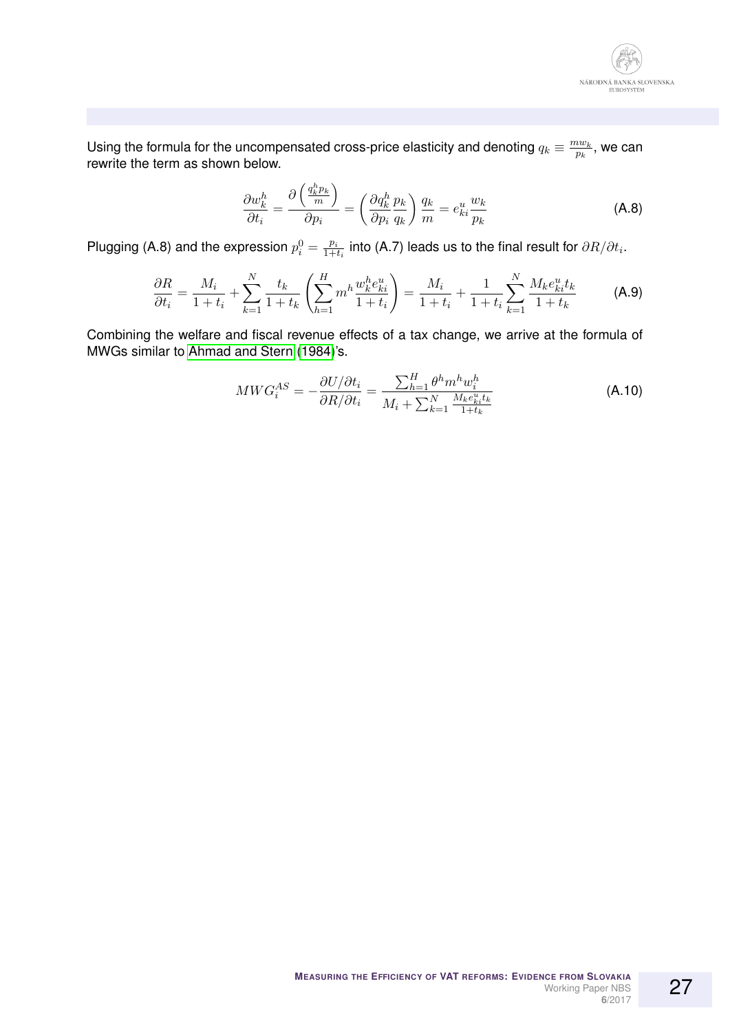Using the formula for the uncompensated cross-price elasticity and denoting $q_k \equiv \frac{mw_k}{p_k}$, we can rewrite the term as shown below.

$$\frac{\partial w_k^h}{\partial t_i} = \frac{\partial \left(\frac{q_k^h p_k}{m}\right)}{\partial p_i} = \left(\frac{\partial q_k^h}{\partial p_i}\frac{p_k}{q_k}\right)\frac{q_k}{m} = e_{ki}^u \frac{w_k}{p_k} \tag{A.8}$$

Plugging (A.8) and the expression $p_i^0 = \frac{p_i}{1+t_i}$ into (A.7) leads us to the final result for $\partial R/\partial t_i$.

$$\frac{\partial R}{\partial t_i} = \frac{M_i}{1+t_i} + \sum_{k=1}^{N} \frac{t_k}{1+t_k}\left(\sum_{h=1}^{H} m^h \frac{w_k^h e_{ki}^u}{1+t_i}\right) = \frac{M_i}{1+t_i} + \frac{1}{1+t_i}\sum_{k=1}^{N}\frac{M_k e_{ki}^u t_k}{1+t_k} \tag{A.9}$$

Combining the welfare and fiscal revenue effects of a tax change, we arrive at the formula of MWGs similar to Ahmad and Stern (1984)'s.

$$MWG_i^{AS} = -\frac{\partial U/\partial t_i}{\partial R/\partial t_i} = \frac{\sum_{h=1}^{H}\theta^h m^h w_i^h}{M_i + \sum_{k=1}^{N}\frac{M_k e_{ki}^u t_k}{1+t_k}} \tag{A.10}$$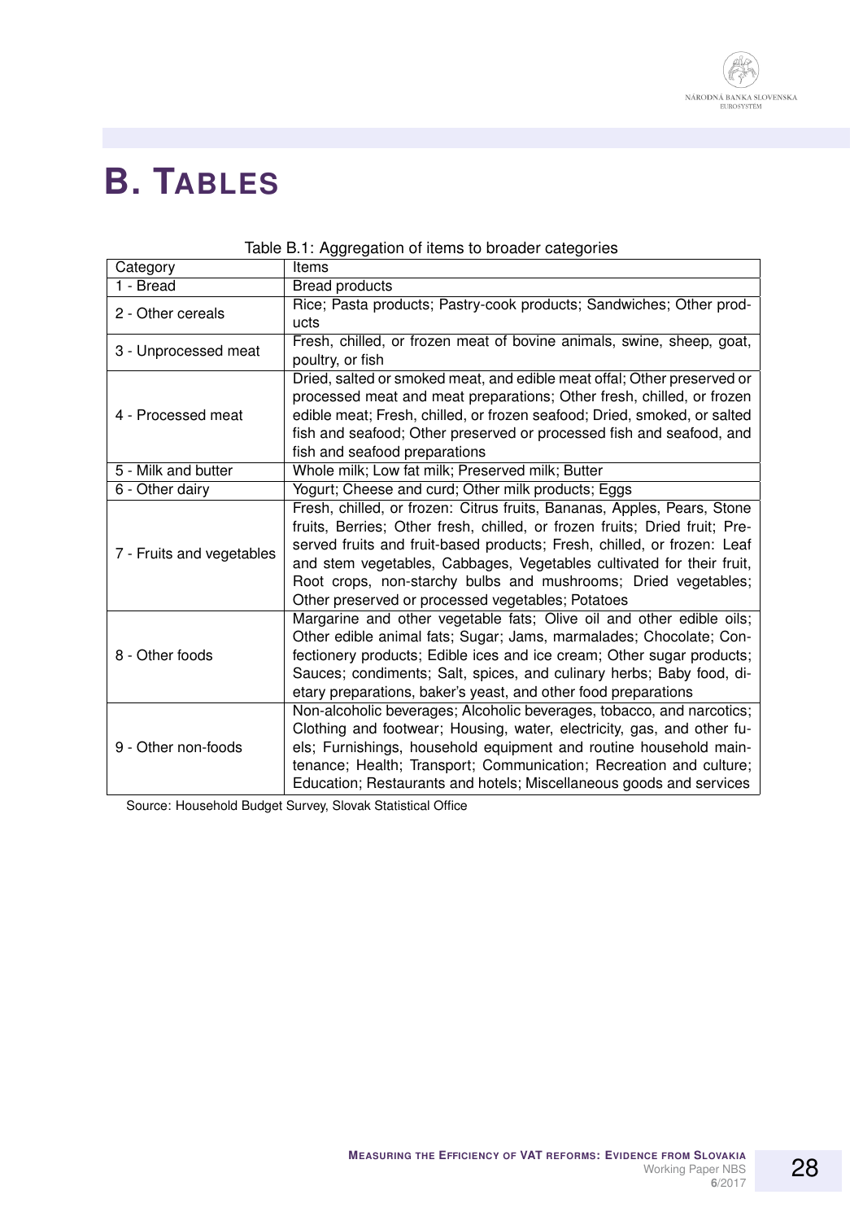# B. Tables

Table B.1: Aggregation of items to broader categories

| Category | Items |
|---|---|
| 1 - Bread | Bread products |
| 2 - Other cereals | Rice; Pasta products; Pastry-cook products; Sandwiches; Other products |
| 3 - Unprocessed meat | Fresh, chilled, or frozen meat of bovine animals, swine, sheep, goat, poultry, or fish |
| 4 - Processed meat | Dried, salted or smoked meat, and edible meat offal; Other preserved or processed meat and meat preparations; Other fresh, chilled, or frozen edible meat; Fresh, chilled, or frozen seafood; Dried, smoked, or salted fish and seafood; Other preserved or processed fish and seafood, and fish and seafood preparations |
| 5 - Milk and butter | Whole milk; Low fat milk; Preserved milk; Butter |
| 6 - Other dairy | Yogurt; Cheese and curd; Other milk products; Eggs |
| 7 - Fruits and vegetables | Fresh, chilled, or frozen: Citrus fruits, Bananas, Apples, Pears, Stone fruits, Berries; Other fresh, chilled, or frozen fruits; Dried fruit; Preserved fruits and fruit-based products; Fresh, chilled, or frozen: Leaf and stem vegetables, Cabbages, Vegetables cultivated for their fruit, Root crops, non-starchy bulbs and mushrooms; Dried vegetables; Other preserved or processed vegetables; Potatoes |
| 8 - Other foods | Margarine and other vegetable fats; Olive oil and other edible oils; Other edible animal fats; Sugar; Jams, marmalades; Chocolate; Confectionery products; Edible ices and ice cream; Other sugar products; Sauces; condiments; Salt, spices, and culinary herbs; Baby food, dietary preparations, baker's yeast, and other food preparations |
| 9 - Other non-foods | Non-alcoholic beverages; Alcoholic beverages, tobacco, and narcotics; Clothing and footwear; Housing, water, electricity, gas, and other fuels; Furnishings, household equipment and routine household maintenance; Health; Transport; Communication; Recreation and culture; Education; Restaurants and hotels; Miscellaneous goods and services |

Source: Household Budget Survey, Slovak Statistical Office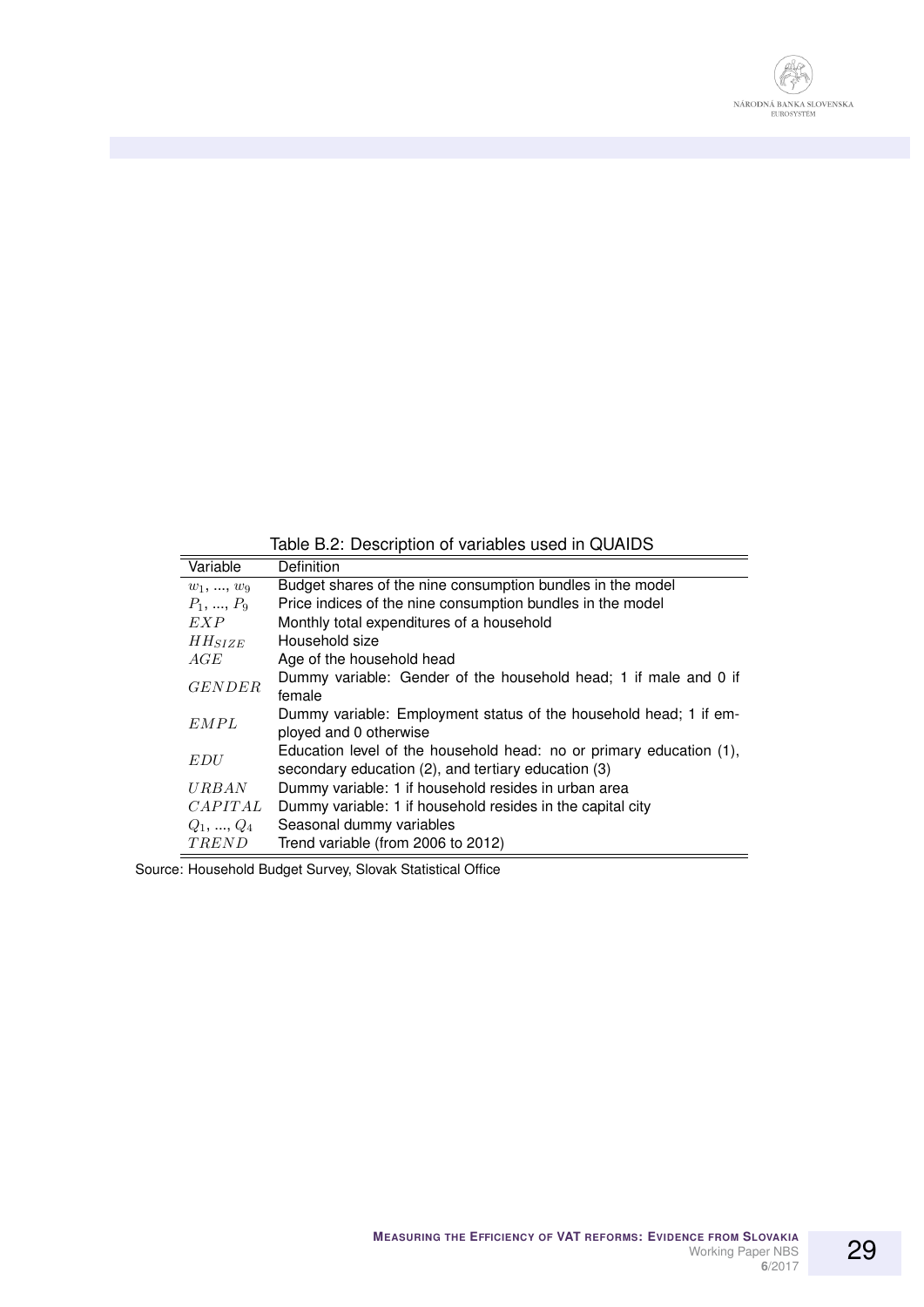Table B.2: Description of variables used in QUAIDS

| Variable | Definition |
|---|---|
| $w_1, ..., w_9$ | Budget shares of the nine consumption bundles in the model |
| $P_1, ..., P_9$ | Price indices of the nine consumption bundles in the model |
| $EXP$ | Monthly total expenditures of a household |
| $HH_{SIZE}$ | Household size |
| $AGE$ | Age of the household head |
| $GENDER$ | Dummy variable: Gender of the household head; 1 if male and 0 if female |
| $EMPL$ | Dummy variable: Employment status of the household head; 1 if employed and 0 otherwise |
| $EDU$ | Education level of the household head: no or primary education (1), secondary education (2), and tertiary education (3) |
| $URBAN$ | Dummy variable: 1 if household resides in urban area |
| $CAPITAL$ | Dummy variable: 1 if household resides in the capital city |
| $Q_1, ..., Q_4$ | Seasonal dummy variables |
| $TREND$ | Trend variable (from 2006 to 2012) |

Source: Household Budget Survey, Slovak Statistical Office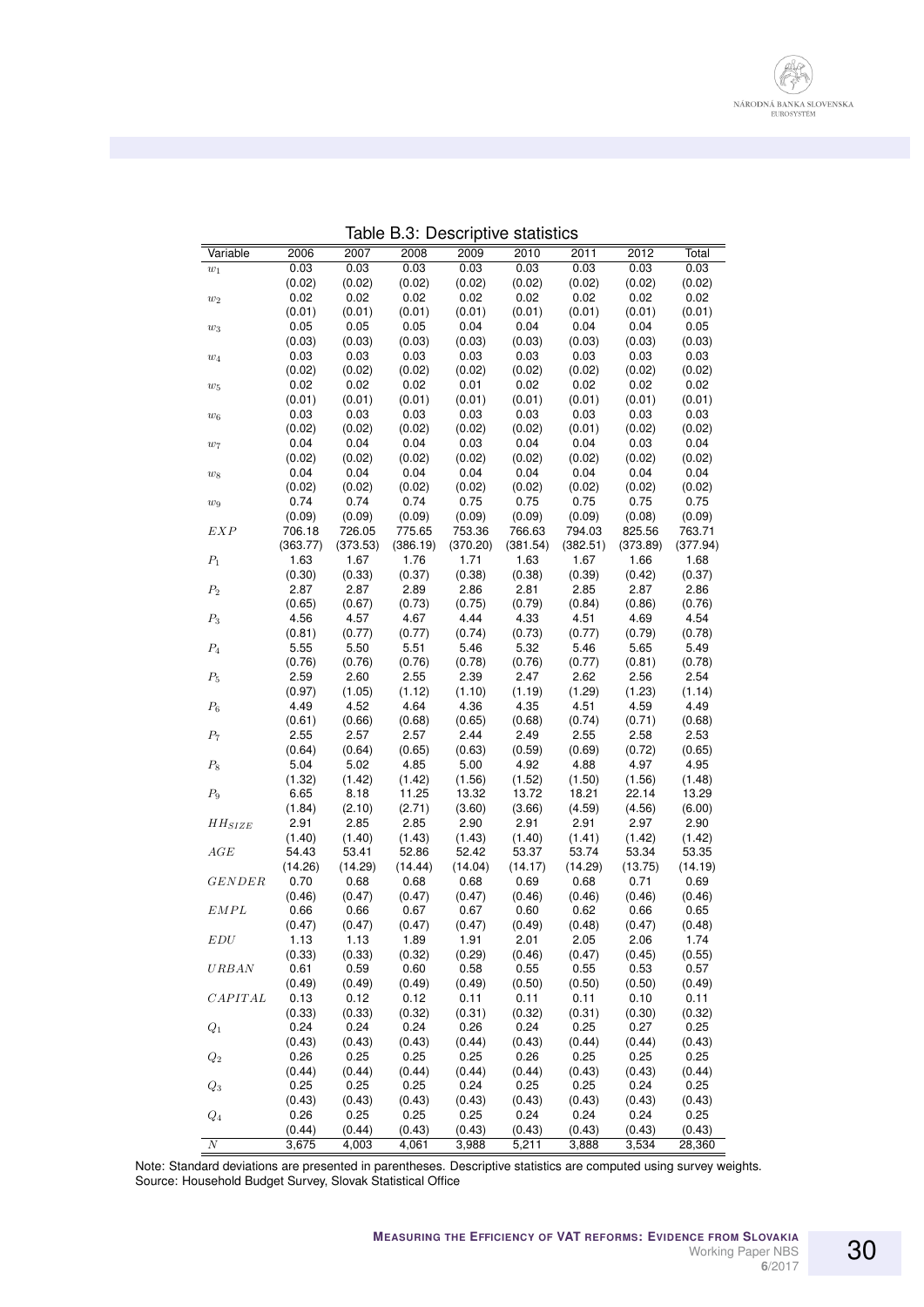Table B.3: Descriptive statistics

| Variable | 2006 | 2007 | 2008 | 2009 | 2010 | 2011 | 2012 | Total |
|---|---|---|---|---|---|---|---|---|
| $w_1$ | 0.03 | 0.03 | 0.03 | 0.03 | 0.03 | 0.03 | 0.03 | 0.03 |
| | (0.02) | (0.02) | (0.02) | (0.02) | (0.02) | (0.02) | (0.02) | (0.02) |
| $w_2$ | 0.02 | 0.02 | 0.02 | 0.02 | 0.02 | 0.02 | 0.02 | 0.02 |
| | (0.01) | (0.01) | (0.01) | (0.01) | (0.01) | (0.01) | (0.01) | (0.01) |
| $w_3$ | 0.05 | 0.05 | 0.05 | 0.04 | 0.04 | 0.04 | 0.04 | 0.05 |
| | (0.03) | (0.03) | (0.03) | (0.03) | (0.03) | (0.03) | (0.03) | (0.03) |
| $w_4$ | 0.03 | 0.03 | 0.03 | 0.03 | 0.03 | 0.03 | 0.03 | 0.03 |
| | (0.02) | (0.02) | (0.02) | (0.02) | (0.02) | (0.02) | (0.02) | (0.02) |
| $w_5$ | 0.02 | 0.02 | 0.02 | 0.01 | 0.02 | 0.02 | 0.02 | 0.02 |
| | (0.01) | (0.01) | (0.01) | (0.01) | (0.01) | (0.01) | (0.01) | (0.01) |
| $w_6$ | 0.03 | 0.03 | 0.03 | 0.03 | 0.03 | 0.03 | 0.03 | 0.03 |
| | (0.02) | (0.02) | (0.02) | (0.02) | (0.02) | (0.01) | (0.02) | (0.02) |
| $w_7$ | 0.04 | 0.04 | 0.04 | 0.03 | 0.04 | 0.04 | 0.03 | 0.04 |
| | (0.02) | (0.02) | (0.02) | (0.02) | (0.02) | (0.02) | (0.02) | (0.02) |
| $w_8$ | 0.04 | 0.04 | 0.04 | 0.04 | 0.04 | 0.04 | 0.04 | 0.04 |
| | (0.02) | (0.02) | (0.02) | (0.02) | (0.02) | (0.02) | (0.02) | (0.02) |
| $w_9$ | 0.74 | 0.74 | 0.74 | 0.75 | 0.75 | 0.75 | 0.75 | 0.75 |
| | (0.09) | (0.09) | (0.09) | (0.09) | (0.09) | (0.09) | (0.08) | (0.09) |
| $EXP$ | 706.18 | 726.05 | 775.65 | 753.36 | 766.63 | 794.03 | 825.56 | 763.71 |
| | (363.77) | (373.53) | (386.19) | (370.20) | (381.54) | (382.51) | (373.89) | (377.94) |
| $P_1$ | 1.63 | 1.67 | 1.76 | 1.71 | 1.63 | 1.67 | 1.66 | 1.68 |
| | (0.30) | (0.33) | (0.37) | (0.38) | (0.38) | (0.39) | (0.42) | (0.37) |
| $P_2$ | 2.87 | 2.87 | 2.89 | 2.86 | 2.81 | 2.85 | 2.87 | 2.86 |
| | (0.65) | (0.67) | (0.73) | (0.75) | (0.79) | (0.84) | (0.86) | (0.76) |
| $P_3$ | 4.56 | 4.57 | 4.67 | 4.44 | 4.33 | 4.51 | 4.69 | 4.54 |
| | (0.81) | (0.77) | (0.77) | (0.74) | (0.73) | (0.77) | (0.79) | (0.78) |
| $P_4$ | 5.55 | 5.50 | 5.51 | 5.46 | 5.32 | 5.46 | 5.65 | 5.49 |
| | (0.76) | (0.76) | (0.76) | (0.78) | (0.76) | (0.77) | (0.81) | (0.78) |
| $P_5$ | 2.59 | 2.60 | 2.55 | 2.39 | 2.47 | 2.62 | 2.56 | 2.54 |
| | (0.97) | (1.05) | (1.12) | (1.10) | (1.19) | (1.29) | (1.23) | (1.14) |
| $P_6$ | 4.49 | 4.52 | 4.64 | 4.36 | 4.35 | 4.51 | 4.59 | 4.49 |
| | (0.61) | (0.66) | (0.68) | (0.65) | (0.68) | (0.74) | (0.71) | (0.68) |
| $P_7$ | 2.55 | 2.57 | 2.57 | 2.44 | 2.49 | 2.55 | 2.58 | 2.53 |
| | (0.64) | (0.64) | (0.65) | (0.63) | (0.59) | (0.69) | (0.72) | (0.65) |
| $P_8$ | 5.04 | 5.02 | 4.85 | 5.00 | 4.92 | 4.88 | 4.97 | 4.95 |
| | (1.32) | (1.42) | (1.42) | (1.56) | (1.52) | (1.50) | (1.56) | (1.48) |
| $P_9$ | 6.65 | 8.18 | 11.25 | 13.32 | 13.72 | 18.21 | 22.14 | 13.29 |
| | (1.84) | (2.10) | (2.71) | (3.60) | (3.66) | (4.59) | (4.56) | (6.00) |
| $HH_{SIZE}$ | 2.91 | 2.85 | 2.85 | 2.90 | 2.91 | 2.91 | 2.97 | 2.90 |
| | (1.40) | (1.40) | (1.43) | (1.43) | (1.40) | (1.41) | (1.42) | (1.42) |
| $AGE$ | 54.43 | 53.41 | 52.86 | 52.42 | 53.37 | 53.74 | 53.34 | 53.35 |
| | (14.26) | (14.29) | (14.44) | (14.04) | (14.17) | (14.29) | (13.75) | (14.19) |
| $GENDER$ | 0.70 | 0.68 | 0.68 | 0.68 | 0.69 | 0.68 | 0.71 | 0.69 |
| | (0.46) | (0.47) | (0.47) | (0.47) | (0.46) | (0.46) | (0.46) | (0.46) |
| $EMPL$ | 0.66 | 0.66 | 0.67 | 0.67 | 0.60 | 0.62 | 0.66 | 0.65 |
| | (0.47) | (0.47) | (0.47) | (0.47) | (0.49) | (0.48) | (0.47) | (0.48) |
| $EDU$ | 1.13 | 1.13 | 1.89 | 1.91 | 2.01 | 2.05 | 2.06 | 1.74 |
| | (0.33) | (0.33) | (0.32) | (0.29) | (0.46) | (0.47) | (0.45) | (0.55) |
| $URBAN$ | 0.61 | 0.59 | 0.60 | 0.58 | 0.55 | 0.55 | 0.53 | 0.57 |
| | (0.49) | (0.49) | (0.49) | (0.49) | (0.50) | (0.50) | (0.50) | (0.49) |
| $CAPITAL$ | 0.13 | 0.12 | 0.12 | 0.11 | 0.11 | 0.11 | 0.10 | 0.11 |
| | (0.33) | (0.33) | (0.32) | (0.31) | (0.32) | (0.31) | (0.30) | (0.32) |
| $Q_1$ | 0.24 | 0.24 | 0.24 | 0.26 | 0.24 | 0.25 | 0.27 | 0.25 |
| | (0.43) | (0.43) | (0.43) | (0.44) | (0.43) | (0.44) | (0.44) | (0.43) |
| $Q_2$ | 0.26 | 0.25 | 0.25 | 0.25 | 0.26 | 0.25 | 0.25 | 0.25 |
| | (0.44) | (0.44) | (0.44) | (0.44) | (0.44) | (0.43) | (0.43) | (0.44) |
| $Q_3$ | 0.25 | 0.25 | 0.25 | 0.24 | 0.25 | 0.25 | 0.24 | 0.25 |
| | (0.43) | (0.43) | (0.43) | (0.43) | (0.43) | (0.43) | (0.43) | (0.43) |
| $Q_4$ | 0.26 | 0.25 | 0.25 | 0.25 | 0.24 | 0.24 | 0.24 | 0.25 |
| | (0.44) | (0.44) | (0.43) | (0.43) | (0.43) | (0.43) | (0.43) | (0.43) |
| $N$ | 3,675 | 4,003 | 4,061 | 3,988 | 5,211 | 3,888 | 3,534 | 28,360 |

Note: Standard deviations are presented in parentheses. Descriptive statistics are computed using survey weights.
Source: Household Budget Survey, Slovak Statistical Office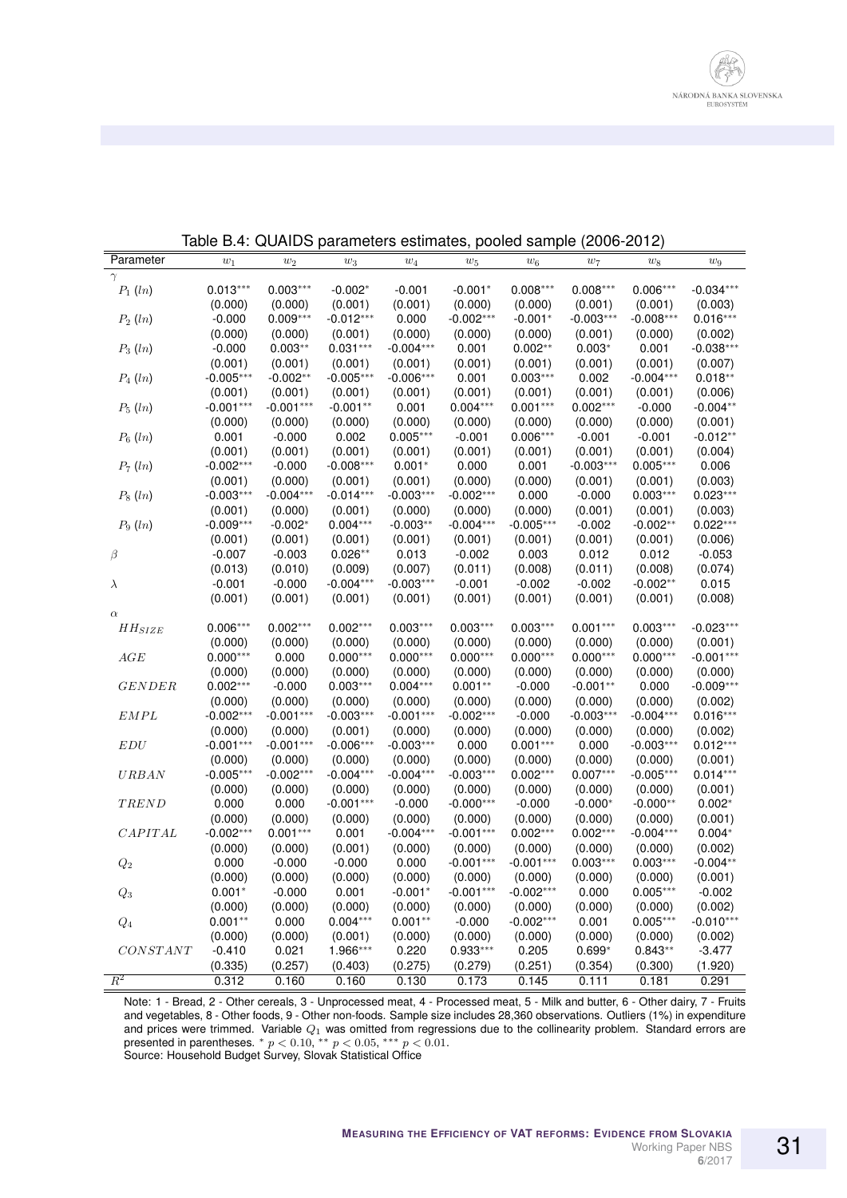Table B.4: QUAIDS parameters estimates, pooled sample (2006-2012)

| Parameter | $w_1$ | $w_2$ | $w_3$ | $w_4$ | $w_5$ | $w_6$ | $w_7$ | $w_8$ | $w_9$ |
|---|---|---|---|---|---|---|---|---|---|
| $\gamma$ | | | | | | | | | |
| $P_1$ $(ln)$ | 0.013*** | 0.003*** | -0.002* | -0.001 | -0.001* | 0.008*** | 0.008*** | 0.006*** | -0.034*** |
| | (0.000) | (0.000) | (0.001) | (0.001) | (0.000) | (0.000) | (0.001) | (0.001) | (0.003) |
| $P_2$ $(ln)$ | -0.000 | 0.009*** | -0.012*** | 0.000 | -0.002*** | -0.001* | -0.003*** | -0.008*** | 0.016*** |
| | (0.000) | (0.000) | (0.001) | (0.000) | (0.000) | (0.000) | (0.001) | (0.000) | (0.002) |
| $P_3$ $(ln)$ | -0.000 | 0.003** | 0.031*** | -0.004*** | 0.001 | 0.002** | 0.003* | 0.001 | -0.038*** |
| | (0.001) | (0.001) | (0.001) | (0.001) | (0.001) | (0.001) | (0.001) | (0.001) | (0.007) |
| $P_4$ $(ln)$ | -0.005*** | -0.002** | -0.005*** | -0.006*** | 0.001 | 0.003*** | 0.002 | -0.004*** | 0.018** |
| | (0.001) | (0.001) | (0.001) | (0.001) | (0.001) | (0.001) | (0.001) | (0.001) | (0.006) |
| $P_5$ $(ln)$ | -0.001*** | -0.001*** | -0.001** | 0.001 | 0.004*** | 0.001*** | 0.002*** | -0.000 | -0.004** |
| | (0.000) | (0.000) | (0.000) | (0.000) | (0.000) | (0.000) | (0.000) | (0.000) | (0.001) |
| $P_6$ $(ln)$ | 0.001 | -0.000 | 0.002 | 0.005*** | -0.001 | 0.006*** | -0.001 | -0.001 | -0.012** |
| | (0.001) | (0.001) | (0.001) | (0.001) | (0.001) | (0.001) | (0.001) | (0.001) | (0.004) |
| $P_7$ $(ln)$ | -0.002*** | -0.000 | -0.008*** | 0.001* | 0.000 | 0.001 | -0.003*** | 0.005*** | 0.006 |
| | (0.001) | (0.000) | (0.001) | (0.001) | (0.000) | (0.000) | (0.001) | (0.001) | (0.003) |
| $P_8$ $(ln)$ | -0.003*** | -0.004*** | -0.014*** | -0.003*** | -0.002*** | 0.000 | -0.000 | 0.003*** | 0.023*** |
| | (0.001) | (0.000) | (0.001) | (0.000) | (0.000) | (0.000) | (0.001) | (0.001) | (0.003) |
| $P_9$ $(ln)$ | -0.009*** | -0.002* | 0.004*** | -0.003** | -0.004*** | -0.005*** | -0.002 | -0.002** | 0.022*** |
| | (0.001) | (0.001) | (0.001) | (0.001) | (0.001) | (0.001) | (0.001) | (0.001) | (0.006) |
| $\beta$ | -0.007 | -0.003 | 0.026** | 0.013 | -0.002 | 0.003 | 0.012 | 0.012 | -0.053 |
| | (0.013) | (0.010) | (0.009) | (0.007) | (0.011) | (0.008) | (0.011) | (0.008) | (0.074) |
| $\lambda$ | -0.001 | -0.000 | -0.004*** | -0.003*** | -0.001 | -0.002 | -0.002 | -0.002** | 0.015 |
| | (0.001) | (0.001) | (0.001) | (0.001) | (0.001) | (0.001) | (0.001) | (0.001) | (0.008) |
| $\alpha$ | | | | | | | | | |
| $HH_{SIZE}$ | 0.006*** | 0.002*** | 0.002*** | 0.003*** | 0.003*** | 0.003*** | 0.001*** | 0.003*** | -0.023*** |
| | (0.000) | (0.000) | (0.000) | (0.000) | (0.000) | (0.000) | (0.000) | (0.000) | (0.001) |
| $AGE$ | 0.000*** | 0.000 | 0.000*** | 0.000*** | 0.000*** | 0.000*** | 0.000*** | 0.000*** | -0.001*** |
| | (0.000) | (0.000) | (0.000) | (0.000) | (0.000) | (0.000) | (0.000) | (0.000) | (0.000) |
| $GENDER$ | 0.002*** | -0.000 | 0.003*** | 0.004*** | 0.001** | -0.000 | -0.001** | 0.000 | -0.009*** |
| | (0.000) | (0.000) | (0.000) | (0.000) | (0.000) | (0.000) | (0.000) | (0.000) | (0.002) |
| $EMPL$ | -0.002*** | -0.001*** | -0.003*** | -0.001*** | -0.002*** | -0.000 | -0.003*** | -0.004*** | 0.016*** |
| | (0.000) | (0.000) | (0.001) | (0.000) | (0.000) | (0.000) | (0.000) | (0.000) | (0.002) |
| $EDU$ | -0.001*** | -0.001*** | -0.006*** | -0.003*** | 0.000 | 0.001*** | 0.000 | -0.003*** | 0.012*** |
| | (0.000) | (0.000) | (0.000) | (0.000) | (0.000) | (0.000) | (0.000) | (0.000) | (0.001) |
| $URBAN$ | -0.005*** | -0.002*** | -0.004*** | -0.004*** | -0.003*** | 0.002*** | 0.007*** | -0.005*** | 0.014*** |
| | (0.000) | (0.000) | (0.000) | (0.000) | (0.000) | (0.000) | (0.000) | (0.000) | (0.001) |
| $TREND$ | 0.000 | 0.000 | -0.001*** | -0.000 | -0.000*** | -0.000 | -0.000* | -0.000** | 0.002* |
| | (0.000) | (0.000) | (0.000) | (0.000) | (0.000) | (0.000) | (0.000) | (0.000) | (0.001) |
| $CAPITAL$ | -0.002*** | 0.001*** | 0.001 | -0.004*** | -0.001*** | 0.002*** | 0.002*** | -0.004*** | 0.004* |
| | (0.000) | (0.000) | (0.001) | (0.000) | (0.000) | (0.000) | (0.000) | (0.000) | (0.002) |
| $Q_2$ | 0.000 | -0.000 | -0.000 | 0.000 | -0.001*** | -0.001*** | 0.003*** | 0.003*** | -0.004** |
| | (0.000) | (0.000) | (0.000) | (0.000) | (0.000) | (0.000) | (0.000) | (0.000) | (0.001) |
| $Q_3$ | 0.001* | -0.000 | 0.001 | -0.001* | -0.001*** | -0.002*** | 0.000 | 0.005*** | -0.002 |
| | (0.000) | (0.000) | (0.000) | (0.000) | (0.000) | (0.000) | (0.000) | (0.000) | (0.002) |
| $Q_4$ | 0.001** | 0.000 | 0.004*** | 0.001** | -0.000 | -0.002*** | 0.001 | 0.005*** | -0.010*** |
| | (0.000) | (0.000) | (0.001) | (0.000) | (0.000) | (0.000) | (0.000) | (0.000) | (0.002) |
| $CONSTANT$ | -0.410 | 0.021 | 1.966*** | 0.220 | 0.933*** | 0.205 | 0.699* | 0.843** | -3.477 |
| | (0.335) | (0.257) | (0.403) | (0.275) | (0.279) | (0.251) | (0.354) | (0.300) | (1.920) |
| $R^2$ | 0.312 | 0.160 | 0.160 | 0.130 | 0.173 | 0.145 | 0.111 | 0.181 | 0.291 |

Note: 1 - Bread, 2 - Other cereals, 3 - Unprocessed meat, 4 - Processed meat, 5 - Milk and butter, 6 - Other dairy, 7 - Fruits and vegetables, 8 - Other foods, 9 - Other non-foods. Sample size includes 28,360 observations. Outliers (1%) in expenditure and prices were trimmed. Variable $Q_1$ was omitted from regressions due to the collinearity problem. Standard errors are presented in parentheses. * $p < 0.10$, ** $p < 0.05$, *** $p < 0.01$.
Source: Household Budget Survey, Slovak Statistical Office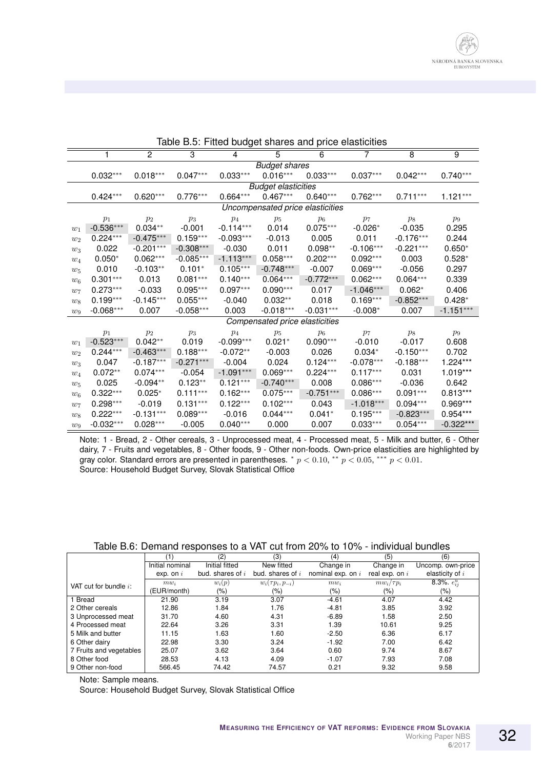Table B.5: Fitted budget shares and price elasticities

| | 1 | 2 | 3 | 4 | 5 | 6 | 7 | 8 | 9 |
|---|---|---|---|---|---|---|---|---|---|
| | | | | | *Budget shares* | | | | |
| | 0.032*** | 0.018*** | 0.047*** | 0.033*** | 0.016*** | 0.033*** | 0.037*** | 0.042*** | 0.740*** |
| | | | | | *Budget elasticities* | | | | |
| | 0.424*** | 0.620*** | 0.776*** | 0.664*** | 0.467*** | 0.640*** | 0.762*** | 0.711*** | 1.121*** |
| | | | | *Uncompensated price elasticities* | | | | | |
| | $p_1$ | $p_2$ | $p_3$ | $p_4$ | $p_5$ | $p_6$ | $p_7$ | $p_8$ | $p_9$ |
| $w_1$ | -0.536*** | 0.034** | -0.001 | -0.114*** | 0.014 | 0.075*** | -0.026* | -0.035 | 0.295 |
| $w_2$ | 0.224*** | -0.475*** | 0.159*** | -0.093*** | -0.013 | 0.005 | 0.011 | -0.176*** | 0.244 |
| $w_3$ | 0.022 | -0.201*** | -0.308*** | -0.030 | 0.011 | 0.098** | -0.106*** | -0.221*** | 0.650* |
| $w_4$ | 0.050* | 0.062*** | -0.085*** | -1.113*** | 0.058*** | 0.202*** | 0.092*** | 0.003 | 0.528* |
| $w_5$ | 0.010 | -0.103** | 0.101* | 0.105*** | -0.748*** | -0.007 | 0.069*** | -0.056 | 0.297 |
| $w_6$ | 0.301*** | 0.013 | 0.081*** | 0.140*** | 0.064*** | -0.772*** | 0.062*** | 0.064*** | 0.339 |
| $w_7$ | 0.273*** | -0.033 | 0.095*** | 0.097*** | 0.090*** | 0.017 | -1.046*** | 0.062* | 0.406 |
| $w_8$ | 0.199*** | -0.145*** | 0.055*** | -0.040 | 0.032** | 0.018 | 0.169*** | -0.852*** | 0.428* |
| $w_9$ | -0.068*** | 0.007 | -0.058*** | 0.003 | -0.018*** | -0.031*** | -0.008* | 0.007 | -1.151*** |
| | | | | *Compensated price elasticities* | | | | | |
| | $p_1$ | $p_2$ | $p_3$ | $p_4$ | $p_5$ | $p_6$ | $p_7$ | $p_8$ | $p_9$ |
| $w_1$ | -0.523*** | 0.042** | 0.019 | -0.099*** | 0.021* | 0.090*** | -0.010 | -0.017 | 0.608 |
| $w_2$ | 0.244*** | -0.463*** | 0.188*** | -0.072** | -0.003 | 0.026 | 0.034* | -0.150*** | 0.702 |
| $w_3$ | 0.047 | -0.187*** | -0.271*** | -0.004 | 0.024 | 0.124*** | -0.078*** | -0.188*** | 1.224*** |
| $w_4$ | 0.072** | 0.074*** | -0.054 | -1.091*** | 0.069*** | 0.224*** | 0.117*** | 0.031 | 1.019*** |
| $w_5$ | 0.025 | -0.094** | 0.123** | 0.121*** | -0.740*** | 0.008 | 0.086*** | -0.036 | 0.642 |
| $w_6$ | 0.322*** | 0.025* | 0.111*** | 0.162*** | 0.075*** | -0.751*** | 0.086*** | 0.091*** | 0.813*** |
| $w_7$ | 0.298*** | -0.019 | 0.131*** | 0.122*** | 0.102*** | 0.043 | -1.018*** | 0.094*** | 0.969*** |
| $w_8$ | 0.222*** | -0.131*** | 0.089*** | -0.016 | 0.044*** | 0.041* | 0.195*** | -0.823*** | 0.954*** |
| $w_9$ | -0.032*** | 0.028*** | -0.005 | 0.040*** | 0.000 | 0.007 | 0.033*** | 0.054*** | -0.322*** |

Note: 1 - Bread, 2 - Other cereals, 3 - Unprocessed meat, 4 - Processed meat, 5 - Milk and butter, 6 - Other dairy, 7 - Fruits and vegetables, 8 - Other foods, 9 - Other non-foods. Own-price elasticities are highlighted by gray color. Standard errors are presented in parentheses. * $p < 0.10$, ** $p < 0.05$, *** $p < 0.01$.
Source: Household Budget Survey, Slovak Statistical Office

Table B.6: Demand responses to a VAT cut from 20% to 10% - individual bundles

| | (1) | (2) | (3) | (4) | (5) | (6) |
|---|---|---|---|---|---|---|
| | Initial nominal exp. on $i$ | Initial fitted bud. shares of $i$ | New fitted bud. shares of $i$ | Change in nominal exp. on $i$ | Change in real exp. on $i$ | Uncomp. own-price elasticity of $i$ |
| VAT cut for bundle $i$: | $mw_i$ (EUR/month) | $w_i(p)$ (%) | $w_i(\tau p_i, p_{-i})$ (%) | $mw_i$ (%) | $mw_i/\tau p_i$ (%) | 8.3%. $e^u_{ij}$ (%) |
| 1 Bread | 21.90 | 3.19 | 3.07 | -4.61 | 4.07 | 4.42 |
| 2 Other cereals | 12.86 | 1.84 | 1.76 | -4.81 | 3.85 | 3.92 |
| 3 Unprocessed meat | 31.70 | 4.60 | 4.31 | -6.89 | 1.58 | 2.50 |
| 4 Processed meat | 22.64 | 3.26 | 3.31 | 1.39 | 10.61 | 9.25 |
| 5 Milk and butter | 11.15 | 1.63 | 1.60 | -2.50 | 6.36 | 6.17 |
| 6 Other dairy | 22.98 | 3.30 | 3.24 | -1.92 | 7.00 | 6.42 |
| 7 Fruits and vegetables | 25.07 | 3.62 | 3.64 | 0.60 | 9.74 | 8.67 |
| 8 Other food | 28.53 | 4.13 | 4.09 | -1.07 | 7.93 | 7.08 |
| 9 Other non-food | 566.45 | 74.42 | 74.57 | 0.21 | 9.32 | 9.58 |

Note: Sample means.
Source: Household Budget Survey, Slovak Statistical Office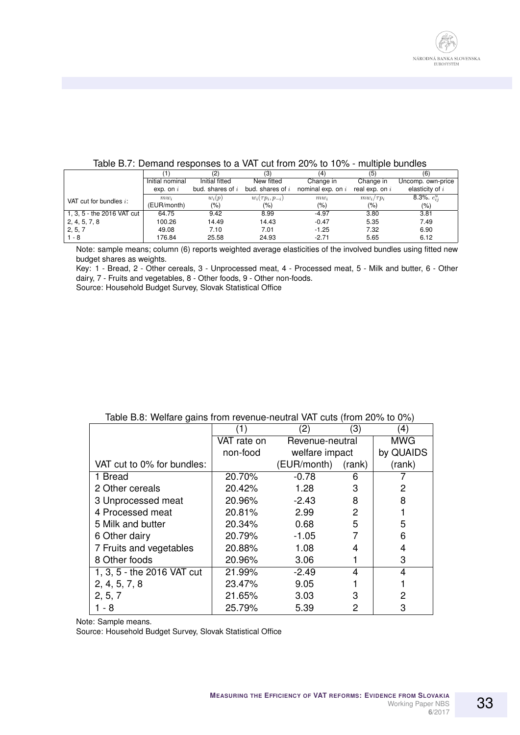Table B.7: Demand responses to a VAT cut from 20% to 10% - multiple bundles

| | (1) | (2) | (3) | (4) | (5) | (6) |
|---|---|---|---|---|---|---|
| | Initial nominal exp. on $i$ | Initial fitted bud. shares of $i$ | New fitted bud. shares of $i$ | Change in nominal exp. on $i$ | Change in real exp. on $i$ | Uncomp. own-price elasticity of $i$ |
| VAT cut for bundles $i$: | $mw_i$ (EUR/month) | $w_i(p)$ (%) | $w_i(\tau p_i, p_{-i})$ (%) | $mw_i$ (%) | $mw_i/\tau p_i$ (%) | 8.3%. $e^u_{ij}$ (%) |
| 1, 3, 5 - the 2016 VAT cut | 64.75 | 9.42 | 8.99 | -4.97 | 3.80 | 3.81 |
| 2, 4, 5, 7, 8 | 100.26 | 14.49 | 14.43 | -0.47 | 5.35 | 7.49 |
| 2, 5, 7 | 49.08 | 7.10 | 7.01 | -1.25 | 7.32 | 6.90 |
| 1 - 8 | 176.84 | 25.58 | 24.93 | -2.71 | 5.65 | 6.12 |

Note: sample means; column (6) reports weighted average elasticities of the involved bundles using fitted new budget shares as weights.

Key: 1 - Bread, 2 - Other cereals, 3 - Unprocessed meat, 4 - Processed meat, 5 - Milk and butter, 6 - Other dairy, 7 - Fruits and vegetables, 8 - Other foods, 9 - Other non-foods.

Source: Household Budget Survey, Slovak Statistical Office

Table B.8: Welfare gains from revenue-neutral VAT cuts (from 20% to 0%)

| | (1) | (2) | (3) | (4) |
|---|---|---|---|---|
| | VAT rate on non-food | Revenue-neutral welfare impact | | MWG by QUAIDS |
| VAT cut to 0% for bundles: | | (EUR/month) | (rank) | (rank) |
| 1 Bread | 20.70% | -0.78 | 6 | 7 |
| 2 Other cereals | 20.42% | 1.28 | 3 | 2 |
| 3 Unprocessed meat | 20.96% | -2.43 | 8 | 8 |
| 4 Processed meat | 20.81% | 2.99 | 2 | 1 |
| 5 Milk and butter | 20.34% | 0.68 | 5 | 5 |
| 6 Other dairy | 20.79% | -1.05 | 7 | 6 |
| 7 Fruits and vegetables | 20.88% | 1.08 | 4 | 4 |
| 8 Other foods | 20.96% | 3.06 | 1 | 3 |
| 1, 3, 5 - the 2016 VAT cut | 21.99% | -2.49 | 4 | 4 |
| 2, 4, 5, 7, 8 | 23.47% | 9.05 | 1 | 1 |
| 2, 5, 7 | 21.65% | 3.03 | 3 | 2 |
| 1 - 8 | 25.79% | 5.39 | 2 | 3 |

Note: Sample means.

Source: Household Budget Survey, Slovak Statistical Office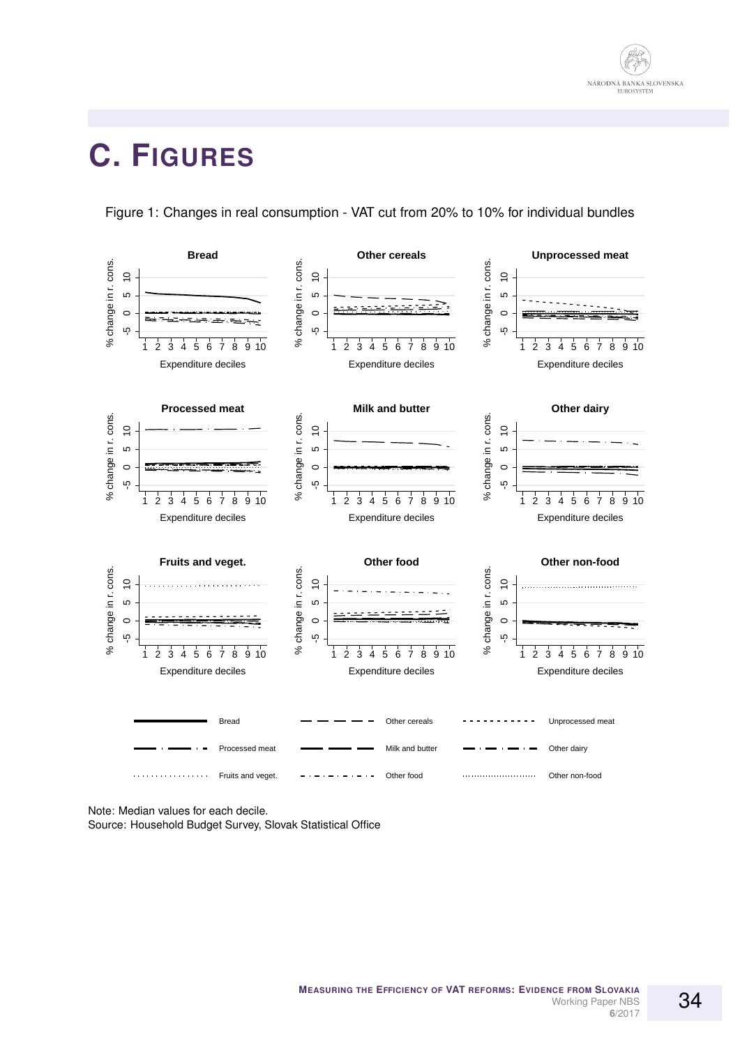# C. Figures

Figure 1: Changes in real consumption - VAT cut from 20% to 10% for individual bundles

Note: Median values for each decile.
Source: Household Budget Survey, Slovak Statistical Office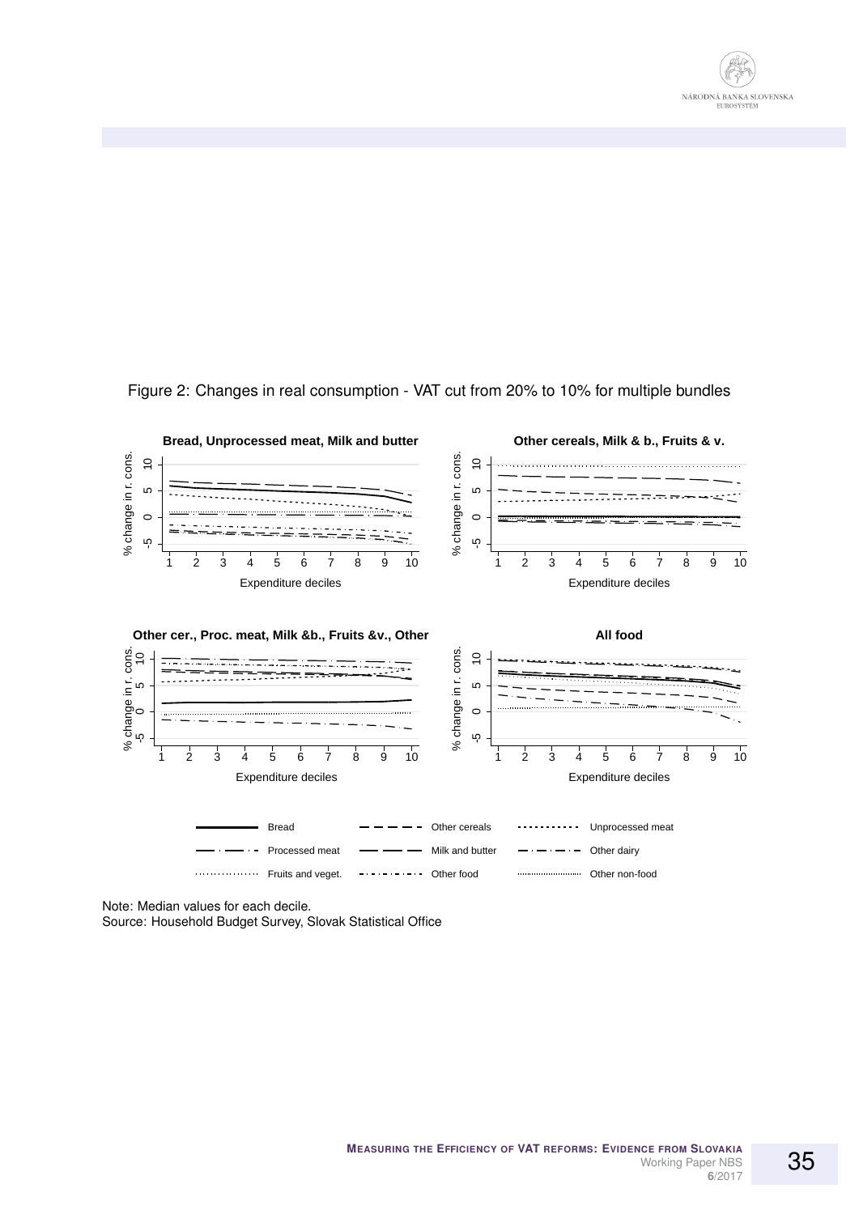Figure 2: Changes in real consumption - VAT cut from 20% to 10% for multiple bundles

Note: Median values for each decile.
Source: Household Budget Survey, Slovak Statistical Office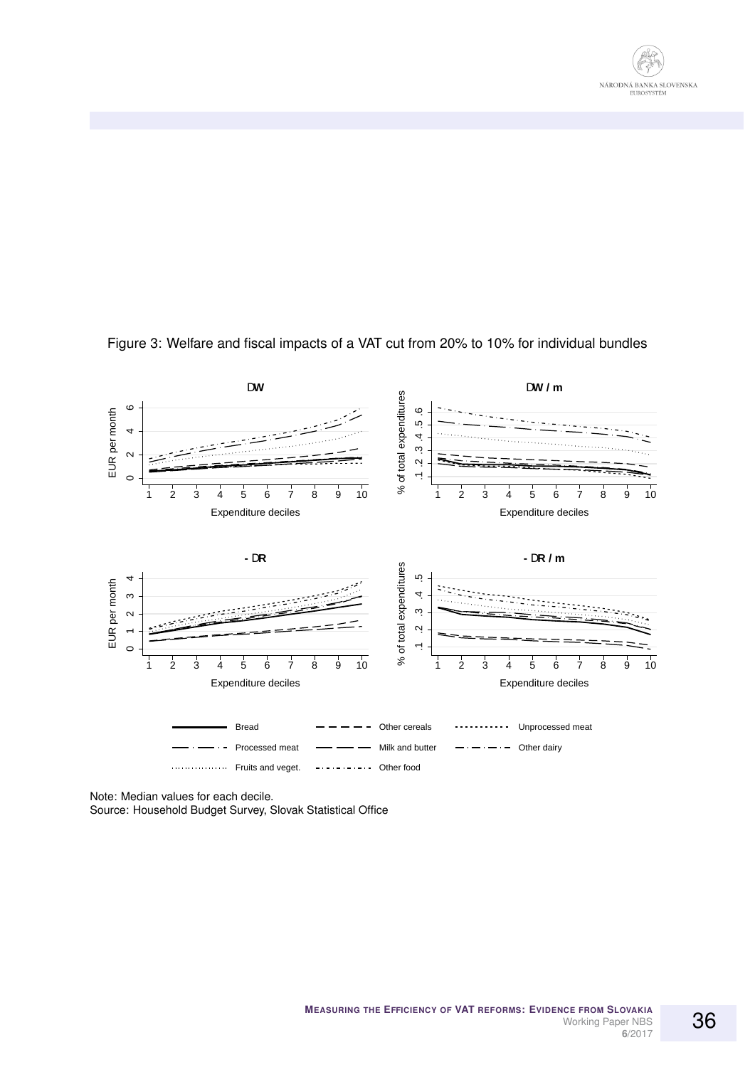Figure 3: Welfare and fiscal impacts of a VAT cut from 20% to 10% for individual bundles

Note: Median values for each decile.
Source: Household Budget Survey, Slovak Statistical Office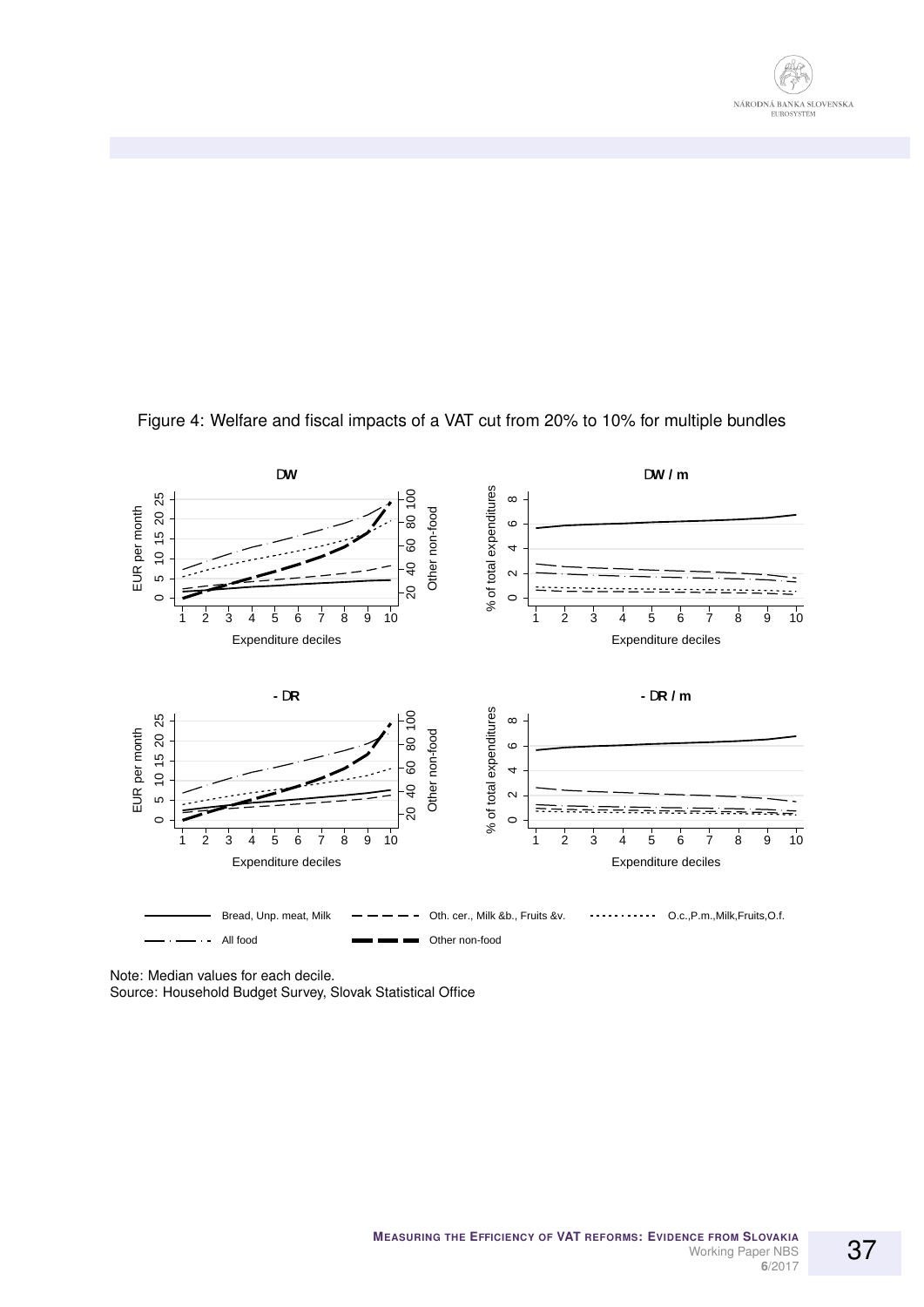Figure 4: Welfare and fiscal impacts of a VAT cut from 20% to 10% for multiple bundles

Note: Median values for each decile.
Source: Household Budget Survey, Slovak Statistical Office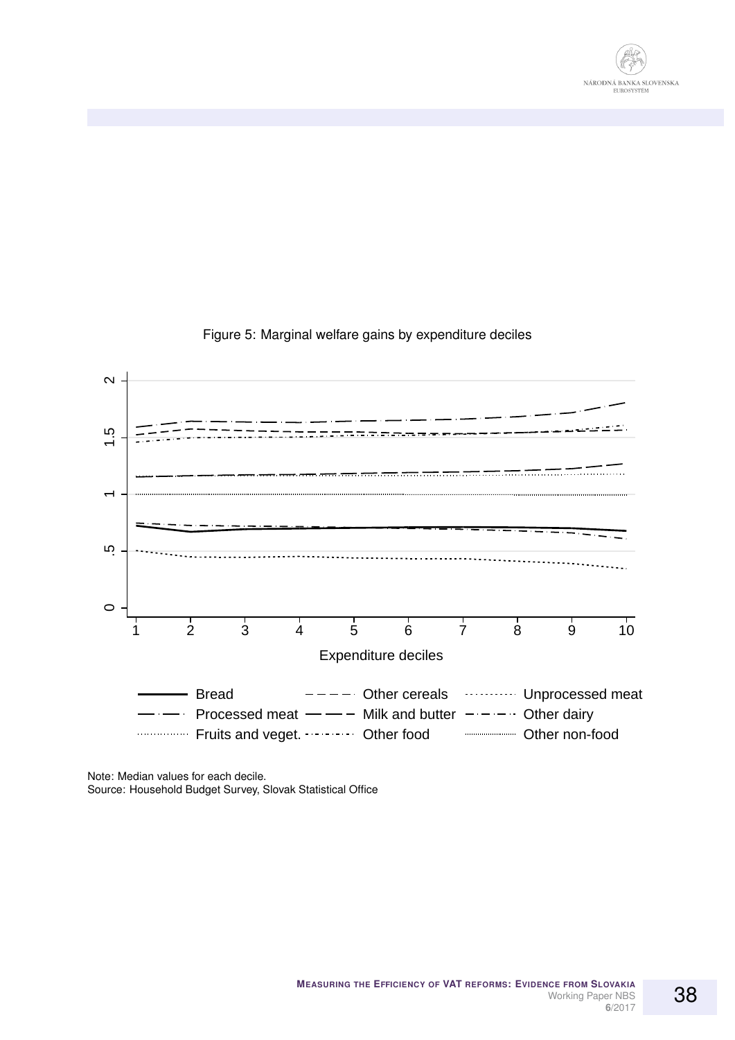Figure 5: Marginal welfare gains by expenditure deciles

Note: Median values for each decile.
Source: Household Budget Survey, Slovak Statistical Office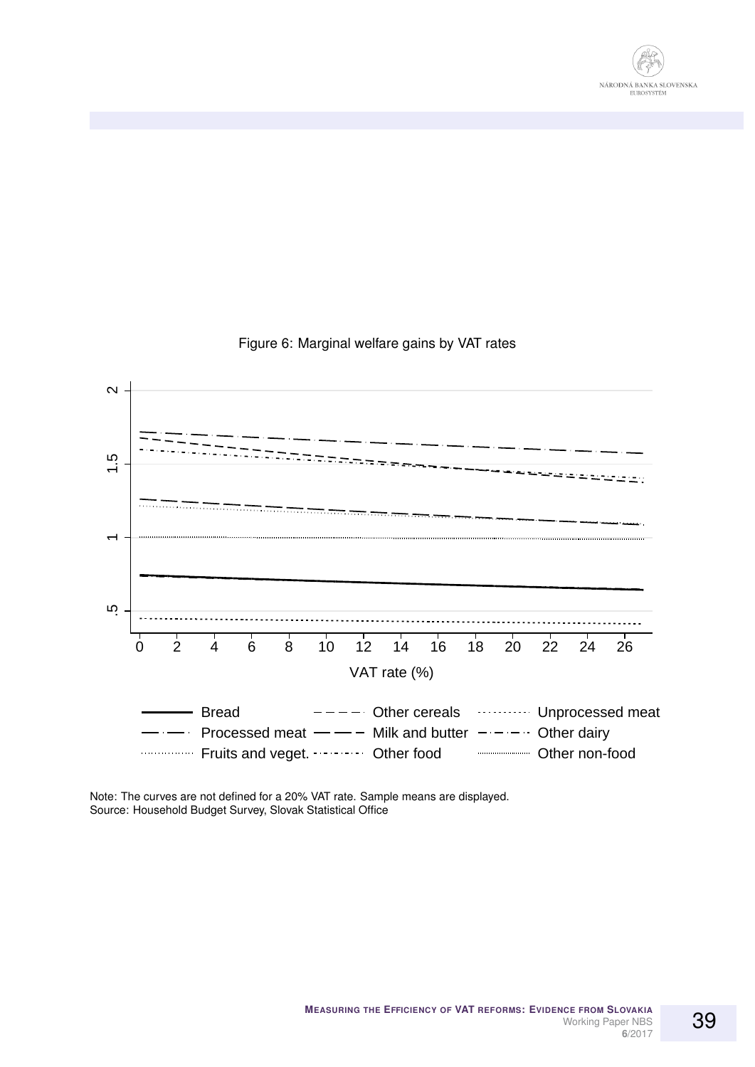Figure 6: Marginal welfare gains by VAT rates

Note: The curves are not defined for a 20% VAT rate. Sample means are displayed.
Source: Household Budget Survey, Slovak Statistical Office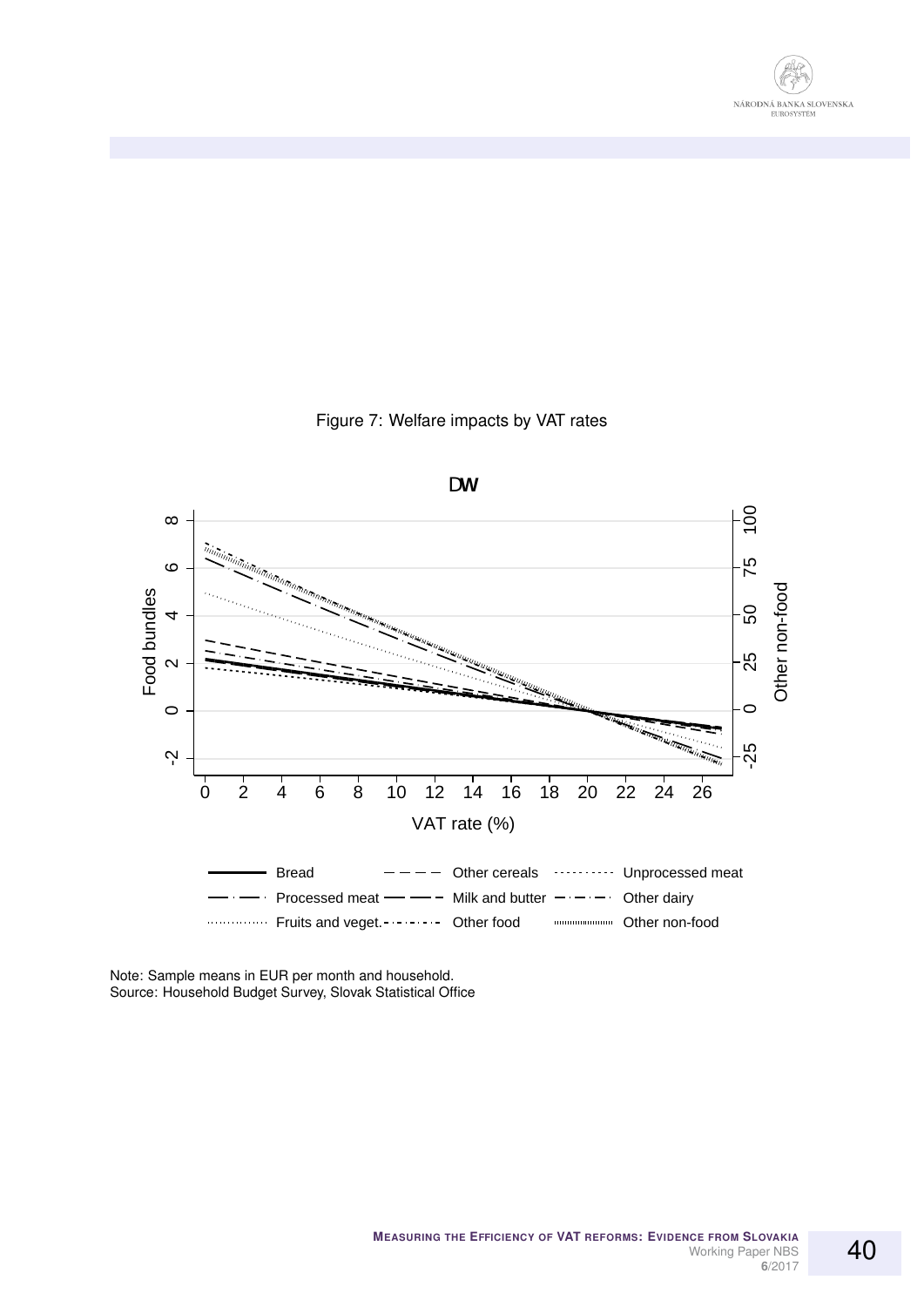Figure 7: Welfare impacts by VAT rates

Note: Sample means in EUR per month and household.
Source: Household Budget Survey, Slovak Statistical Office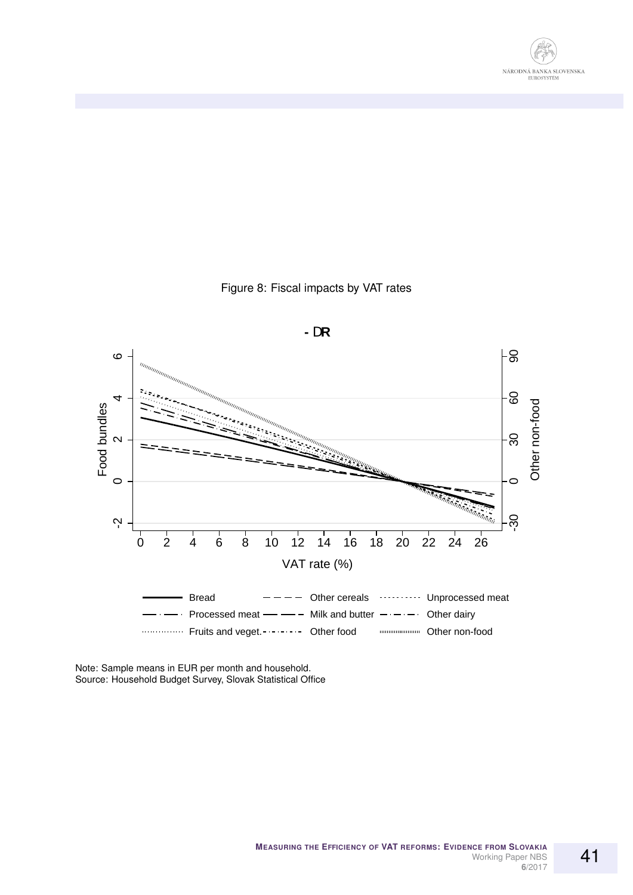Figure 8: Fiscal impacts by VAT rates

Note: Sample means in EUR per month and household.
Source: Household Budget Survey, Slovak Statistical Office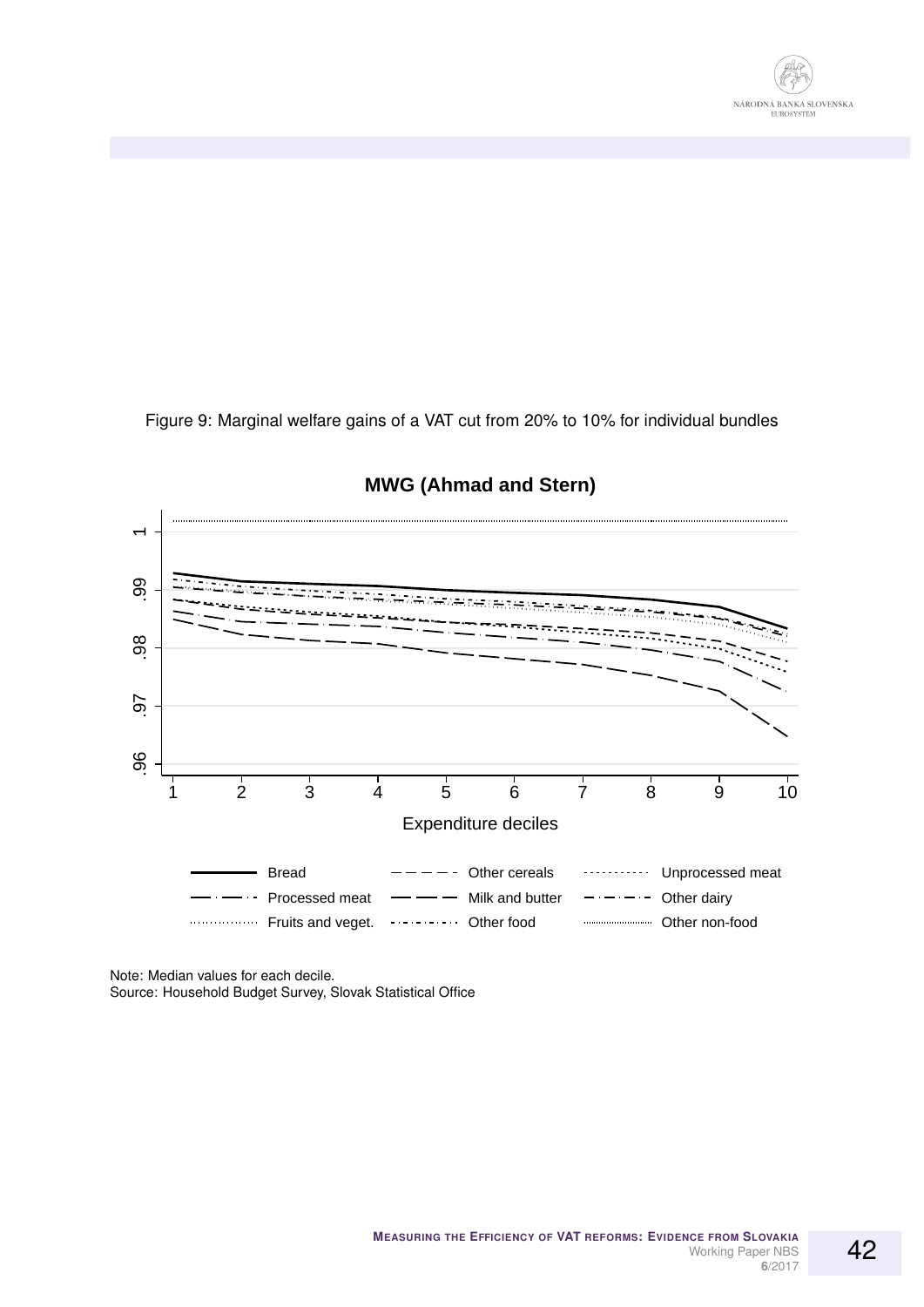Figure 9: Marginal welfare gains of a VAT cut from 20% to 10% for individual bundles

**MWG (Ahmad and Stern)**

Expenditure deciles

Bread — Other cereals — Unprocessed meat — Processed meat — Milk and butter — Other dairy — Fruits and veget. — Other food — Other non-food

Note: Median values for each decile.
Source: Household Budget Survey, Slovak Statistical Office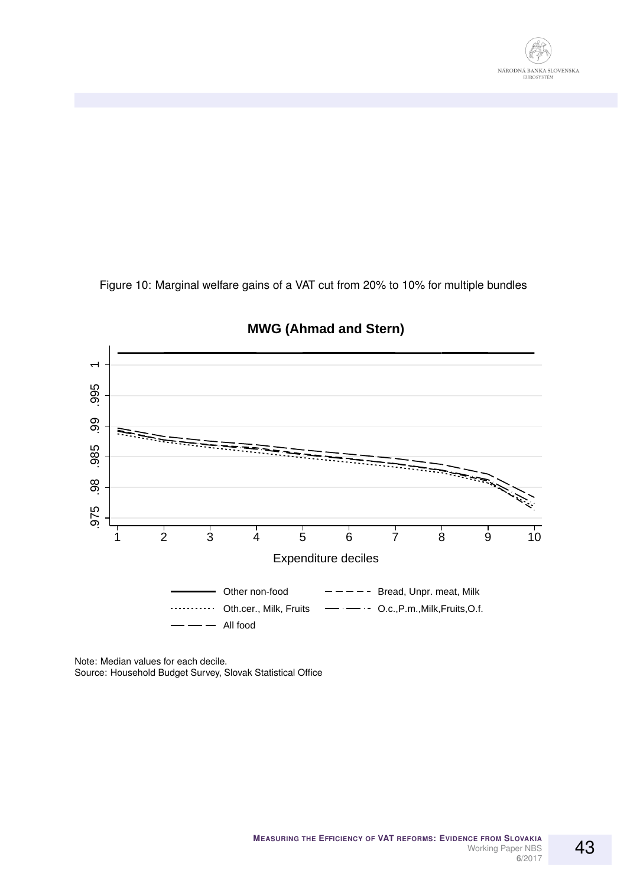Figure 10: Marginal welfare gains of a VAT cut from 20% to 10% for multiple bundles

Note: Median values for each decile.
Source: Household Budget Survey, Slovak Statistical Office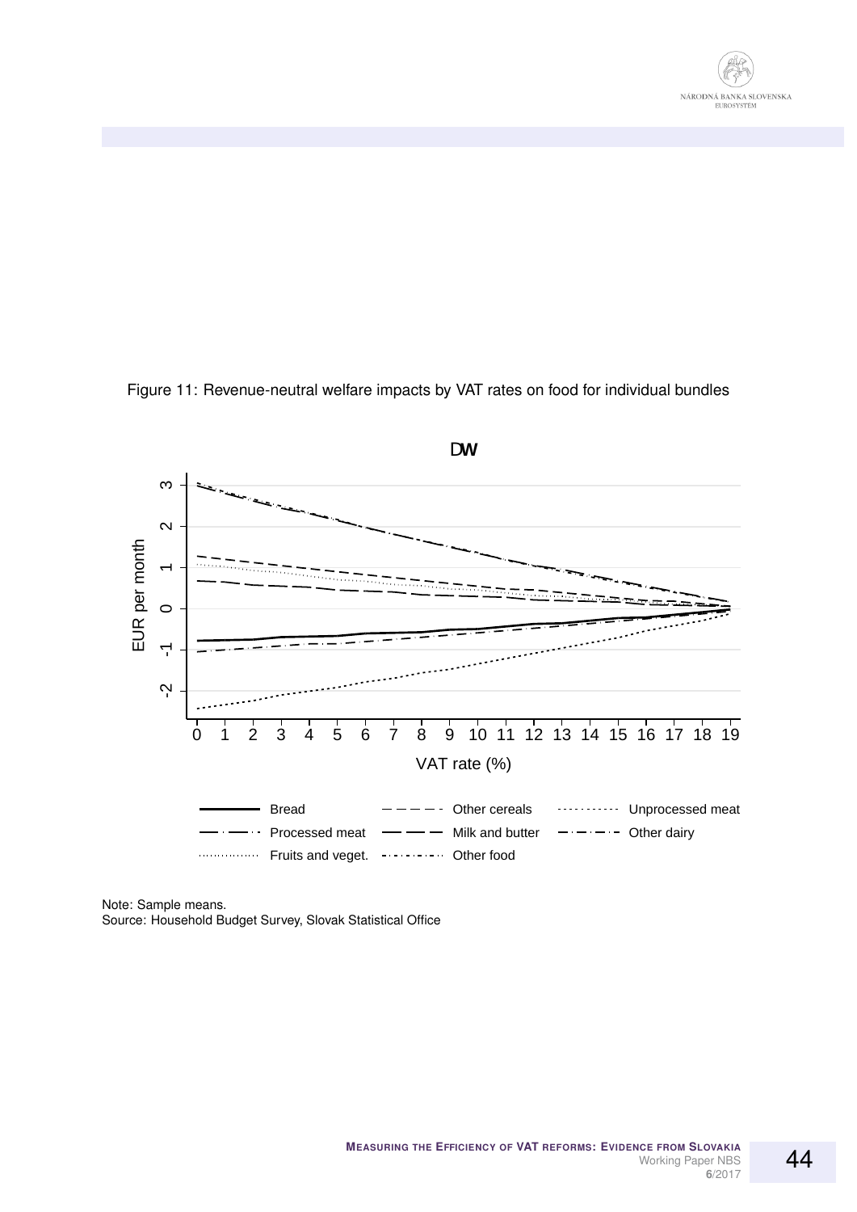Figure 11: Revenue-neutral welfare impacts by VAT rates on food for individual bundles

DW

EUR per month

VAT rate (%)

Bread, Other cereals, Unprocessed meat, Processed meat, Milk and butter, Other dairy, Fruits and veget., Other food

Note: Sample means.
Source: Household Budget Survey, Slovak Statistical Office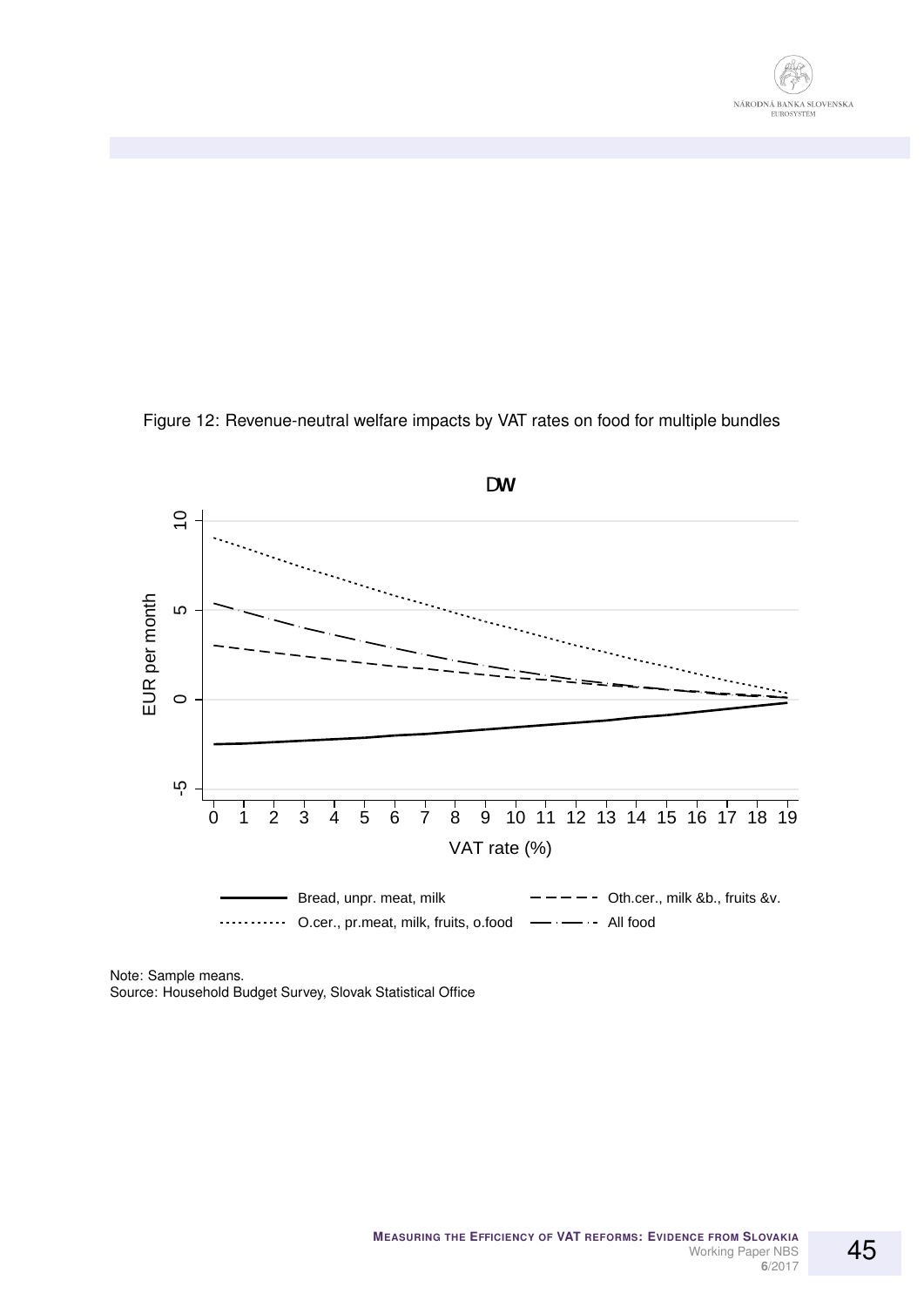Figure 12: Revenue-neutral welfare impacts by VAT rates on food for multiple bundles

DW

EUR per month

VAT rate (%)

Bread, unpr. meat, milk — Oth.cer., milk &b., fruits &v. — O.cer., pr.meat, milk, fruits, o.food — All food

Note: Sample means.
Source: Household Budget Survey, Slovak Statistical Office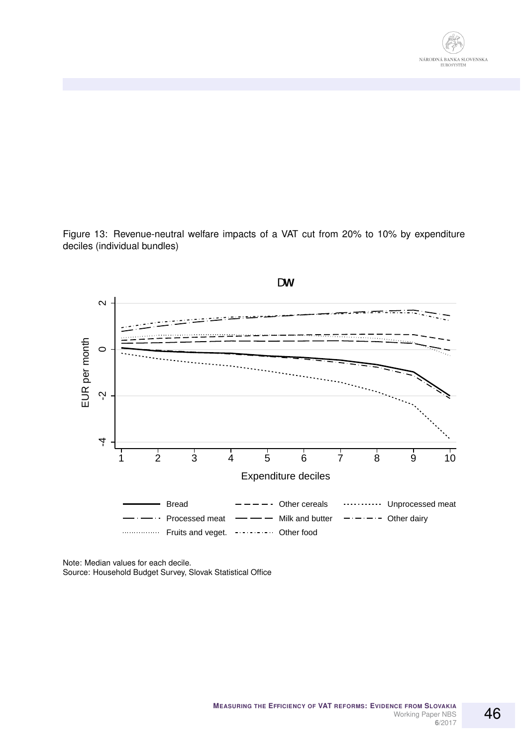Figure 13: Revenue-neutral welfare impacts of a VAT cut from 20% to 10% by expenditure deciles (individual bundles)

Note: Median values for each decile.
Source: Household Budget Survey, Slovak Statistical Office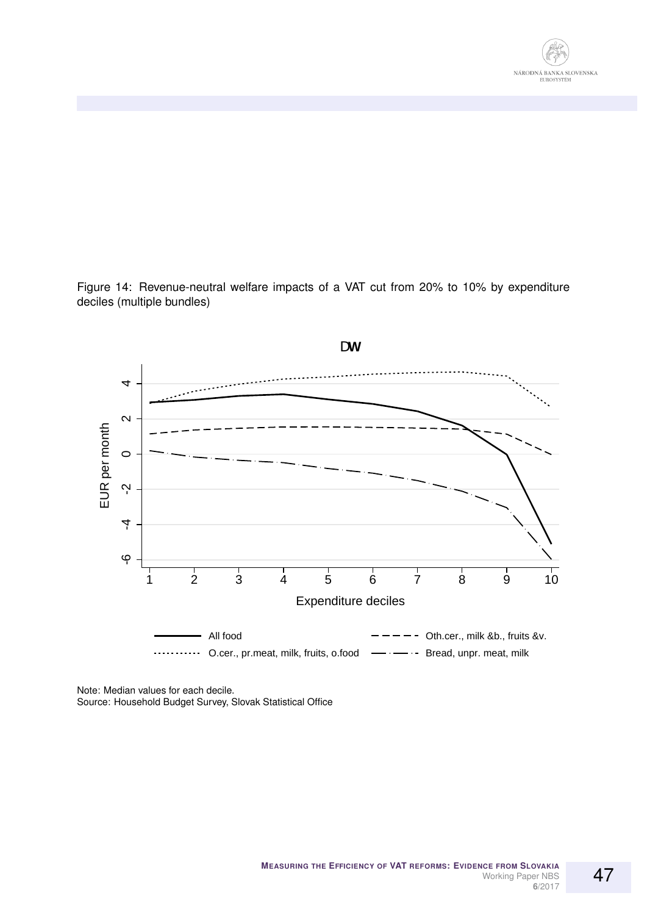Figure 14: Revenue-neutral welfare impacts of a VAT cut from 20% to 10% by expenditure deciles (multiple bundles)

DW

EUR per month

4
2
0
-2
-4
-6

1 2 3 4 5 6 7 8 9 10

Expenditure deciles

All food
Oth.cer., milk &b., fruits &v.
O.cer., pr.meat, milk, fruits, o.food
Bread, unpr. meat, milk

Note: Median values for each decile.
Source: Household Budget Survey, Slovak Statistical Office